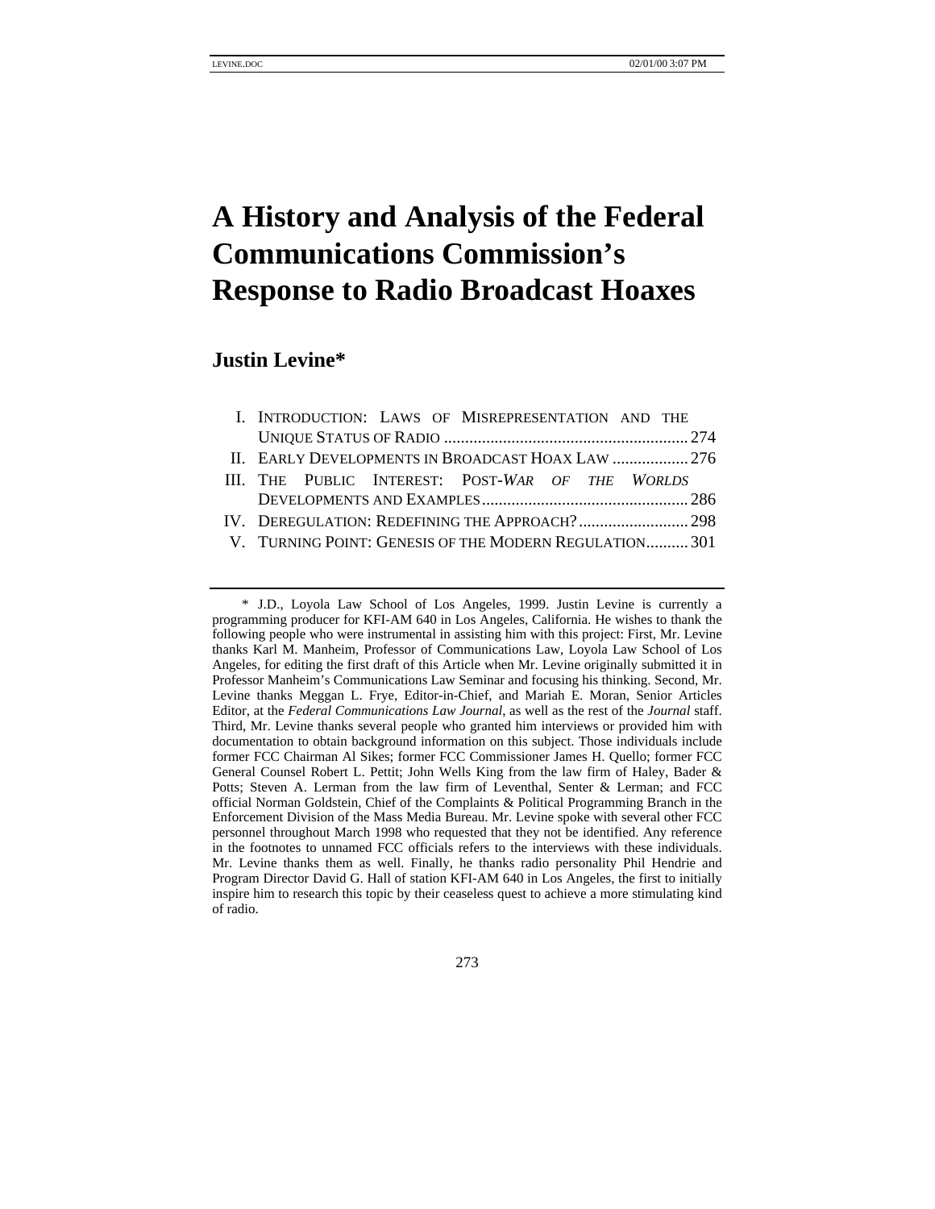# A History and Analysis of the Federal Communications Commission's Response to Radio Broadcast Hoaxes

**Justin Levine***

I. INTRODUCTION: LAWS OF MISREPRESENTATION AND THE UNIQUE STATUS OF RADIO .......................................................... 274
II. EARLY DEVELOPMENTS IN BROADCAST HOAX LAW .................. 276
III. THE PUBLIC INTEREST: POST-*WAR OF THE WORLDS* DEVELOPMENTS AND EXAMPLES ................................................. 286
IV. DEREGULATION: REDEFINING THE APPROACH? .......................... 298
V. TURNING POINT: GENESIS OF THE MODERN REGULATION.......... 301

---

\* J.D., Loyola Law School of Los Angeles, 1999. Justin Levine is currently a programming producer for KFI-AM 640 in Los Angeles, California. He wishes to thank the following people who were instrumental in assisting him with this project: First, Mr. Levine thanks Karl M. Manheim, Professor of Communications Law, Loyola Law School of Los Angeles, for editing the first draft of this Article when Mr. Levine originally submitted it in Professor Manheim's Communications Law Seminar and focusing his thinking. Second, Mr. Levine thanks Meggan L. Frye, Editor-in-Chief, and Mariah E. Moran, Senior Articles Editor, at the *Federal Communications Law Journal*, as well as the rest of the *Journal* staff. Third, Mr. Levine thanks several people who granted him interviews or provided him with documentation to obtain background information on this subject. Those individuals include former FCC Chairman Al Sikes; former FCC Commissioner James H. Quello; former FCC General Counsel Robert L. Pettit; John Wells King from the law firm of Haley, Bader & Potts; Steven A. Lerman from the law firm of Leventhal, Senter & Lerman; and FCC official Norman Goldstein, Chief of the Complaints & Political Programming Branch in the Enforcement Division of the Mass Media Bureau. Mr. Levine spoke with several other FCC personnel throughout March 1998 who requested that they not be identified. Any reference in the footnotes to unnamed FCC officials refers to the interviews with these individuals. Mr. Levine thanks them as well. Finally, he thanks radio personality Phil Hendrie and Program Director David G. Hall of station KFI-AM 640 in Los Angeles, the first to initially inspire him to research this topic by their ceaseless quest to achieve a more stimulating kind of radio.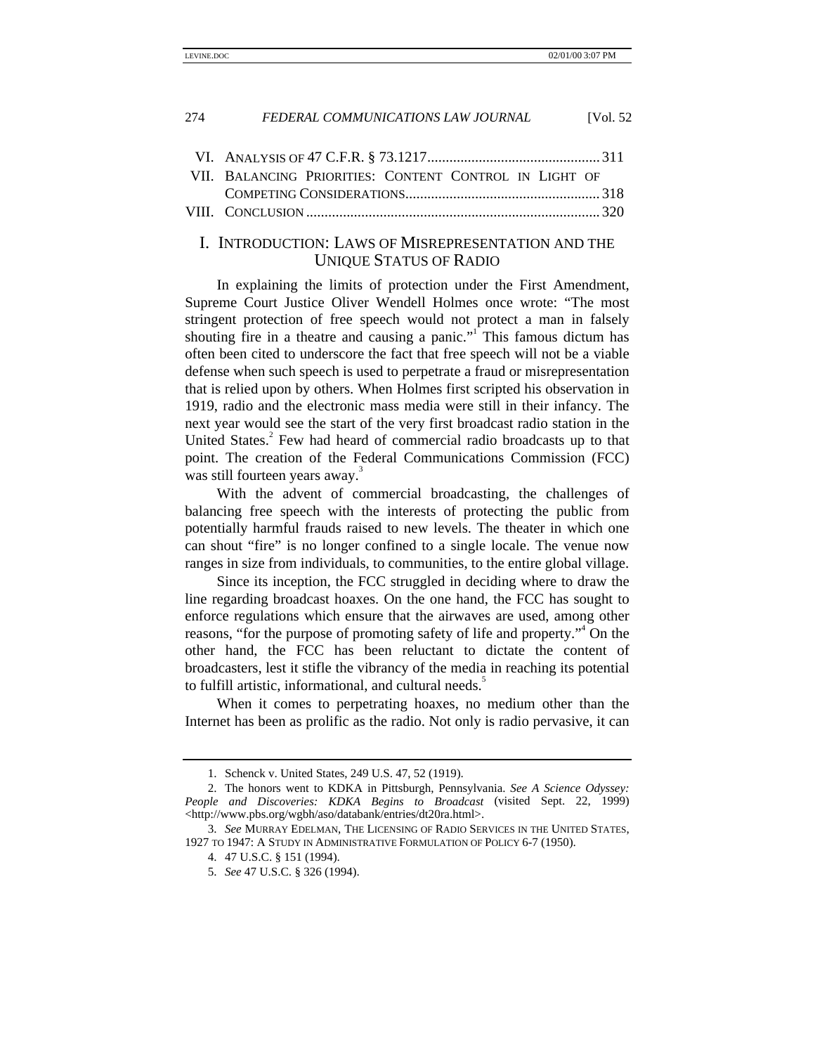VI. ANALYSIS OF 47 C.F.R. § 73.1217 .............................................. 311
VII. BALANCING PRIORITIES: CONTENT CONTROL IN LIGHT OF COMPETING CONSIDERATIONS .................................................... 318
VIII. CONCLUSION ............................................................................... 320

## I. INTRODUCTION: LAWS OF MISREPRESENTATION AND THE UNIQUE STATUS OF RADIO

In explaining the limits of protection under the First Amendment, Supreme Court Justice Oliver Wendell Holmes once wrote: "The most stringent protection of free speech would not protect a man in falsely shouting fire in a theatre and causing a panic."[1] This famous dictum has often been cited to underscore the fact that free speech will not be a viable defense when such speech is used to perpetrate a fraud or misrepresentation that is relied upon by others. When Holmes first scripted his observation in 1919, radio and the electronic mass media were still in their infancy. The next year would see the start of the very first broadcast radio station in the United States.[2] Few had heard of commercial radio broadcasts up to that point. The creation of the Federal Communications Commission (FCC) was still fourteen years away.[3]

With the advent of commercial broadcasting, the challenges of balancing free speech with the interests of protecting the public from potentially harmful frauds raised to new levels. The theater in which one can shout "fire" is no longer confined to a single locale. The venue now ranges in size from individuals, to communities, to the entire global village.

Since its inception, the FCC struggled in deciding where to draw the line regarding broadcast hoaxes. On the one hand, the FCC has sought to enforce regulations which ensure that the airwaves are used, among other reasons, "for the purpose of promoting safety of life and property."[4] On the other hand, the FCC has been reluctant to dictate the content of broadcasters, lest it stifle the vibrancy of the media in reaching its potential to fulfill artistic, informational, and cultural needs.[5]

When it comes to perpetrating hoaxes, no medium other than the Internet has been as prolific as the radio. Not only is radio pervasive, it can

---

1. Schenck v. United States, 249 U.S. 47, 52 (1919).

2. The honors went to KDKA in Pittsburgh, Pennsylvania. *See A Science Odyssey: People and Discoveries: KDKA Begins to Broadcast* (visited Sept. 22, 1999) <http://www.pbs.org/wgbh/aso/databank/entries/dt20ra.html>.

3. *See* MURRAY EDELMAN, THE LICENSING OF RADIO SERVICES IN THE UNITED STATES, 1927 TO 1947: A STUDY IN ADMINISTRATIVE FORMULATION OF POLICY 6-7 (1950).

4. 47 U.S.C. § 151 (1994).

5. *See* 47 U.S.C. § 326 (1994).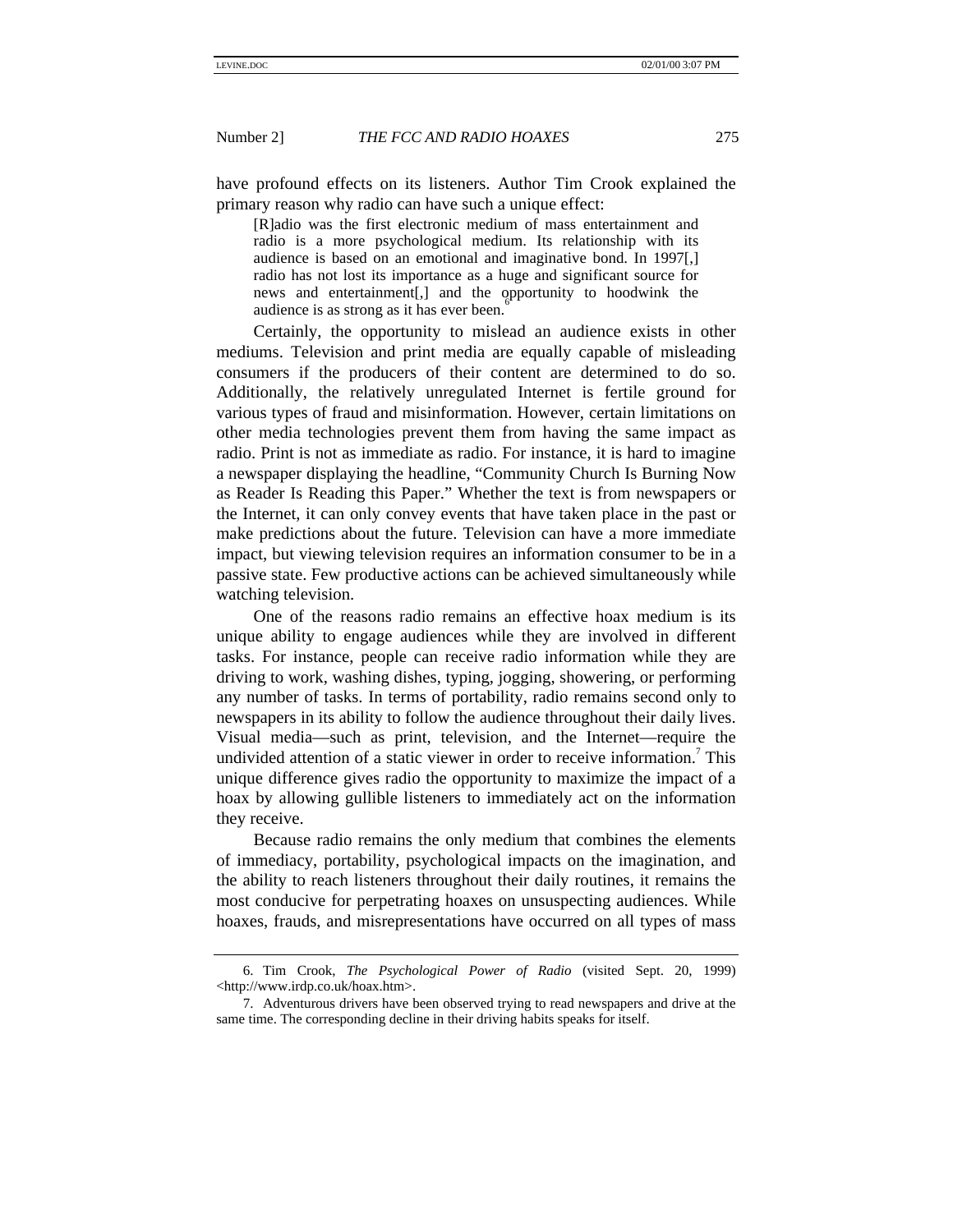have profound effects on its listeners. Author Tim Crook explained the primary reason why radio can have such a unique effect:

> [R]adio was the first electronic medium of mass entertainment and radio is a more psychological medium. Its relationship with its audience is based on an emotional and imaginative bond. In 1997[,] radio has not lost its importance as a huge and significant source for news and entertainment[,] and the opportunity to hoodwink the audience is as strong as it has ever been.[6]

Certainly, the opportunity to mislead an audience exists in other mediums. Television and print media are equally capable of misleading consumers if the producers of their content are determined to do so. Additionally, the relatively unregulated Internet is fertile ground for various types of fraud and misinformation. However, certain limitations on other media technologies prevent them from having the same impact as radio. Print is not as immediate as radio. For instance, it is hard to imagine a newspaper displaying the headline, "Community Church Is Burning Now as Reader Is Reading this Paper." Whether the text is from newspapers or the Internet, it can only convey events that have taken place in the past or make predictions about the future. Television can have a more immediate impact, but viewing television requires an information consumer to be in a passive state. Few productive actions can be achieved simultaneously while watching television.

One of the reasons radio remains an effective hoax medium is its unique ability to engage audiences while they are involved in different tasks. For instance, people can receive radio information while they are driving to work, washing dishes, typing, jogging, showering, or performing any number of tasks. In terms of portability, radio remains second only to newspapers in its ability to follow the audience throughout their daily lives. Visual media—such as print, television, and the Internet—require the undivided attention of a static viewer in order to receive information.[7] This unique difference gives radio the opportunity to maximize the impact of a hoax by allowing gullible listeners to immediately act on the information they receive.

Because radio remains the only medium that combines the elements of immediacy, portability, psychological impacts on the imagination, and the ability to reach listeners throughout their daily routines, it remains the most conducive for perpetrating hoaxes on unsuspecting audiences. While hoaxes, frauds, and misrepresentations have occurred on all types of mass

---

6. Tim Crook, *The Psychological Power of Radio* (visited Sept. 20, 1999) <http://www.irdp.co.uk/hoax.htm>.

7. Adventurous drivers have been observed trying to read newspapers and drive at the same time. The corresponding decline in their driving habits speaks for itself.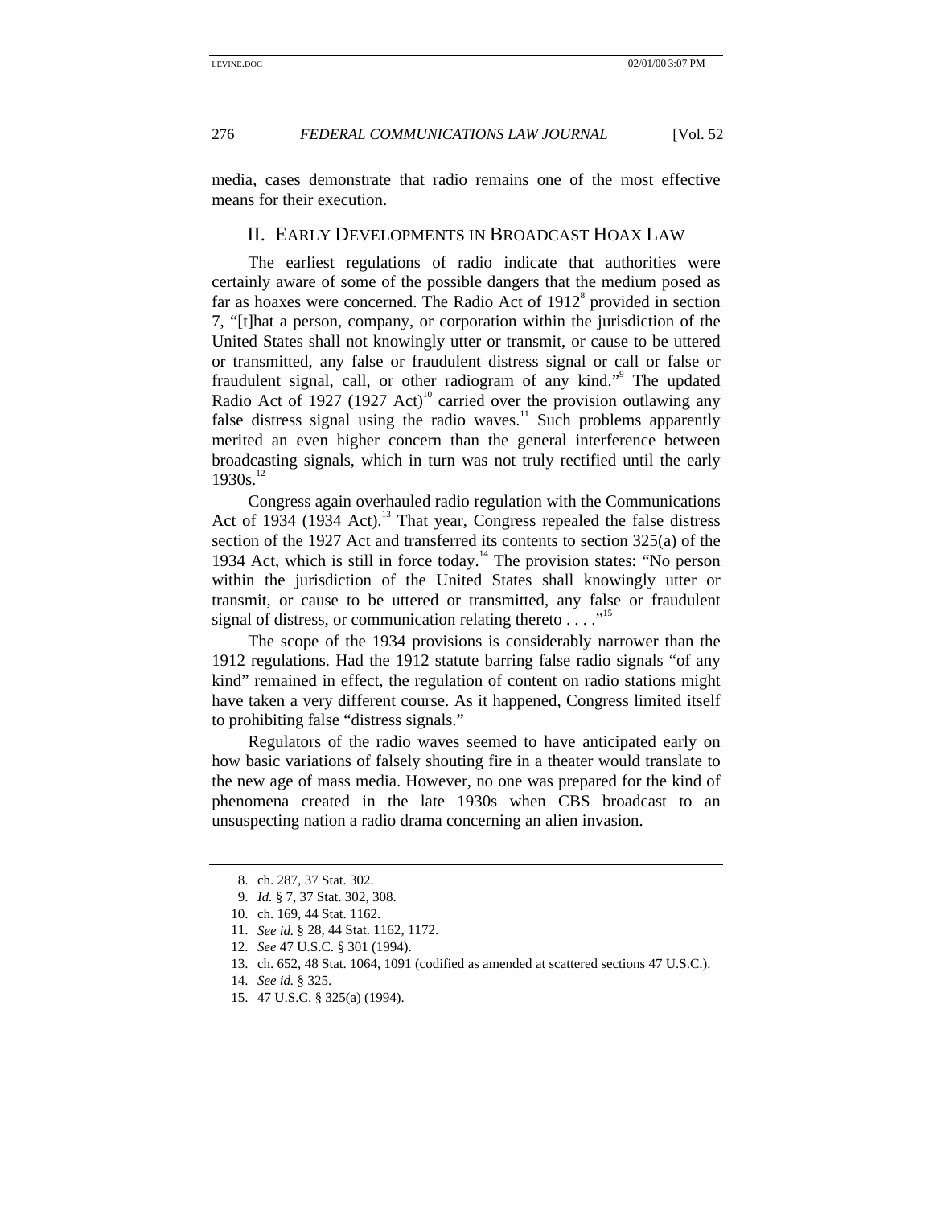media, cases demonstrate that radio remains one of the most effective means for their execution.

## II. EARLY DEVELOPMENTS IN BROADCAST HOAX LAW

The earliest regulations of radio indicate that authorities were certainly aware of some of the possible dangers that the medium posed as far as hoaxes were concerned. The Radio Act of 1912[8] provided in section 7, "[t]hat a person, company, or corporation within the jurisdiction of the United States shall not knowingly utter or transmit, or cause to be uttered or transmitted, any false or fraudulent distress signal or call or false or fraudulent signal, call, or other radiogram of any kind."[9] The updated Radio Act of 1927 (1927 Act)[10] carried over the provision outlawing any false distress signal using the radio waves.[11] Such problems apparently merited an even higher concern than the general interference between broadcasting signals, which in turn was not truly rectified until the early 1930s.[12]

Congress again overhauled radio regulation with the Communications Act of 1934 (1934 Act).[13] That year, Congress repealed the false distress section of the 1927 Act and transferred its contents to section 325(a) of the 1934 Act, which is still in force today.[14] The provision states: "No person within the jurisdiction of the United States shall knowingly utter or transmit, or cause to be uttered or transmitted, any false or fraudulent signal of distress, or communication relating thereto . . . ."[15]

The scope of the 1934 provisions is considerably narrower than the 1912 regulations. Had the 1912 statute barring false radio signals "of any kind" remained in effect, the regulation of content on radio stations might have taken a very different course. As it happened, Congress limited itself to prohibiting false "distress signals."

Regulators of the radio waves seemed to have anticipated early on how basic variations of falsely shouting fire in a theater would translate to the new age of mass media. However, no one was prepared for the kind of phenomena created in the late 1930s when CBS broadcast to an unsuspecting nation a radio drama concerning an alien invasion.

---

8. ch. 287, 37 Stat. 302.
9. *Id.* § 7, 37 Stat. 302, 308.
10. ch. 169, 44 Stat. 1162.
11. *See id.* § 28, 44 Stat. 1162, 1172.
12. *See* 47 U.S.C. § 301 (1994).
13. ch. 652, 48 Stat. 1064, 1091 (codified as amended at scattered sections 47 U.S.C.).
14. *See id.* § 325.
15. 47 U.S.C. § 325(a) (1994).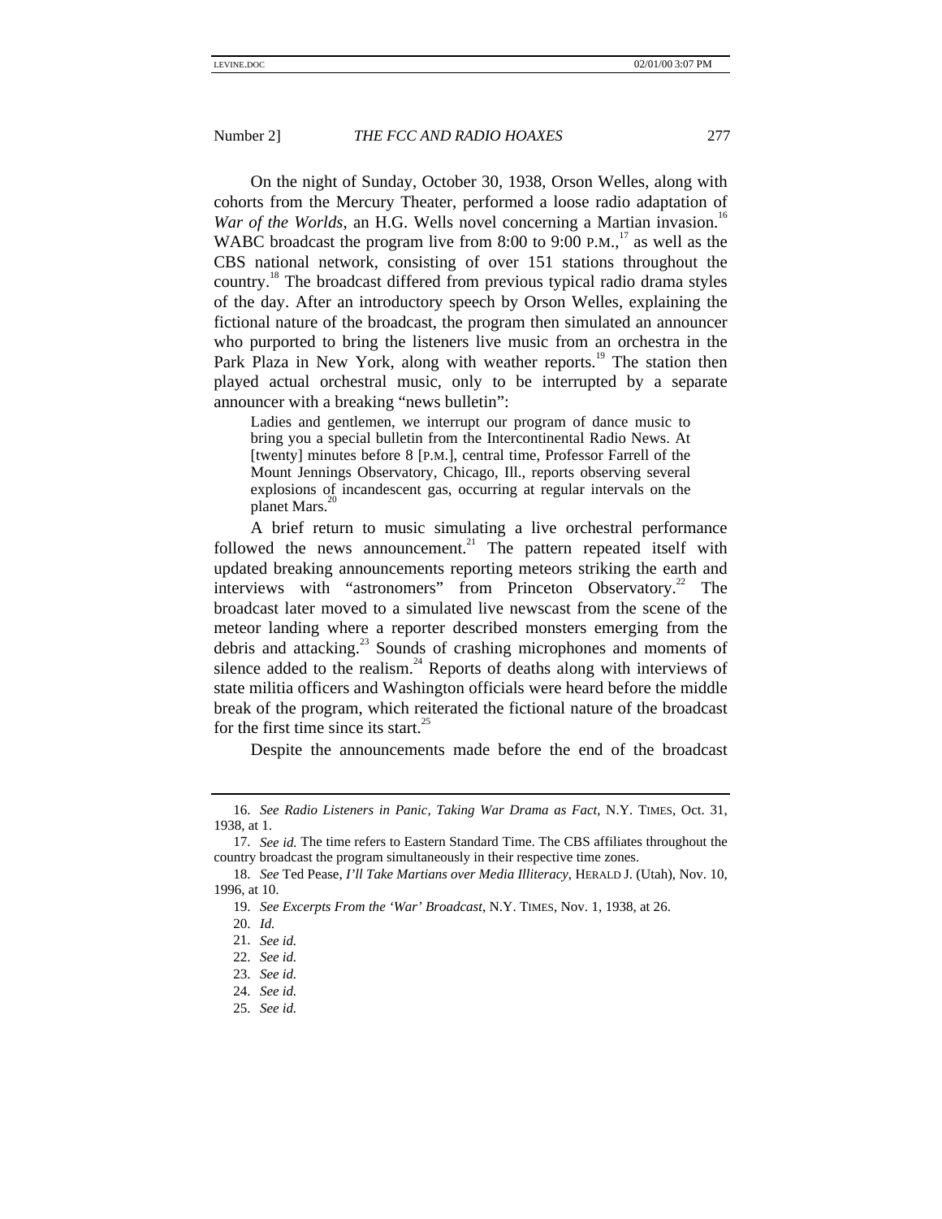On the night of Sunday, October 30, 1938, Orson Welles, along with cohorts from the Mercury Theater, performed a loose radio adaptation of *War of the Worlds*, an H.G. Wells novel concerning a Martian invasion.[16] WABC broadcast the program live from 8:00 to 9:00 P.M.,[17] as well as the CBS national network, consisting of over 151 stations throughout the country.[18] The broadcast differed from previous typical radio drama styles of the day. After an introductory speech by Orson Welles, explaining the fictional nature of the broadcast, the program then simulated an announcer who purported to bring the listeners live music from an orchestra in the Park Plaza in New York, along with weather reports.[19] The station then played actual orchestral music, only to be interrupted by a separate announcer with a breaking "news bulletin":

> Ladies and gentlemen, we interrupt our program of dance music to bring you a special bulletin from the Intercontinental Radio News. At [twenty] minutes before 8 [P.M.], central time, Professor Farrell of the Mount Jennings Observatory, Chicago, Ill., reports observing several explosions of incandescent gas, occurring at regular intervals on the planet Mars.[20]

A brief return to music simulating a live orchestral performance followed the news announcement.[21] The pattern repeated itself with updated breaking announcements reporting meteors striking the earth and interviews with "astronomers" from Princeton Observatory.[22] The broadcast later moved to a simulated live newscast from the scene of the meteor landing where a reporter described monsters emerging from the debris and attacking.[23] Sounds of crashing microphones and moments of silence added to the realism.[24] Reports of deaths along with interviews of state militia officers and Washington officials were heard before the middle break of the program, which reiterated the fictional nature of the broadcast for the first time since its start.[25]

Despite the announcements made before the end of the broadcast

---

16. *See Radio Listeners in Panic, Taking War Drama as Fact*, N.Y. TIMES, Oct. 31, 1938, at 1.

17. *See id.* The time refers to Eastern Standard Time. The CBS affiliates throughout the country broadcast the program simultaneously in their respective time zones.

18. *See* Ted Pease, *I'll Take Martians over Media Illiteracy*, HERALD J. (Utah), Nov. 10, 1996, at 10.

19. *See Excerpts From the 'War' Broadcast*, N.Y. TIMES, Nov. 1, 1938, at 26.

20. *Id.*

21. *See id.*

22. *See id.*

23. *See id.*

24. *See id.*

25. *See id.*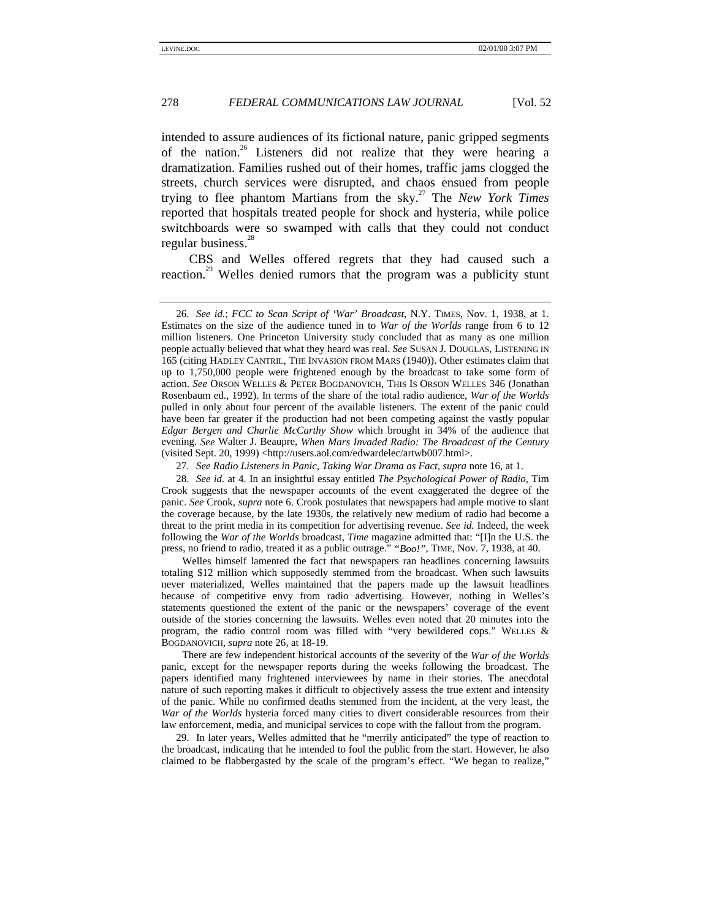intended to assure audiences of its fictional nature, panic gripped segments of the nation.[26] Listeners did not realize that they were hearing a dramatization. Families rushed out of their homes, traffic jams clogged the streets, church services were disrupted, and chaos ensued from people trying to flee phantom Martians from the sky.[27] The *New York Times* reported that hospitals treated people for shock and hysteria, while police switchboards were so swamped with calls that they could not conduct regular business.[28]

CBS and Welles offered regrets that they had caused such a reaction.[29] Welles denied rumors that the program was a publicity stunt

---

26. *See id.*; *FCC to Scan Script of 'War' Broadcast*, N.Y. TIMES, Nov. 1, 1938, at 1. Estimates on the size of the audience tuned in to *War of the Worlds* range from 6 to 12 million listeners. One Princeton University study concluded that as many as one million people actually believed that what they heard was real. *See* SUSAN J. DOUGLAS, LISTENING IN 165 (citing HADLEY CANTRIL, THE INVASION FROM MARS (1940)). Other estimates claim that up to 1,750,000 people were frightened enough by the broadcast to take some form of action. *See* ORSON WELLES & PETER BOGDANOVICH, THIS IS ORSON WELLES 346 (Jonathan Rosenbaum ed., 1992). In terms of the share of the total radio audience, *War of the Worlds* pulled in only about four percent of the available listeners. The extent of the panic could have been far greater if the production had not been competing against the vastly popular *Edgar Bergen and Charlie McCarthy Show* which brought in 34% of the audience that evening. *See* Walter J. Beaupre, *When Mars Invaded Radio: The Broadcast of the Century* (visited Sept. 20, 1999) <http://users.aol.com/edwardelec/artwb007.html>.

27. *See Radio Listeners in Panic, Taking War Drama as Fact*, *supra* note 16, at 1.

28. *See id.* at 4. In an insightful essay entitled *The Psychological Power of Radio*, Tim Crook suggests that the newspaper accounts of the event exaggerated the degree of the panic. *See* Crook, *supra* note 6. Crook postulates that newspapers had ample motive to slant the coverage because, by the late 1930s, the relatively new medium of radio had become a threat to the print media in its competition for advertising revenue. *See id.* Indeed, the week following the *War of the Worlds* broadcast, *Time* magazine admitted that: "[I]n the U.S. the press, no friend to radio, treated it as a public outrage." *"Boo!"*, TIME, Nov. 7, 1938, at 40.

Welles himself lamented the fact that newspapers ran headlines concerning lawsuits totaling $12 million which supposedly stemmed from the broadcast. When such lawsuits never materialized, Welles maintained that the papers made up the lawsuit headlines because of competitive envy from radio advertising. However, nothing in Welles's statements questioned the extent of the panic or the newspapers' coverage of the event outside of the stories concerning the lawsuits. Welles even noted that 20 minutes into the program, the radio control room was filled with "very bewildered cops." WELLES & BOGDANOVICH, *supra* note 26, at 18-19.

There are few independent historical accounts of the severity of the *War of the Worlds* panic, except for the newspaper reports during the weeks following the broadcast. The papers identified many frightened interviewees by name in their stories. The anecdotal nature of such reporting makes it difficult to objectively assess the true extent and intensity of the panic. While no confirmed deaths stemmed from the incident, at the very least, the *War of the Worlds* hysteria forced many cities to divert considerable resources from their law enforcement, media, and municipal services to cope with the fallout from the program.

29. In later years, Welles admitted that he "merrily anticipated" the type of reaction to the broadcast, indicating that he intended to fool the public from the start. However, he also claimed to be flabbergasted by the scale of the program's effect. "We began to realize,"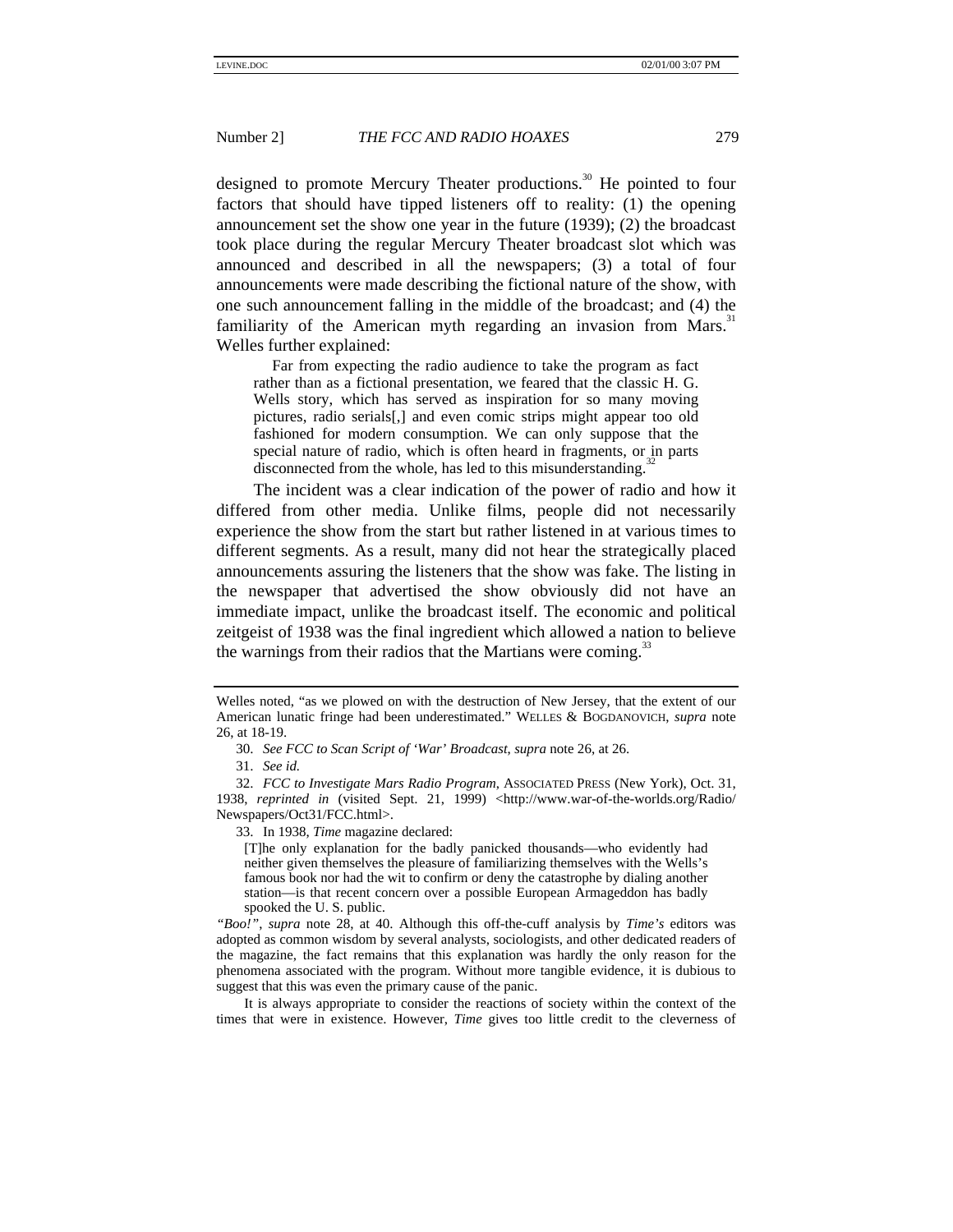designed to promote Mercury Theater productions.[30] He pointed to four factors that should have tipped listeners off to reality: (1) the opening announcement set the show one year in the future (1939); (2) the broadcast took place during the regular Mercury Theater broadcast slot which was announced and described in all the newspapers; (3) a total of four announcements were made describing the fictional nature of the show, with one such announcement falling in the middle of the broadcast; and (4) the familiarity of the American myth regarding an invasion from Mars.[31] Welles further explained:

> Far from expecting the radio audience to take the program as fact rather than as a fictional presentation, we feared that the classic H. G. Wells story, which has served as inspiration for so many moving pictures, radio serials[,] and even comic strips might appear too old fashioned for modern consumption. We can only suppose that the special nature of radio, which is often heard in fragments, or in parts disconnected from the whole, has led to this misunderstanding.[32]

The incident was a clear indication of the power of radio and how it differed from other media. Unlike films, people did not necessarily experience the show from the start but rather listened in at various times to different segments. As a result, many did not hear the strategically placed announcements assuring the listeners that the show was fake. The listing in the newspaper that advertised the show obviously did not have an immediate impact, unlike the broadcast itself. The economic and political zeitgeist of 1938 was the final ingredient which allowed a nation to believe the warnings from their radios that the Martians were coming.[33]

---

Welles noted, "as we plowed on with the destruction of New Jersey, that the extent of our American lunatic fringe had been underestimated." WELLES & BOGDANOVICH, *supra* note 26, at 18-19.

30. *See FCC to Scan Script of 'War' Broadcast*, *supra* note 26, at 26.

31. *See id.*

32. *FCC to Investigate Mars Radio Program*, ASSOCIATED PRESS (New York), Oct. 31, 1938, *reprinted in* (visited Sept. 21, 1999) <http://www.war-of-the-worlds.org/Radio/Newspapers/Oct31/FCC.html>.

33. In 1938, *Time* magazine declared:

> [T]he only explanation for the badly panicked thousands—who evidently had neither given themselves the pleasure of familiarizing themselves with the Wells's famous book nor had the wit to confirm or deny the catastrophe by dialing another station—is that recent concern over a possible European Armageddon has badly spooked the U. S. public.

*"Boo!"*, *supra* note 28, at 40. Although this off-the-cuff analysis by *Time's* editors was adopted as common wisdom by several analysts, sociologists, and other dedicated readers of the magazine, the fact remains that this explanation was hardly the only reason for the phenomena associated with the program. Without more tangible evidence, it is dubious to suggest that this was even the primary cause of the panic.

It is always appropriate to consider the reactions of society within the context of the times that were in existence. However, *Time* gives too little credit to the cleverness of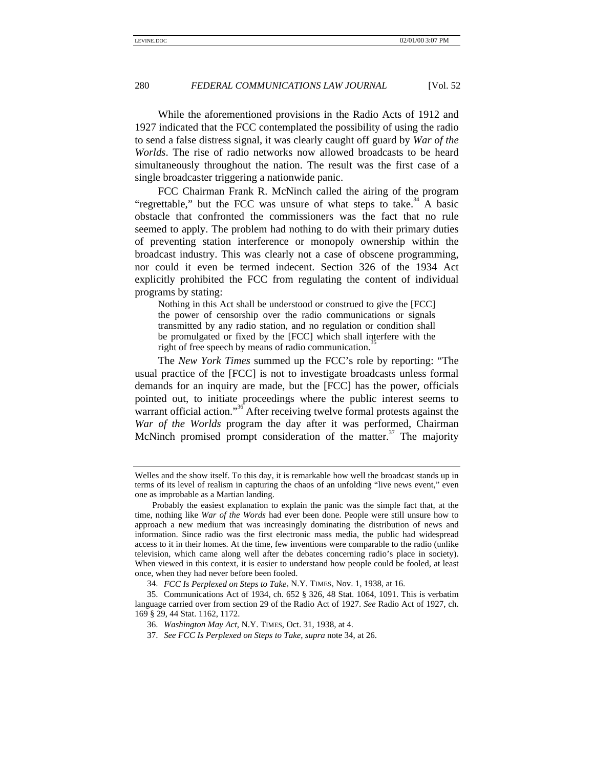While the aforementioned provisions in the Radio Acts of 1912 and 1927 indicated that the FCC contemplated the possibility of using the radio to send a false distress signal, it was clearly caught off guard by *War of the Worlds*. The rise of radio networks now allowed broadcasts to be heard simultaneously throughout the nation. The result was the first case of a single broadcaster triggering a nationwide panic.

FCC Chairman Frank R. McNinch called the airing of the program "regrettable," but the FCC was unsure of what steps to take.[34] A basic obstacle that confronted the commissioners was the fact that no rule seemed to apply. The problem had nothing to do with their primary duties of preventing station interference or monopoly ownership within the broadcast industry. This was clearly not a case of obscene programming, nor could it even be termed indecent. Section 326 of the 1934 Act explicitly prohibited the FCC from regulating the content of individual programs by stating:

> Nothing in this Act shall be understood or construed to give the [FCC] the power of censorship over the radio communications or signals transmitted by any radio station, and no regulation or condition shall be promulgated or fixed by the [FCC] which shall interfere with the right of free speech by means of radio communication.[35]

The *New York Times* summed up the FCC's role by reporting: "The usual practice of the [FCC] is not to investigate broadcasts unless formal demands for an inquiry are made, but the [FCC] has the power, officials pointed out, to initiate proceedings where the public interest seems to warrant official action."[36] After receiving twelve formal protests against the *War of the Worlds* program the day after it was performed, Chairman McNinch promised prompt consideration of the matter.[37] The majority

---

Welles and the show itself. To this day, it is remarkable how well the broadcast stands up in terms of its level of realism in capturing the chaos of an unfolding "live news event," even one as improbable as a Martian landing.

Probably the easiest explanation to explain the panic was the simple fact that, at the time, nothing like *War of the Words* had ever been done. People were still unsure how to approach a new medium that was increasingly dominating the distribution of news and information. Since radio was the first electronic mass media, the public had widespread access to it in their homes. At the time, few inventions were comparable to the radio (unlike television, which came along well after the debates concerning radio's place in society). When viewed in this context, it is easier to understand how people could be fooled, at least once, when they had never before been fooled.

34. *FCC Is Perplexed on Steps to Take*, N.Y. TIMES, Nov. 1, 1938, at 16.

35. Communications Act of 1934, ch. 652 § 326, 48 Stat. 1064, 1091. This is verbatim language carried over from section 29 of the Radio Act of 1927. *See* Radio Act of 1927, ch. 169 § 29, 44 Stat. 1162, 1172.

36. *Washington May Act*, N.Y. TIMES, Oct. 31, 1938, at 4.

37. *See FCC Is Perplexed on Steps to Take*, *supra* note 34, at 26.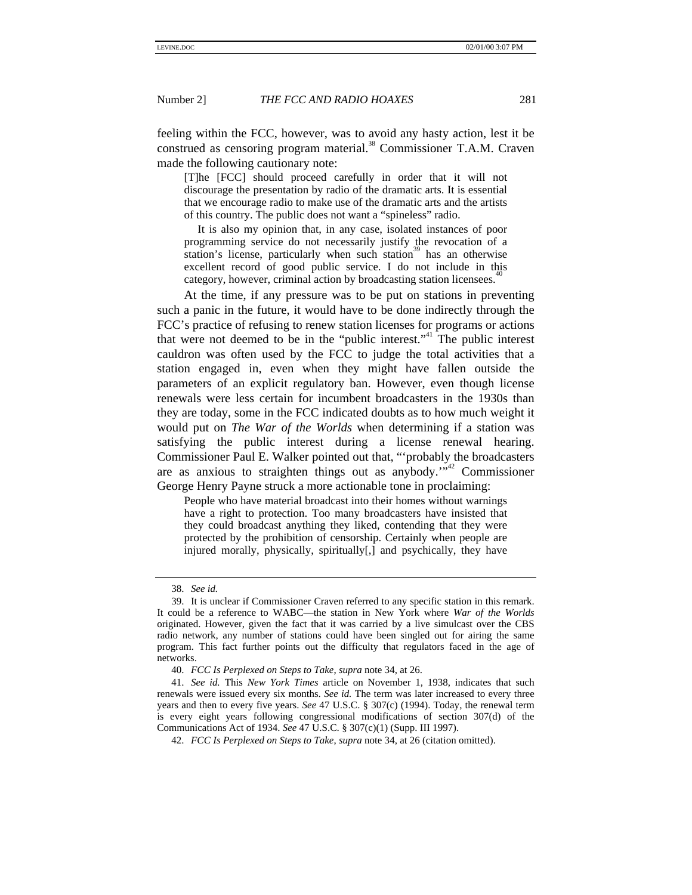feeling within the FCC, however, was to avoid any hasty action, lest it be construed as censoring program material.[38] Commissioner T.A.M. Craven made the following cautionary note:

> [T]he [FCC] should proceed carefully in order that it will not discourage the presentation by radio of the dramatic arts. It is essential that we encourage radio to make use of the dramatic arts and the artists of this country. The public does not want a "spineless" radio.
>
> It is also my opinion that, in any case, isolated instances of poor programming service do not necessarily justify the revocation of a station's license, particularly when such station[39] has an otherwise excellent record of good public service. I do not include in this category, however, criminal action by broadcasting station licensees.[40]

At the time, if any pressure was to be put on stations in preventing such a panic in the future, it would have to be done indirectly through the FCC's practice of refusing to renew station licenses for programs or actions that were not deemed to be in the "public interest."[41] The public interest cauldron was often used by the FCC to judge the total activities that a station engaged in, even when they might have fallen outside the parameters of an explicit regulatory ban. However, even though license renewals were less certain for incumbent broadcasters in the 1930s than they are today, some in the FCC indicated doubts as to how much weight it would put on *The War of the Worlds* when determining if a station was satisfying the public interest during a license renewal hearing. Commissioner Paul E. Walker pointed out that, "'probably the broadcasters are as anxious to straighten things out as anybody.'"[42] Commissioner George Henry Payne struck a more actionable tone in proclaiming:

> People who have material broadcast into their homes without warnings have a right to protection. Too many broadcasters have insisted that they could broadcast anything they liked, contending that they were protected by the prohibition of censorship. Certainly when people are injured morally, physically, spiritually[,] and psychically, they have

---

38. *See id.*

39. It is unclear if Commissioner Craven referred to any specific station in this remark. It could be a reference to WABC—the station in New York where *War of the Worlds* originated. However, given the fact that it was carried by a live simulcast over the CBS radio network, any number of stations could have been singled out for airing the same program. This fact further points out the difficulty that regulators faced in the age of networks.

40. *FCC Is Perplexed on Steps to Take*, *supra* note 34, at 26.

41. *See id.* This *New York Times* article on November 1, 1938, indicates that such renewals were issued every six months. *See id.* The term was later increased to every three years and then to every five years. *See* 47 U.S.C. § 307(c) (1994). Today, the renewal term is every eight years following congressional modifications of section 307(d) of the Communications Act of 1934. *See* 47 U.S.C. § 307(c)(1) (Supp. III 1997).

42. *FCC Is Perplexed on Steps to Take*, *supra* note 34, at 26 (citation omitted).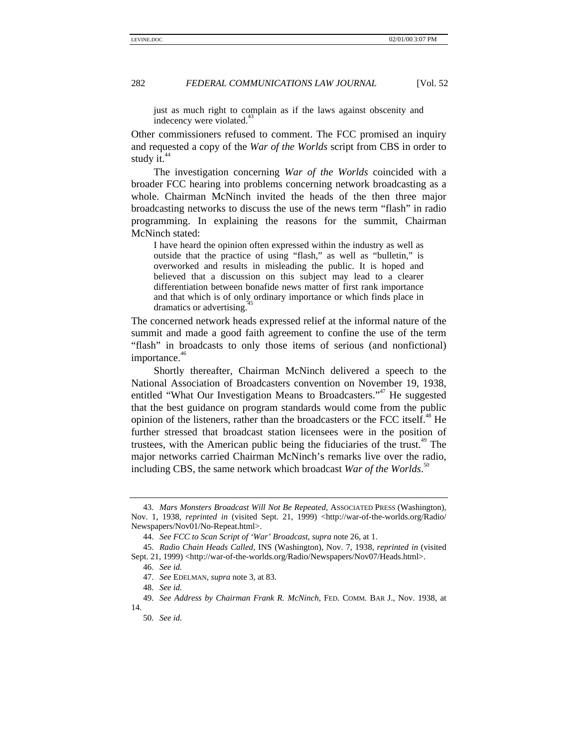just as much right to complain as if the laws against obscenity and indecency were violated.[43]

Other commissioners refused to comment. The FCC promised an inquiry and requested a copy of the *War of the Worlds* script from CBS in order to study it.[44]

The investigation concerning *War of the Worlds* coincided with a broader FCC hearing into problems concerning network broadcasting as a whole. Chairman McNinch invited the heads of the then three major broadcasting networks to discuss the use of the news term "flash" in radio programming. In explaining the reasons for the summit, Chairman McNinch stated:

> I have heard the opinion often expressed within the industry as well as outside that the practice of using "flash," as well as "bulletin," is overworked and results in misleading the public. It is hoped and believed that a discussion on this subject may lead to a clearer differentiation between bonafide news matter of first rank importance and that which is of only ordinary importance or which finds place in dramatics or advertising.[45]

The concerned network heads expressed relief at the informal nature of the summit and made a good faith agreement to confine the use of the term "flash" in broadcasts to only those items of serious (and nonfictional) importance.[46]

Shortly thereafter, Chairman McNinch delivered a speech to the National Association of Broadcasters convention on November 19, 1938, entitled "What Our Investigation Means to Broadcasters."[47] He suggested that the best guidance on program standards would come from the public opinion of the listeners, rather than the broadcasters or the FCC itself.[48] He further stressed that broadcast station licensees were in the position of trustees, with the American public being the fiduciaries of the trust.[49] The major networks carried Chairman McNinch's remarks live over the radio, including CBS, the same network which broadcast *War of the Worlds*.[50]

---

43. *Mars Monsters Broadcast Will Not Be Repeated*, ASSOCIATED PRESS (Washington), Nov. 1, 1938, *reprinted in* (visited Sept. 21, 1999) <http://war-of-the-worlds.org/Radio/Newspapers/Nov01/No-Repeat.html>.

44. *See FCC to Scan Script of 'War' Broadcast*, *supra* note 26, at 1.

45. *Radio Chain Heads Called*, INS (Washington), Nov. 7, 1938, *reprinted in* (visited Sept. 21, 1999) <http://war-of-the-worlds.org/Radio/Newspapers/Nov07/Heads.html>.

46. *See id.*

47. *See* EDELMAN, *supra* note 3, at 83.

48. *See id.*

49. *See Address by Chairman Frank R. McNinch*, FED. COMM. BAR J., Nov. 1938, at 14.

50. *See id.*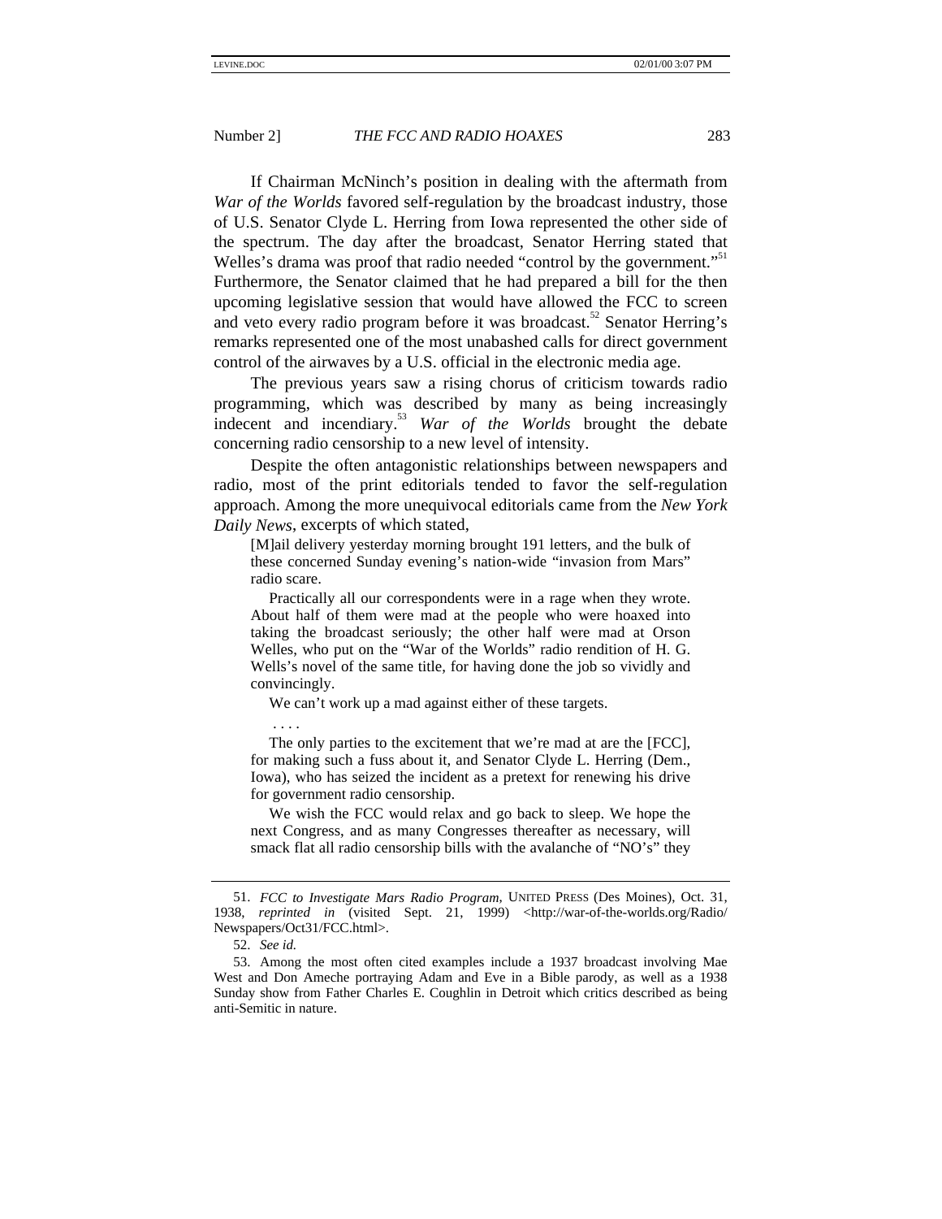If Chairman McNinch's position in dealing with the aftermath from *War of the Worlds* favored self-regulation by the broadcast industry, those of U.S. Senator Clyde L. Herring from Iowa represented the other side of the spectrum. The day after the broadcast, Senator Herring stated that Welles's drama was proof that radio needed "control by the government."[51] Furthermore, the Senator claimed that he had prepared a bill for the then upcoming legislative session that would have allowed the FCC to screen and veto every radio program before it was broadcast.[52] Senator Herring's remarks represented one of the most unabashed calls for direct government control of the airwaves by a U.S. official in the electronic media age.

The previous years saw a rising chorus of criticism towards radio programming, which was described by many as being increasingly indecent and incendiary.[53] *War of the Worlds* brought the debate concerning radio censorship to a new level of intensity.

Despite the often antagonistic relationships between newspapers and radio, most of the print editorials tended to favor the self-regulation approach. Among the more unequivocal editorials came from the *New York Daily News*, excerpts of which stated,

> [M]ail delivery yesterday morning brought 191 letters, and the bulk of these concerned Sunday evening's nation-wide "invasion from Mars" radio scare.
>
> Practically all our correspondents were in a rage when they wrote. About half of them were mad at the people who were hoaxed into taking the broadcast seriously; the other half were mad at Orson Welles, who put on the "War of the Worlds" radio rendition of H. G. Wells's novel of the same title, for having done the job so vividly and convincingly.
>
> We can't work up a mad against either of these targets.
>
> . . . .
>
> The only parties to the excitement that we're mad at are the [FCC], for making such a fuss about it, and Senator Clyde L. Herring (Dem., Iowa), who has seized the incident as a pretext for renewing his drive for government radio censorship.
>
> We wish the FCC would relax and go back to sleep. We hope the next Congress, and as many Congresses thereafter as necessary, will smack flat all radio censorship bills with the avalanche of "NO's" they

---

51. *FCC to Investigate Mars Radio Program*, UNITED PRESS (Des Moines), Oct. 31, 1938, *reprinted in* (visited Sept. 21, 1999) <http://war-of-the-worlds.org/Radio/Newspapers/Oct31/FCC.html>.

52. *See id.*

53. Among the most often cited examples include a 1937 broadcast involving Mae West and Don Ameche portraying Adam and Eve in a Bible parody, as well as a 1938 Sunday show from Father Charles E. Coughlin in Detroit which critics described as being anti-Semitic in nature.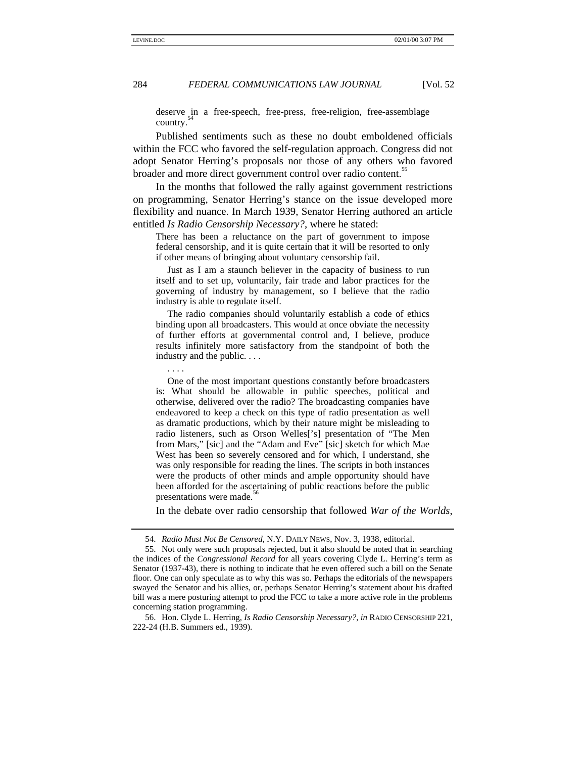> deserve in a free-speech, free-press, free-religion, free-assemblage country.[54]

Published sentiments such as these no doubt emboldened officials within the FCC who favored the self-regulation approach. Congress did not adopt Senator Herring's proposals nor those of any others who favored broader and more direct government control over radio content.[55]

In the months that followed the rally against government restrictions on programming, Senator Herring's stance on the issue developed more flexibility and nuance. In March 1939, Senator Herring authored an article entitled *Is Radio Censorship Necessary?*, where he stated:

> There has been a reluctance on the part of government to impose federal censorship, and it is quite certain that it will be resorted to only if other means of bringing about voluntary censorship fail.
>
> Just as I am a staunch believer in the capacity of business to run itself and to set up, voluntarily, fair trade and labor practices for the governing of industry by management, so I believe that the radio industry is able to regulate itself.
>
> The radio companies should voluntarily establish a code of ethics binding upon all broadcasters. This would at once obviate the necessity of further efforts at governmental control and, I believe, produce results infinitely more satisfactory from the standpoint of both the industry and the public. . . .
>
> . . . .
>
> One of the most important questions constantly before broadcasters is: What should be allowable in public speeches, political and otherwise, delivered over the radio? The broadcasting companies have endeavored to keep a check on this type of radio presentation as well as dramatic productions, which by their nature might be misleading to radio listeners, such as Orson Welles['s] presentation of "The Men from Mars," [sic] and the "Adam and Eve" [sic] sketch for which Mae West has been so severely censored and for which, I understand, she was only responsible for reading the lines. The scripts in both instances were the products of other minds and ample opportunity should have been afforded for the ascertaining of public reactions before the public presentations were made.[56]

In the debate over radio censorship that followed *War of the Worlds*,

---

54. *Radio Must Not Be Censored*, N.Y. DAILY NEWS, Nov. 3, 1938, editorial.

55. Not only were such proposals rejected, but it also should be noted that in searching the indices of the *Congressional Record* for all years covering Clyde L. Herring's term as Senator (1937-43), there is nothing to indicate that he even offered such a bill on the Senate floor. One can only speculate as to why this was so. Perhaps the editorials of the newspapers swayed the Senator and his allies, or, perhaps Senator Herring's statement about his drafted bill was a mere posturing attempt to prod the FCC to take a more active role in the problems concerning station programming.

56. Hon. Clyde L. Herring, *Is Radio Censorship Necessary?*, *in* RADIO CENSORSHIP 221, 222-24 (H.B. Summers ed., 1939).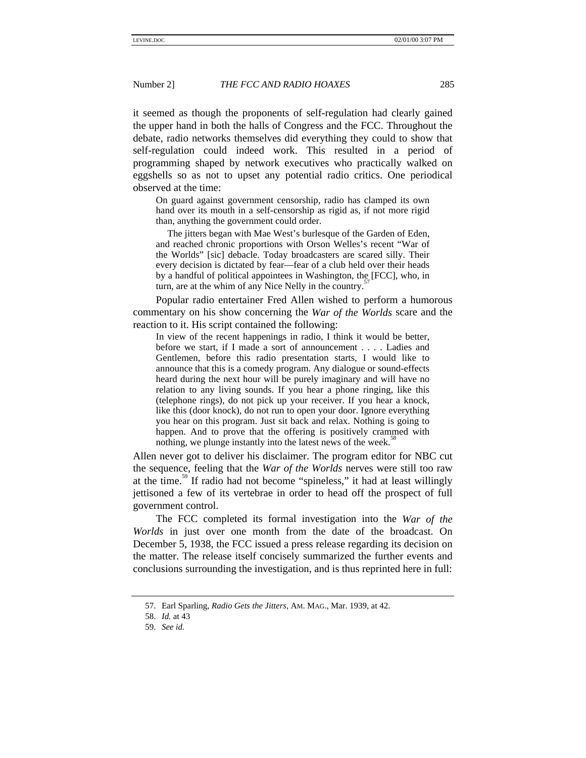it seemed as though the proponents of self-regulation had clearly gained the upper hand in both the halls of Congress and the FCC. Throughout the debate, radio networks themselves did everything they could to show that self-regulation could indeed work. This resulted in a period of programming shaped by network executives who practically walked on eggshells so as not to upset any potential radio critics. One periodical observed at the time:

> On guard against government censorship, radio has clamped its own hand over its mouth in a self-censorship as rigid as, if not more rigid than, anything the government could order.
>
> The jitters began with Mae West's burlesque of the Garden of Eden, and reached chronic proportions with Orson Welles's recent "War of the Worlds" [sic] debacle. Today broadcasters are scared silly. Their every decision is dictated by fear—fear of a club held over their heads by a handful of political appointees in Washington, the [FCC], who, in turn, are at the whim of any Nice Nelly in the country.[57]

Popular radio entertainer Fred Allen wished to perform a humorous commentary on his show concerning the *War of the Worlds* scare and the reaction to it. His script contained the following:

> In view of the recent happenings in radio, I think it would be better, before we start, if I made a sort of announcement . . . . Ladies and Gentlemen, before this radio presentation starts, I would like to announce that this is a comedy program. Any dialogue or sound-effects heard during the next hour will be purely imaginary and will have no relation to any living sounds. If you hear a phone ringing, like this (telephone rings), do not pick up your receiver. If you hear a knock, like this (door knock), do not run to open your door. Ignore everything you hear on this program. Just sit back and relax. Nothing is going to happen. And to prove that the offering is positively crammed with nothing, we plunge instantly into the latest news of the week.[58]

Allen never got to deliver his disclaimer. The program editor for NBC cut the sequence, feeling that the *War of the Worlds* nerves were still too raw at the time.[59] If radio had not become "spineless," it had at least willingly jettisoned a few of its vertebrae in order to head off the prospect of full government control.

The FCC completed its formal investigation into the *War of the Worlds* in just over one month from the date of the broadcast. On December 5, 1938, the FCC issued a press release regarding its decision on the matter. The release itself concisely summarized the further events and conclusions surrounding the investigation, and is thus reprinted here in full:

---

57. Earl Sparling, *Radio Gets the Jitters*, AM. MAG., Mar. 1939, at 42.

58. *Id.* at 43

59. *See id.*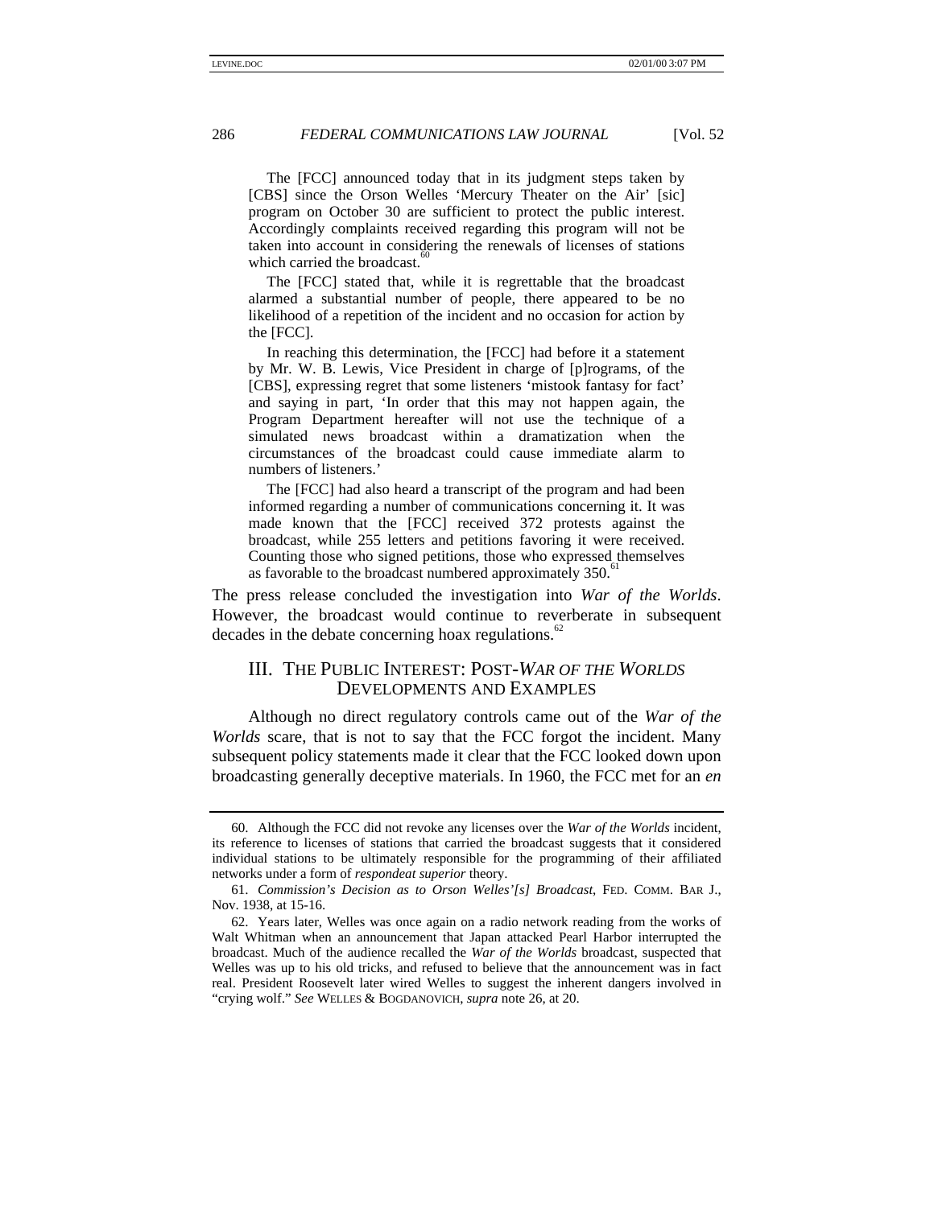> The [FCC] announced today that in its judgment steps taken by [CBS] since the Orson Welles 'Mercury Theater on the Air' [sic] program on October 30 are sufficient to protect the public interest. Accordingly complaints received regarding this program will not be taken into account in considering the renewals of licenses of stations which carried the broadcast.[60]
>
> The [FCC] stated that, while it is regrettable that the broadcast alarmed a substantial number of people, there appeared to be no likelihood of a repetition of the incident and no occasion for action by the [FCC].
>
> In reaching this determination, the [FCC] had before it a statement by Mr. W. B. Lewis, Vice President in charge of [p]rograms, of the [CBS], expressing regret that some listeners 'mistook fantasy for fact' and saying in part, 'In order that this may not happen again, the Program Department hereafter will not use the technique of a simulated news broadcast within a dramatization when the circumstances of the broadcast could cause immediate alarm to numbers of listeners.'
>
> The [FCC] had also heard a transcript of the program and had been informed regarding a number of communications concerning it. It was made known that the [FCC] received 372 protests against the broadcast, while 255 letters and petitions favoring it were received. Counting those who signed petitions, those who expressed themselves as favorable to the broadcast numbered approximately 350.[61]

The press release concluded the investigation into *War of the Worlds*. However, the broadcast would continue to reverberate in subsequent decades in the debate concerning hoax regulations.[62]

## III. The Public Interest: Post-*War of the Worlds* Developments and Examples

Although no direct regulatory controls came out of the *War of the Worlds* scare, that is not to say that the FCC forgot the incident. Many subsequent policy statements made it clear that the FCC looked down upon broadcasting generally deceptive materials. In 1960, the FCC met for an *en*

---

60. Although the FCC did not revoke any licenses over the *War of the Worlds* incident, its reference to licenses of stations that carried the broadcast suggests that it considered individual stations to be ultimately responsible for the programming of their affiliated networks under a form of *respondeat superior* theory.

61. *Commission's Decision as to Orson Welles'[s] Broadcast*, FED. COMM. BAR J., Nov. 1938, at 15-16.

62. Years later, Welles was once again on a radio network reading from the works of Walt Whitman when an announcement that Japan attacked Pearl Harbor interrupted the broadcast. Much of the audience recalled the *War of the Worlds* broadcast, suspected that Welles was up to his old tricks, and refused to believe that the announcement was in fact real. President Roosevelt later wired Welles to suggest the inherent dangers involved in "crying wolf." *See* WELLES & BOGDANOVICH, *supra* note 26, at 20.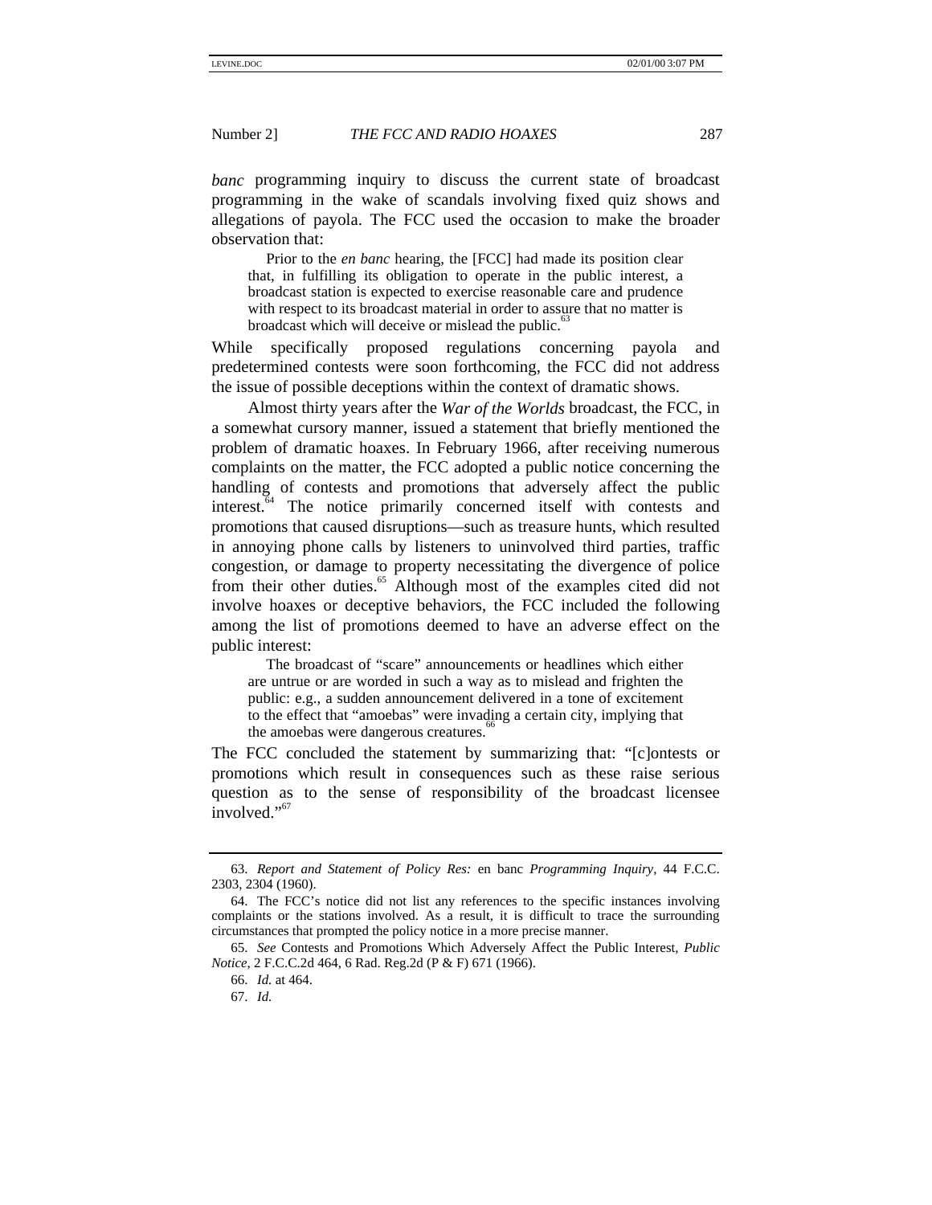*banc* programming inquiry to discuss the current state of broadcast programming in the wake of scandals involving fixed quiz shows and allegations of payola. The FCC used the occasion to make the broader observation that:

> Prior to the *en banc* hearing, the [FCC] had made its position clear that, in fulfilling its obligation to operate in the public interest, a broadcast station is expected to exercise reasonable care and prudence with respect to its broadcast material in order to assure that no matter is broadcast which will deceive or mislead the public.[63]

While specifically proposed regulations concerning payola and predetermined contests were soon forthcoming, the FCC did not address the issue of possible deceptions within the context of dramatic shows.

Almost thirty years after the *War of the Worlds* broadcast, the FCC, in a somewhat cursory manner, issued a statement that briefly mentioned the problem of dramatic hoaxes. In February 1966, after receiving numerous complaints on the matter, the FCC adopted a public notice concerning the handling of contests and promotions that adversely affect the public interest.[64] The notice primarily concerned itself with contests and promotions that caused disruptions—such as treasure hunts, which resulted in annoying phone calls by listeners to uninvolved third parties, traffic congestion, or damage to property necessitating the divergence of police from their other duties.[65] Although most of the examples cited did not involve hoaxes or deceptive behaviors, the FCC included the following among the list of promotions deemed to have an adverse effect on the public interest:

> The broadcast of "scare" announcements or headlines which either are untrue or are worded in such a way as to mislead and frighten the public: e.g., a sudden announcement delivered in a tone of excitement to the effect that "amoebas" were invading a certain city, implying that the amoebas were dangerous creatures.[66]

The FCC concluded the statement by summarizing that: "[c]ontests or promotions which result in consequences such as these raise serious question as to the sense of responsibility of the broadcast licensee involved."[67]

---

63. *Report and Statement of Policy Res:* en banc *Programming Inquiry*, 44 F.C.C. 2303, 2304 (1960).

64. The FCC's notice did not list any references to the specific instances involving complaints or the stations involved. As a result, it is difficult to trace the surrounding circumstances that prompted the policy notice in a more precise manner.

65. *See* Contests and Promotions Which Adversely Affect the Public Interest, *Public Notice*, 2 F.C.C.2d 464, 6 Rad. Reg.2d (P & F) 671 (1966).

66. *Id.* at 464.

67. *Id.*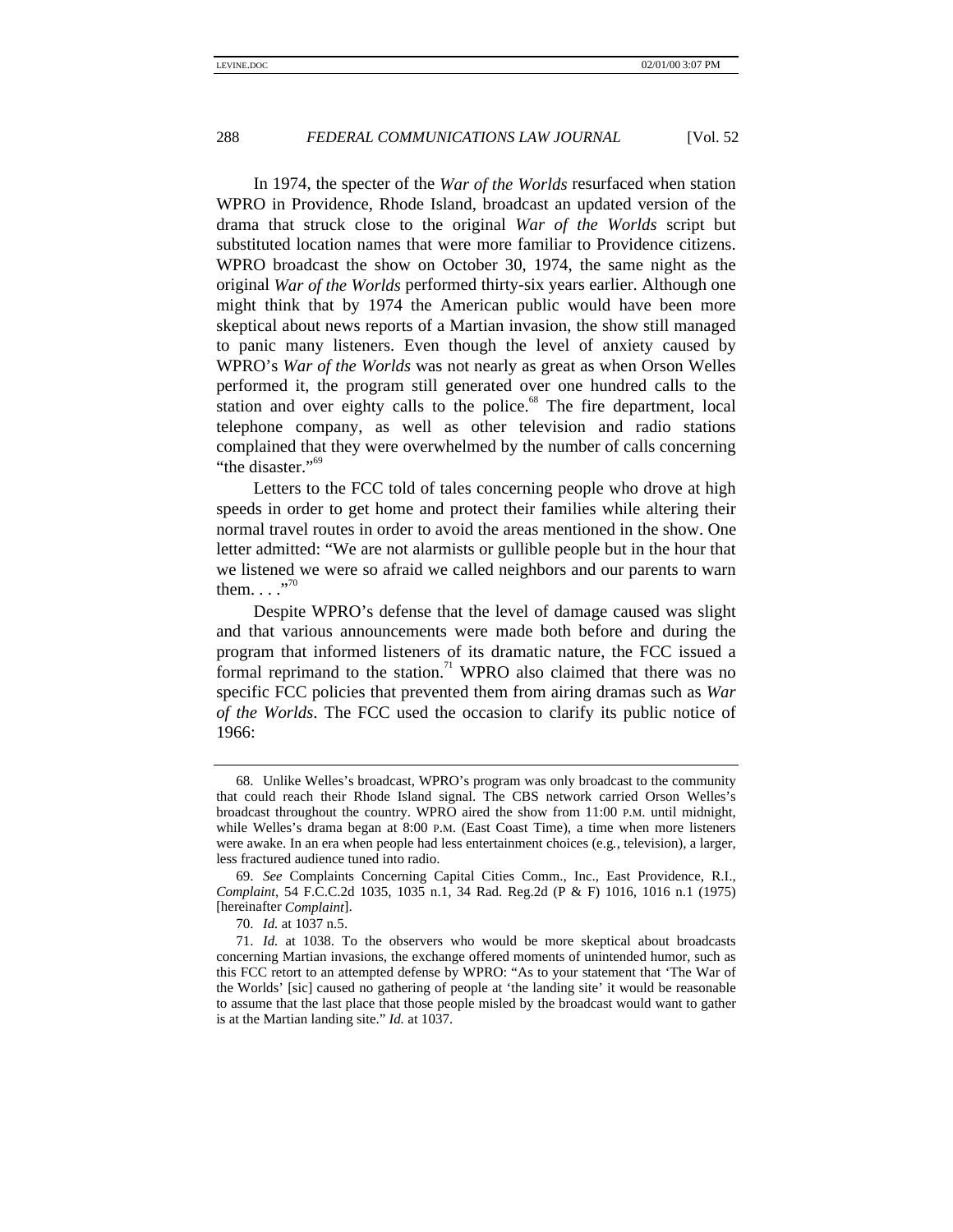In 1974, the specter of the *War of the Worlds* resurfaced when station WPRO in Providence, Rhode Island, broadcast an updated version of the drama that struck close to the original *War of the Worlds* script but substituted location names that were more familiar to Providence citizens. WPRO broadcast the show on October 30, 1974, the same night as the original *War of the Worlds* performed thirty-six years earlier. Although one might think that by 1974 the American public would have been more skeptical about news reports of a Martian invasion, the show still managed to panic many listeners. Even though the level of anxiety caused by WPRO's *War of the Worlds* was not nearly as great as when Orson Welles performed it, the program still generated over one hundred calls to the station and over eighty calls to the police.[68] The fire department, local telephone company, as well as other television and radio stations complained that they were overwhelmed by the number of calls concerning "the disaster."[69]

Letters to the FCC told of tales concerning people who drove at high speeds in order to get home and protect their families while altering their normal travel routes in order to avoid the areas mentioned in the show. One letter admitted: "We are not alarmists or gullible people but in the hour that we listened we were so afraid we called neighbors and our parents to warn them. . . ."[70]

Despite WPRO's defense that the level of damage caused was slight and that various announcements were made both before and during the program that informed listeners of its dramatic nature, the FCC issued a formal reprimand to the station.[71] WPRO also claimed that there was no specific FCC policies that prevented them from airing dramas such as *War of the Worlds*. The FCC used the occasion to clarify its public notice of 1966:

---

68. Unlike Welles's broadcast, WPRO's program was only broadcast to the community that could reach their Rhode Island signal. The CBS network carried Orson Welles's broadcast throughout the country. WPRO aired the show from 11:00 P.M. until midnight, while Welles's drama began at 8:00 P.M. (East Coast Time), a time when more listeners were awake. In an era when people had less entertainment choices (e.g., television), a larger, less fractured audience tuned into radio.

69. *See* Complaints Concerning Capital Cities Comm., Inc., East Providence, R.I., *Complaint*, 54 F.C.C.2d 1035, 1035 n.1, 34 Rad. Reg.2d (P & F) 1016, 1016 n.1 (1975) [hereinafter *Complaint*].

70. *Id.* at 1037 n.5.

71. *Id.* at 1038. To the observers who would be more skeptical about broadcasts concerning Martian invasions, the exchange offered moments of unintended humor, such as this FCC retort to an attempted defense by WPRO: "As to your statement that 'The War of the Worlds' [sic] caused no gathering of people at 'the landing site' it would be reasonable to assume that the last place that those people misled by the broadcast would want to gather is at the Martian landing site." *Id.* at 1037.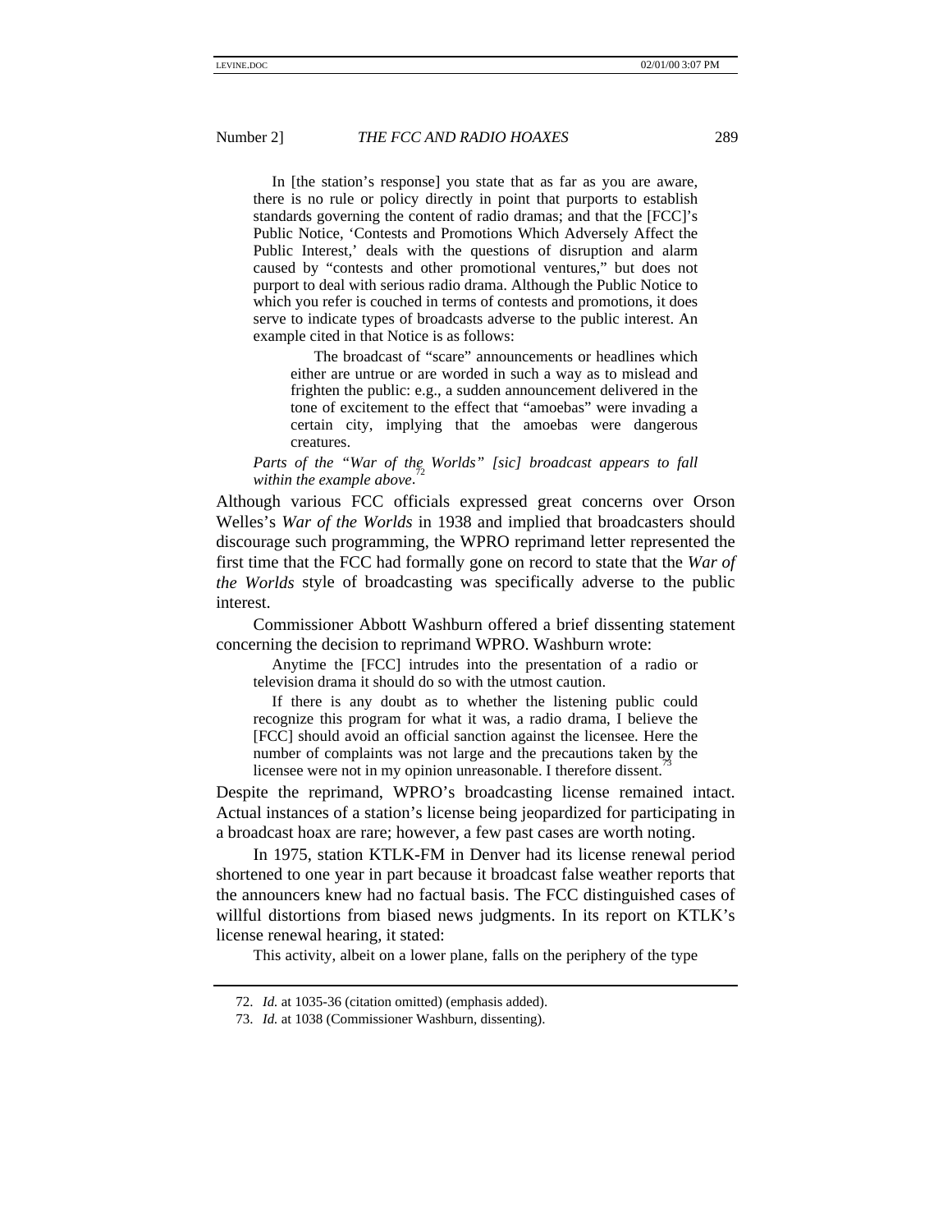> In [the station's response] you state that as far as you are aware, there is no rule or policy directly in point that purports to establish standards governing the content of radio dramas; and that the [FCC]'s Public Notice, 'Contests and Promotions Which Adversely Affect the Public Interest,' deals with the questions of disruption and alarm caused by "contests and other promotional ventures," but does not purport to deal with serious radio drama. Although the Public Notice to which you refer is couched in terms of contests and promotions, it does serve to indicate types of broadcasts adverse to the public interest. An example cited in that Notice is as follows:
>
> > The broadcast of "scare" announcements or headlines which either are untrue or are worded in such a way as to mislead and frighten the public: e.g., a sudden announcement delivered in the tone of excitement to the effect that "amoebas" were invading a certain city, implying that the amoebas were dangerous creatures.
>
> *Parts of the "War of the Worlds" [sic] broadcast appears to fall within the example above*.[72]

Although various FCC officials expressed great concerns over Orson Welles's *War of the Worlds* in 1938 and implied that broadcasters should discourage such programming, the WPRO reprimand letter represented the first time that the FCC had formally gone on record to state that the *War of the Worlds* style of broadcasting was specifically adverse to the public interest.

Commissioner Abbott Washburn offered a brief dissenting statement concerning the decision to reprimand WPRO. Washburn wrote:

> Anytime the [FCC] intrudes into the presentation of a radio or television drama it should do so with the utmost caution.
>
> If there is any doubt as to whether the listening public could recognize this program for what it was, a radio drama, I believe the [FCC] should avoid an official sanction against the licensee. Here the number of complaints was not large and the precautions taken by the licensee were not in my opinion unreasonable. I therefore dissent.[73]

Despite the reprimand, WPRO's broadcasting license remained intact. Actual instances of a station's license being jeopardized for participating in a broadcast hoax are rare; however, a few past cases are worth noting.

In 1975, station KTLK-FM in Denver had its license renewal period shortened to one year in part because it broadcast false weather reports that the announcers knew had no factual basis. The FCC distinguished cases of willful distortions from biased news judgments. In its report on KTLK's license renewal hearing, it stated:

> This activity, albeit on a lower plane, falls on the periphery of the type

---

72. *Id.* at 1035-36 (citation omitted) (emphasis added).

73. *Id.* at 1038 (Commissioner Washburn, dissenting).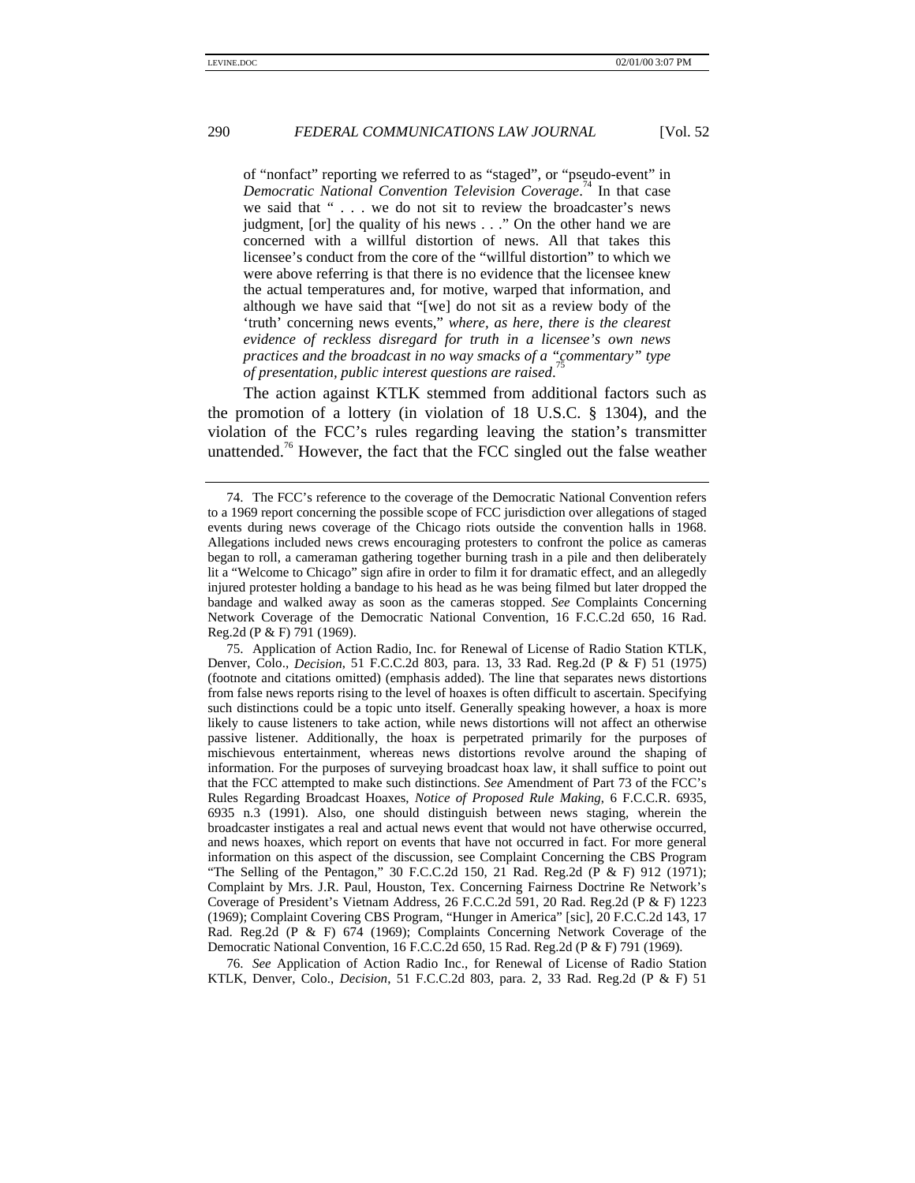> of "nonfact" reporting we referred to as "staged", or "pseudo-event" in *Democratic National Convention Television Coverage*.[74] In that case we said that " . . . we do not sit to review the broadcaster's news judgment, [or] the quality of his news . . ." On the other hand we are concerned with a willful distortion of news. All that takes this licensee's conduct from the core of the "willful distortion" to which we were above referring is that there is no evidence that the licensee knew the actual temperatures and, for motive, warped that information, and although we have said that "[we] do not sit as a review body of the 'truth' concerning news events," *where, as here, there is the clearest evidence of reckless disregard for truth in a licensee's own news practices and the broadcast in no way smacks of a "commentary" type of presentation, public interest questions are raised*.[75]

The action against KTLK stemmed from additional factors such as the promotion of a lottery (in violation of 18 U.S.C. § 1304), and the violation of the FCC's rules regarding leaving the station's transmitter unattended.[76] However, the fact that the FCC singled out the false weather

---

74. The FCC's reference to the coverage of the Democratic National Convention refers to a 1969 report concerning the possible scope of FCC jurisdiction over allegations of staged events during news coverage of the Chicago riots outside the convention halls in 1968. Allegations included news crews encouraging protesters to confront the police as cameras began to roll, a cameraman gathering together burning trash in a pile and then deliberately lit a "Welcome to Chicago" sign afire in order to film it for dramatic effect, and an allegedly injured protester holding a bandage to his head as he was being filmed but later dropped the bandage and walked away as soon as the cameras stopped. *See* Complaints Concerning Network Coverage of the Democratic National Convention, 16 F.C.C.2d 650, 16 Rad. Reg.2d (P & F) 791 (1969).

75. Application of Action Radio, Inc. for Renewal of License of Radio Station KTLK, Denver, Colo., *Decision*, 51 F.C.C.2d 803, para. 13, 33 Rad. Reg.2d (P & F) 51 (1975) (footnote and citations omitted) (emphasis added). The line that separates news distortions from false news reports rising to the level of hoaxes is often difficult to ascertain. Specifying such distinctions could be a topic unto itself. Generally speaking however, a hoax is more likely to cause listeners to take action, while news distortions will not affect an otherwise passive listener. Additionally, the hoax is perpetrated primarily for the purposes of mischievous entertainment, whereas news distortions revolve around the shaping of information. For the purposes of surveying broadcast hoax law, it shall suffice to point out that the FCC attempted to make such distinctions. *See* Amendment of Part 73 of the FCC's Rules Regarding Broadcast Hoaxes, *Notice of Proposed Rule Making*, 6 F.C.C.R. 6935, 6935 n.3 (1991). Also, one should distinguish between news staging, wherein the broadcaster instigates a real and actual news event that would not have otherwise occurred, and news hoaxes, which report on events that have not occurred in fact. For more general information on this aspect of the discussion, see Complaint Concerning the CBS Program "The Selling of the Pentagon," 30 F.C.C.2d 150, 21 Rad. Reg.2d (P & F) 912 (1971); Complaint by Mrs. J.R. Paul, Houston, Tex. Concerning Fairness Doctrine Re Network's Coverage of President's Vietnam Address, 26 F.C.C.2d 591, 20 Rad. Reg.2d (P & F) 1223 (1969); Complaint Covering CBS Program, "Hunger in America" [sic], 20 F.C.C.2d 143, 17 Rad. Reg.2d (P & F) 674 (1969); Complaints Concerning Network Coverage of the Democratic National Convention, 16 F.C.C.2d 650, 15 Rad. Reg.2d (P & F) 791 (1969).

76. *See* Application of Action Radio Inc., for Renewal of License of Radio Station KTLK, Denver, Colo., *Decision*, 51 F.C.C.2d 803, para. 2, 33 Rad. Reg.2d (P & F) 51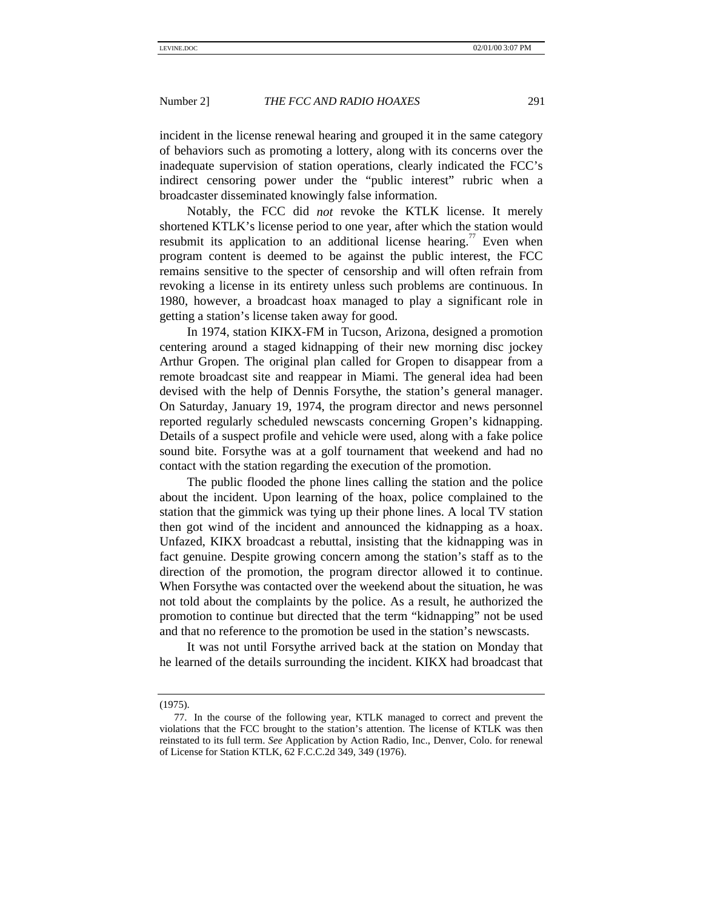incident in the license renewal hearing and grouped it in the same category of behaviors such as promoting a lottery, along with its concerns over the inadequate supervision of station operations, clearly indicated the FCC's indirect censoring power under the "public interest" rubric when a broadcaster disseminated knowingly false information.

Notably, the FCC did *not* revoke the KTLK license. It merely shortened KTLK's license period to one year, after which the station would resubmit its application to an additional license hearing.[77] Even when program content is deemed to be against the public interest, the FCC remains sensitive to the specter of censorship and will often refrain from revoking a license in its entirety unless such problems are continuous. In 1980, however, a broadcast hoax managed to play a significant role in getting a station's license taken away for good.

In 1974, station KIKX-FM in Tucson, Arizona, designed a promotion centering around a staged kidnapping of their new morning disc jockey Arthur Gropen. The original plan called for Gropen to disappear from a remote broadcast site and reappear in Miami. The general idea had been devised with the help of Dennis Forsythe, the station's general manager. On Saturday, January 19, 1974, the program director and news personnel reported regularly scheduled newscasts concerning Gropen's kidnapping. Details of a suspect profile and vehicle were used, along with a fake police sound bite. Forsythe was at a golf tournament that weekend and had no contact with the station regarding the execution of the promotion.

The public flooded the phone lines calling the station and the police about the incident. Upon learning of the hoax, police complained to the station that the gimmick was tying up their phone lines. A local TV station then got wind of the incident and announced the kidnapping as a hoax. Unfazed, KIKX broadcast a rebuttal, insisting that the kidnapping was in fact genuine. Despite growing concern among the station's staff as to the direction of the promotion, the program director allowed it to continue. When Forsythe was contacted over the weekend about the situation, he was not told about the complaints by the police. As a result, he authorized the promotion to continue but directed that the term "kidnapping" not be used and that no reference to the promotion be used in the station's newscasts.

It was not until Forsythe arrived back at the station on Monday that he learned of the details surrounding the incident. KIKX had broadcast that

---

(1975).

77. In the course of the following year, KTLK managed to correct and prevent the violations that the FCC brought to the station's attention. The license of KTLK was then reinstated to its full term. *See* Application by Action Radio, Inc., Denver, Colo. for renewal of License for Station KTLK, 62 F.C.C.2d 349, 349 (1976).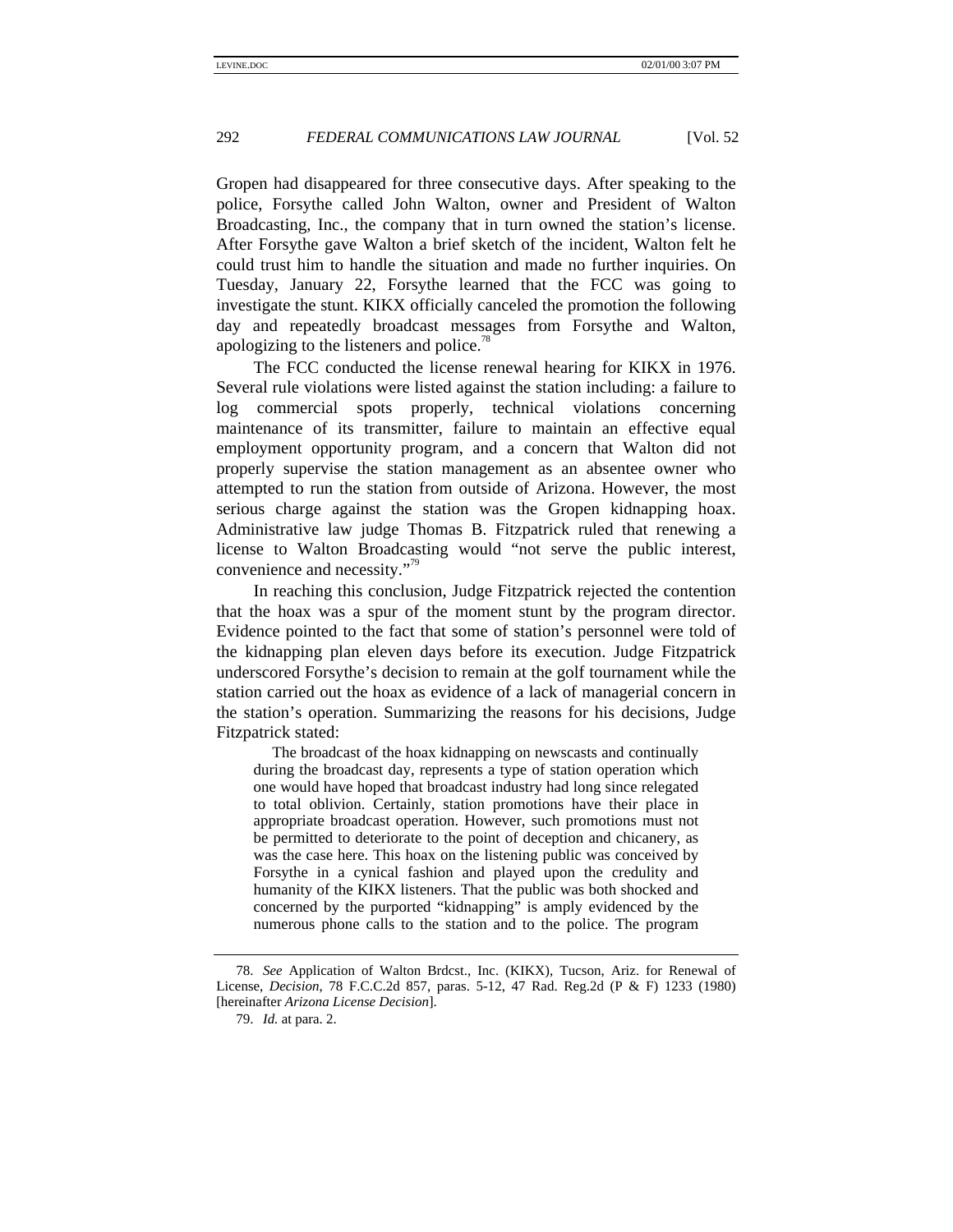Gropen had disappeared for three consecutive days. After speaking to the police, Forsythe called John Walton, owner and President of Walton Broadcasting, Inc., the company that in turn owned the station's license. After Forsythe gave Walton a brief sketch of the incident, Walton felt he could trust him to handle the situation and made no further inquiries. On Tuesday, January 22, Forsythe learned that the FCC was going to investigate the stunt. KIKX officially canceled the promotion the following day and repeatedly broadcast messages from Forsythe and Walton, apologizing to the listeners and police.[78]

The FCC conducted the license renewal hearing for KIKX in 1976. Several rule violations were listed against the station including: a failure to log commercial spots properly, technical violations concerning maintenance of its transmitter, failure to maintain an effective equal employment opportunity program, and a concern that Walton did not properly supervise the station management as an absentee owner who attempted to run the station from outside of Arizona. However, the most serious charge against the station was the Gropen kidnapping hoax. Administrative law judge Thomas B. Fitzpatrick ruled that renewing a license to Walton Broadcasting would "not serve the public interest, convenience and necessity."[79]

In reaching this conclusion, Judge Fitzpatrick rejected the contention that the hoax was a spur of the moment stunt by the program director. Evidence pointed to the fact that some of station's personnel were told of the kidnapping plan eleven days before its execution. Judge Fitzpatrick underscored Forsythe's decision to remain at the golf tournament while the station carried out the hoax as evidence of a lack of managerial concern in the station's operation. Summarizing the reasons for his decisions, Judge Fitzpatrick stated:

> The broadcast of the hoax kidnapping on newscasts and continually during the broadcast day, represents a type of station operation which one would have hoped that broadcast industry had long since relegated to total oblivion. Certainly, station promotions have their place in appropriate broadcast operation. However, such promotions must not be permitted to deteriorate to the point of deception and chicanery, as was the case here. This hoax on the listening public was conceived by Forsythe in a cynical fashion and played upon the credulity and humanity of the KIKX listeners. That the public was both shocked and concerned by the purported "kidnapping" is amply evidenced by the numerous phone calls to the station and to the police. The program

---

78. *See* Application of Walton Brdcst., Inc. (KIKX), Tucson, Ariz. for Renewal of License, *Decision*, 78 F.C.C.2d 857, paras. 5-12, 47 Rad. Reg.2d (P & F) 1233 (1980) [hereinafter *Arizona License Decision*].

79. *Id.* at para. 2.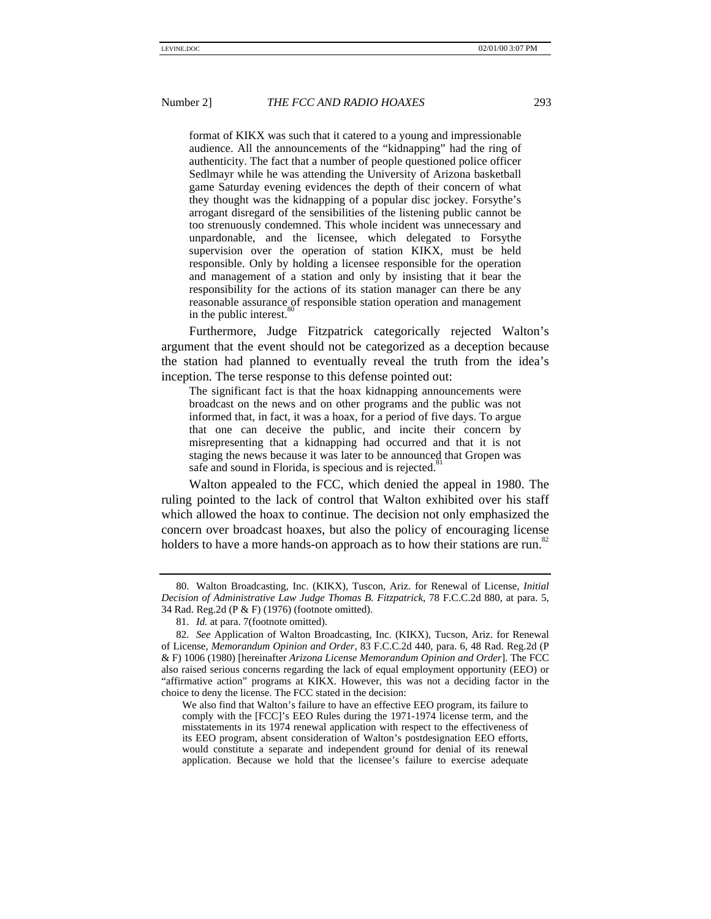> format of KIKX was such that it catered to a young and impressionable audience. All the announcements of the "kidnapping" had the ring of authenticity. The fact that a number of people questioned police officer Sedlmayr while he was attending the University of Arizona basketball game Saturday evening evidences the depth of their concern of what they thought was the kidnapping of a popular disc jockey. Forsythe's arrogant disregard of the sensibilities of the listening public cannot be too strenuously condemned. This whole incident was unnecessary and unpardonable, and the licensee, which delegated to Forsythe supervision over the operation of station KIKX, must be held responsible. Only by holding a licensee responsible for the operation and management of a station and only by insisting that it bear the responsibility for the actions of its station manager can there be any reasonable assurance of responsible station operation and management in the public interest.[80]

Furthermore, Judge Fitzpatrick categorically rejected Walton's argument that the event should not be categorized as a deception because the station had planned to eventually reveal the truth from the idea's inception. The terse response to this defense pointed out:

> The significant fact is that the hoax kidnapping announcements were broadcast on the news and on other programs and the public was not informed that, in fact, it was a hoax, for a period of five days. To argue that one can deceive the public, and incite their concern by misrepresenting that a kidnapping had occurred and that it is not staging the news because it was later to be announced that Gropen was safe and sound in Florida, is specious and is rejected.[81]

Walton appealed to the FCC, which denied the appeal in 1980. The ruling pointed to the lack of control that Walton exhibited over his staff which allowed the hoax to continue. The decision not only emphasized the concern over broadcast hoaxes, but also the policy of encouraging license holders to have a more hands-on approach as to how their stations are run.[82]

---

80. Walton Broadcasting, Inc. (KIKX), Tuscon, Ariz. for Renewal of License, *Initial Decision of Administrative Law Judge Thomas B. Fitzpatrick*, 78 F.C.C.2d 880, at para. 5, 34 Rad. Reg.2d (P & F) (1976) (footnote omitted).

81. *Id.* at para. 7(footnote omitted).

82. *See* Application of Walton Broadcasting, Inc. (KIKX), Tucson, Ariz. for Renewal of License, *Memorandum Opinion and Order*, 83 F.C.C.2d 440, para. 6, 48 Rad. Reg.2d (P & F) 1006 (1980) [hereinafter *Arizona License Memorandum Opinion and Order*]. The FCC also raised serious concerns regarding the lack of equal employment opportunity (EEO) or "affirmative action" programs at KIKX. However, this was not a deciding factor in the choice to deny the license. The FCC stated in the decision:

> We also find that Walton's failure to have an effective EEO program, its failure to comply with the [FCC]'s EEO Rules during the 1971-1974 license term, and the misstatements in its 1974 renewal application with respect to the effectiveness of its EEO program, absent consideration of Walton's postdesignation EEO efforts, would constitute a separate and independent ground for denial of its renewal application. Because we hold that the licensee's failure to exercise adequate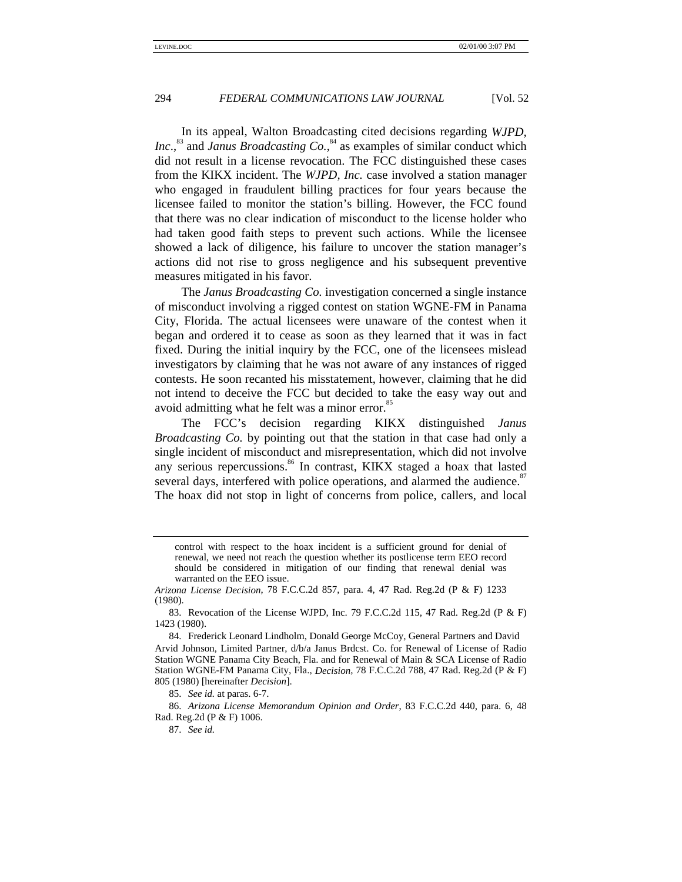In its appeal, Walton Broadcasting cited decisions regarding *WJPD, Inc.*,[83] and *Janus Broadcasting Co.*,[84] as examples of similar conduct which did not result in a license revocation. The FCC distinguished these cases from the KIKX incident. The *WJPD, Inc.* case involved a station manager who engaged in fraudulent billing practices for four years because the licensee failed to monitor the station's billing. However, the FCC found that there was no clear indication of misconduct to the license holder who had taken good faith steps to prevent such actions. While the licensee showed a lack of diligence, his failure to uncover the station manager's actions did not rise to gross negligence and his subsequent preventive measures mitigated in his favor.

The *Janus Broadcasting Co.* investigation concerned a single instance of misconduct involving a rigged contest on station WGNE-FM in Panama City, Florida. The actual licensees were unaware of the contest when it began and ordered it to cease as soon as they learned that it was in fact fixed. During the initial inquiry by the FCC, one of the licensees mislead investigators by claiming that he was not aware of any instances of rigged contests. He soon recanted his misstatement, however, claiming that he did not intend to deceive the FCC but decided to take the easy way out and avoid admitting what he felt was a minor error.[85]

The FCC's decision regarding KIKX distinguished *Janus Broadcasting Co.* by pointing out that the station in that case had only a single incident of misconduct and misrepresentation, which did not involve any serious repercussions.[86] In contrast, KIKX staged a hoax that lasted several days, interfered with police operations, and alarmed the audience.[87] The hoax did not stop in light of concerns from police, callers, and local

---

control with respect to the hoax incident is a sufficient ground for denial of renewal, we need not reach the question whether its postlicense term EEO record should be considered in mitigation of our finding that renewal denial was warranted on the EEO issue.

*Arizona License Decision*, 78 F.C.C.2d 857, para. 4, 47 Rad. Reg.2d (P & F) 1233 (1980).

83. Revocation of the License WJPD, Inc. 79 F.C.C.2d 115, 47 Rad. Reg.2d (P & F) 1423 (1980).

84. Frederick Leonard Lindholm, Donald George McCoy, General Partners and David Arvid Johnson, Limited Partner, d/b/a Janus Brdcst. Co. for Renewal of License of Radio Station WGNE Panama City Beach, Fla. and for Renewal of Main & SCA License of Radio Station WGNE-FM Panama City, Fla., *Decision*, 78 F.C.C.2d 788, 47 Rad. Reg.2d (P & F) 805 (1980) [hereinafter *Decision*].

85. *See id.* at paras. 6-7.

86. *Arizona License Memorandum Opinion and Order*, 83 F.C.C.2d 440, para. 6, 48 Rad. Reg.2d (P & F) 1006.

87. *See id.*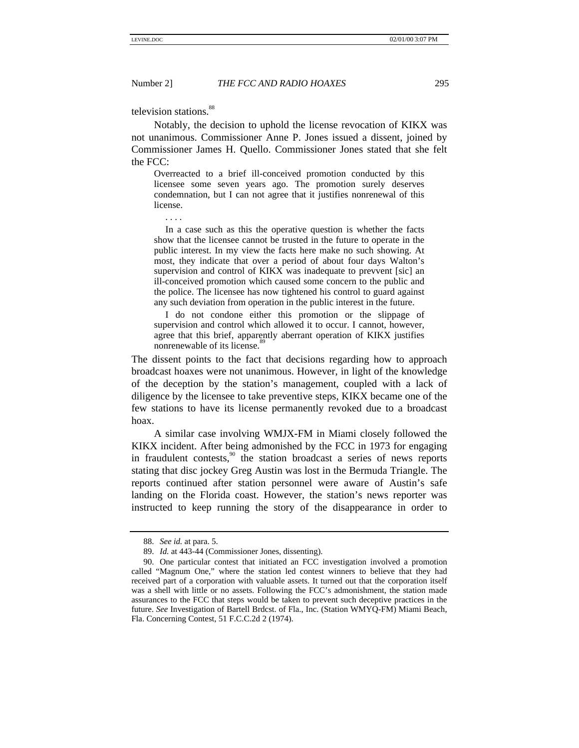television stations.[88]

Notably, the decision to uphold the license revocation of KIKX was not unanimous. Commissioner Anne P. Jones issued a dissent, joined by Commissioner James H. Quello. Commissioner Jones stated that she felt the FCC:

> Overreacted to a brief ill-conceived promotion conducted by this licensee some seven years ago. The promotion surely deserves condemnation, but I can not agree that it justifies nonrenewal of this license.
>
> . . . .
>
> In a case such as this the operative question is whether the facts show that the licensee cannot be trusted in the future to operate in the public interest. In my view the facts here make no such showing. At most, they indicate that over a period of about four days Walton's supervision and control of KIKX was inadequate to prevvent [sic] an ill-conceived promotion which caused some concern to the public and the police. The licensee has now tightened his control to guard against any such deviation from operation in the public interest in the future.
>
> I do not condone either this promotion or the slippage of supervision and control which allowed it to occur. I cannot, however, agree that this brief, apparently aberrant operation of KIKX justifies nonrenewable of its license.[89]

The dissent points to the fact that decisions regarding how to approach broadcast hoaxes were not unanimous. However, in light of the knowledge of the deception by the station's management, coupled with a lack of diligence by the licensee to take preventive steps, KIKX became one of the few stations to have its license permanently revoked due to a broadcast hoax.

A similar case involving WMJX-FM in Miami closely followed the KIKX incident. After being admonished by the FCC in 1973 for engaging in fraudulent contests,[90] the station broadcast a series of news reports stating that disc jockey Greg Austin was lost in the Bermuda Triangle. The reports continued after station personnel were aware of Austin's safe landing on the Florida coast. However, the station's news reporter was instructed to keep running the story of the disappearance in order to

---

88. *See id.* at para. 5.

89. *Id.* at 443-44 (Commissioner Jones, dissenting).

90. One particular contest that initiated an FCC investigation involved a promotion called "Magnum One," where the station led contest winners to believe that they had received part of a corporation with valuable assets. It turned out that the corporation itself was a shell with little or no assets. Following the FCC's admonishment, the station made assurances to the FCC that steps would be taken to prevent such deceptive practices in the future. *See* Investigation of Bartell Brdcst. of Fla., Inc. (Station WMYQ-FM) Miami Beach, Fla. Concerning Contest, 51 F.C.C.2d 2 (1974).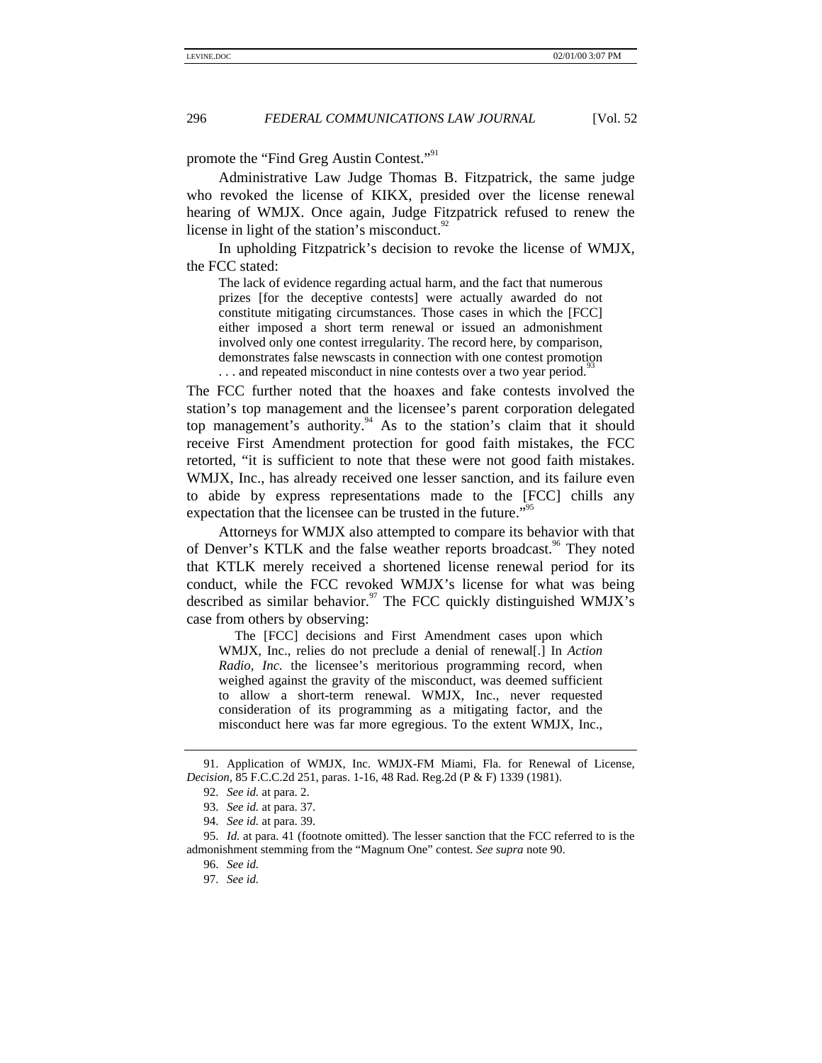promote the "Find Greg Austin Contest."[91]

Administrative Law Judge Thomas B. Fitzpatrick, the same judge who revoked the license of KIKX, presided over the license renewal hearing of WMJX. Once again, Judge Fitzpatrick refused to renew the license in light of the station's misconduct.[92]

In upholding Fitzpatrick's decision to revoke the license of WMJX, the FCC stated:

> The lack of evidence regarding actual harm, and the fact that numerous prizes [for the deceptive contests] were actually awarded do not constitute mitigating circumstances. Those cases in which the [FCC] either imposed a short term renewal or issued an admonishment involved only one contest irregularity. The record here, by comparison, demonstrates false newscasts in connection with one contest promotion . . . and repeated misconduct in nine contests over a two year period.[93]

The FCC further noted that the hoaxes and fake contests involved the station's top management and the licensee's parent corporation delegated top management's authority.[94] As to the station's claim that it should receive First Amendment protection for good faith mistakes, the FCC retorted, "it is sufficient to note that these were not good faith mistakes. WMJX, Inc., has already received one lesser sanction, and its failure even to abide by express representations made to the [FCC] chills any expectation that the licensee can be trusted in the future."[95]

Attorneys for WMJX also attempted to compare its behavior with that of Denver's KTLK and the false weather reports broadcast.[96] They noted that KTLK merely received a shortened license renewal period for its conduct, while the FCC revoked WMJX's license for what was being described as similar behavior.[97] The FCC quickly distinguished WMJX's case from others by observing:

> The [FCC] decisions and First Amendment cases upon which WMJX, Inc., relies do not preclude a denial of renewal[.] In *Action Radio, Inc.* the licensee's meritorious programming record, when weighed against the gravity of the misconduct, was deemed sufficient to allow a short-term renewal. WMJX, Inc., never requested consideration of its programming as a mitigating factor, and the misconduct here was far more egregious. To the extent WMJX, Inc.,

---

91. Application of WMJX, Inc. WMJX-FM Miami, Fla. for Renewal of License, *Decision*, 85 F.C.C.2d 251, paras. 1-16, 48 Rad. Reg.2d (P & F) 1339 (1981).

92. *See id.* at para. 2.

93. *See id.* at para. 37.

94. *See id.* at para. 39.

95. *Id.* at para. 41 (footnote omitted). The lesser sanction that the FCC referred to is the admonishment stemming from the "Magnum One" contest. *See supra* note 90.

96. *See id.*

97. *See id.*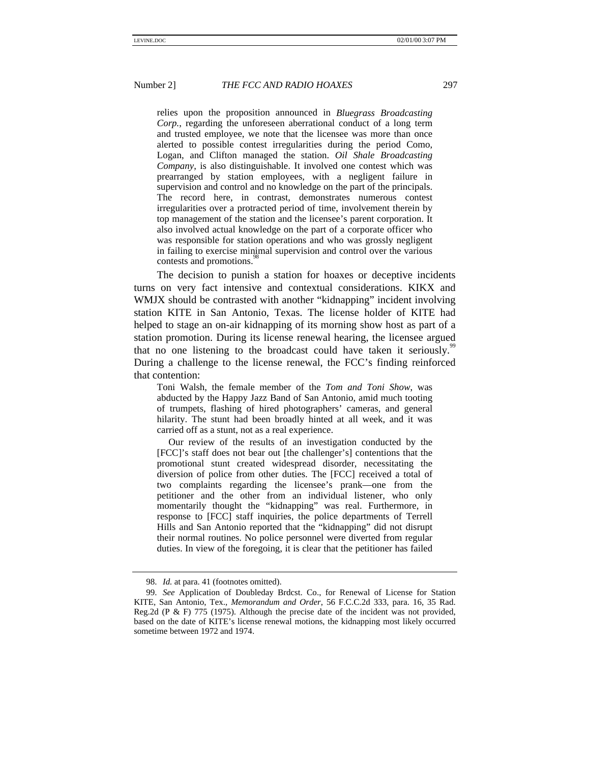> relies upon the proposition announced in *Bluegrass Broadcasting Corp.*, regarding the unforeseen aberrational conduct of a long term and trusted employee, we note that the licensee was more than once alerted to possible contest irregularities during the period Como, Logan, and Clifton managed the station. *Oil Shale Broadcasting Company*, is also distinguishable. It involved one contest which was prearranged by station employees, with a negligent failure in supervision and control and no knowledge on the part of the principals. The record here, in contrast, demonstrates numerous contest irregularities over a protracted period of time, involvement therein by top management of the station and the licensee's parent corporation. It also involved actual knowledge on the part of a corporate officer who was responsible for station operations and who was grossly negligent in failing to exercise minimal supervision and control over the various contests and promotions.[98]

The decision to punish a station for hoaxes or deceptive incidents turns on very fact intensive and contextual considerations. KIKX and WMJX should be contrasted with another "kidnapping" incident involving station KITE in San Antonio, Texas. The license holder of KITE had helped to stage an on-air kidnapping of its morning show host as part of a station promotion. During its license renewal hearing, the licensee argued that no one listening to the broadcast could have taken it seriously.[99] During a challenge to the license renewal, the FCC's finding reinforced that contention:

> Toni Walsh, the female member of the *Tom and Toni Show*, was abducted by the Happy Jazz Band of San Antonio, amid much tooting of trumpets, flashing of hired photographers' cameras, and general hilarity. The stunt had been broadly hinted at all week, and it was carried off as a stunt, not as a real experience.
>
> Our review of the results of an investigation conducted by the [FCC]'s staff does not bear out [the challenger's] contentions that the promotional stunt created widespread disorder, necessitating the diversion of police from other duties. The [FCC] received a total of two complaints regarding the licensee's prank—one from the petitioner and the other from an individual listener, who only momentarily thought the "kidnapping" was real. Furthermore, in response to [FCC] staff inquiries, the police departments of Terrell Hills and San Antonio reported that the "kidnapping" did not disrupt their normal routines. No police personnel were diverted from regular duties. In view of the foregoing, it is clear that the petitioner has failed

---

98. *Id.* at para. 41 (footnotes omitted).

99. *See* Application of Doubleday Brdcst. Co., for Renewal of License for Station KITE, San Antonio, Tex., *Memorandum and Order*, 56 F.C.C.2d 333, para. 16, 35 Rad. Reg.2d (P & F) 775 (1975). Although the precise date of the incident was not provided, based on the date of KITE's license renewal motions, the kidnapping most likely occurred sometime between 1972 and 1974.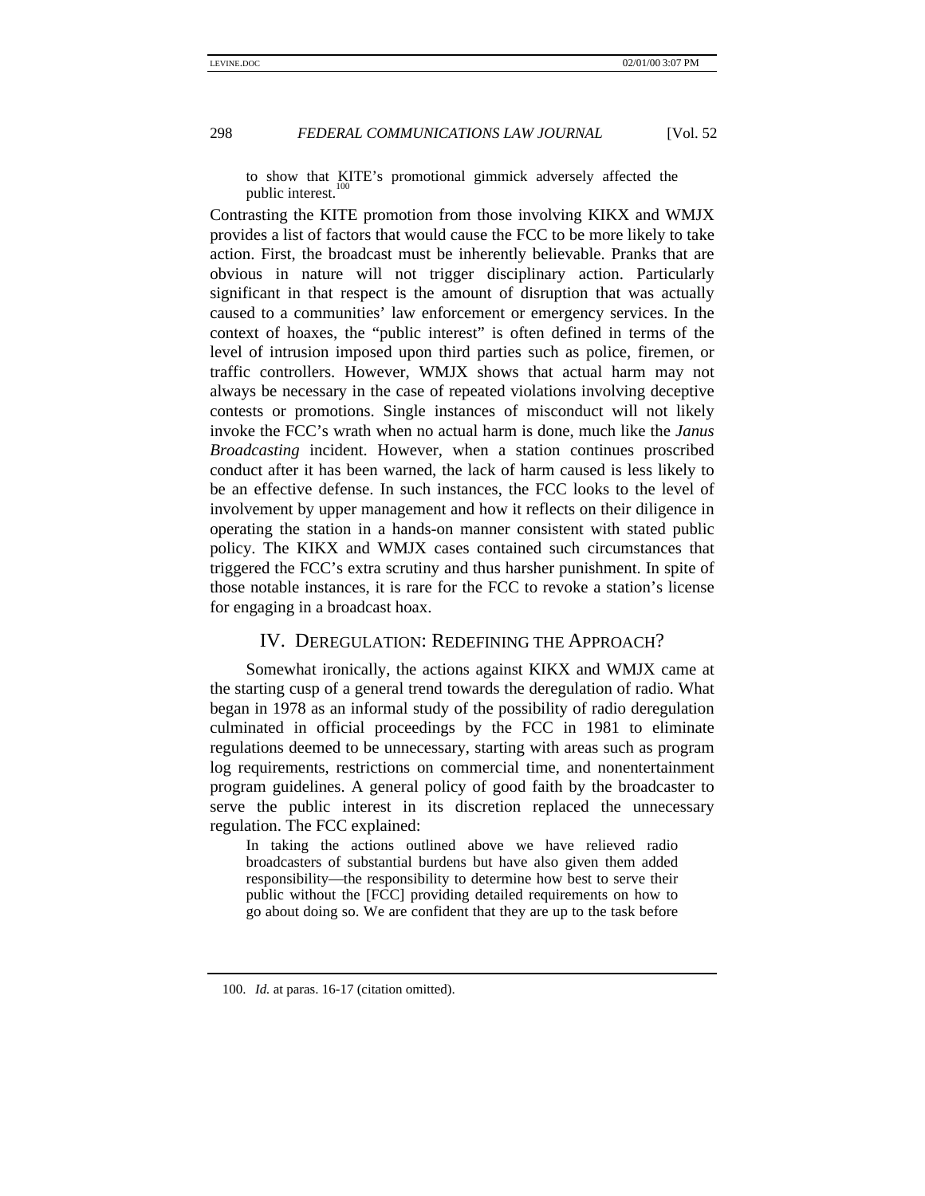> to show that KITE's promotional gimmick adversely affected the public interest.[100]

Contrasting the KITE promotion from those involving KIKX and WMJX provides a list of factors that would cause the FCC to be more likely to take action. First, the broadcast must be inherently believable. Pranks that are obvious in nature will not trigger disciplinary action. Particularly significant in that respect is the amount of disruption that was actually caused to a communities' law enforcement or emergency services. In the context of hoaxes, the "public interest" is often defined in terms of the level of intrusion imposed upon third parties such as police, firemen, or traffic controllers. However, WMJX shows that actual harm may not always be necessary in the case of repeated violations involving deceptive contests or promotions. Single instances of misconduct will not likely invoke the FCC's wrath when no actual harm is done, much like the *Janus Broadcasting* incident. However, when a station continues proscribed conduct after it has been warned, the lack of harm caused is less likely to be an effective defense. In such instances, the FCC looks to the level of involvement by upper management and how it reflects on their diligence in operating the station in a hands-on manner consistent with stated public policy. The KIKX and WMJX cases contained such circumstances that triggered the FCC's extra scrutiny and thus harsher punishment. In spite of those notable instances, it is rare for the FCC to revoke a station's license for engaging in a broadcast hoax.

## IV. DEREGULATION: REDEFINING THE APPROACH?

Somewhat ironically, the actions against KIKX and WMJX came at the starting cusp of a general trend towards the deregulation of radio. What began in 1978 as an informal study of the possibility of radio deregulation culminated in official proceedings by the FCC in 1981 to eliminate regulations deemed to be unnecessary, starting with areas such as program log requirements, restrictions on commercial time, and nonentertainment program guidelines. A general policy of good faith by the broadcaster to serve the public interest in its discretion replaced the unnecessary regulation. The FCC explained:

> In taking the actions outlined above we have relieved radio broadcasters of substantial burdens but have also given them added responsibility—the responsibility to determine how best to serve their public without the [FCC] providing detailed requirements on how to go about doing so. We are confident that they are up to the task before

100. *Id.* at paras. 16-17 (citation omitted).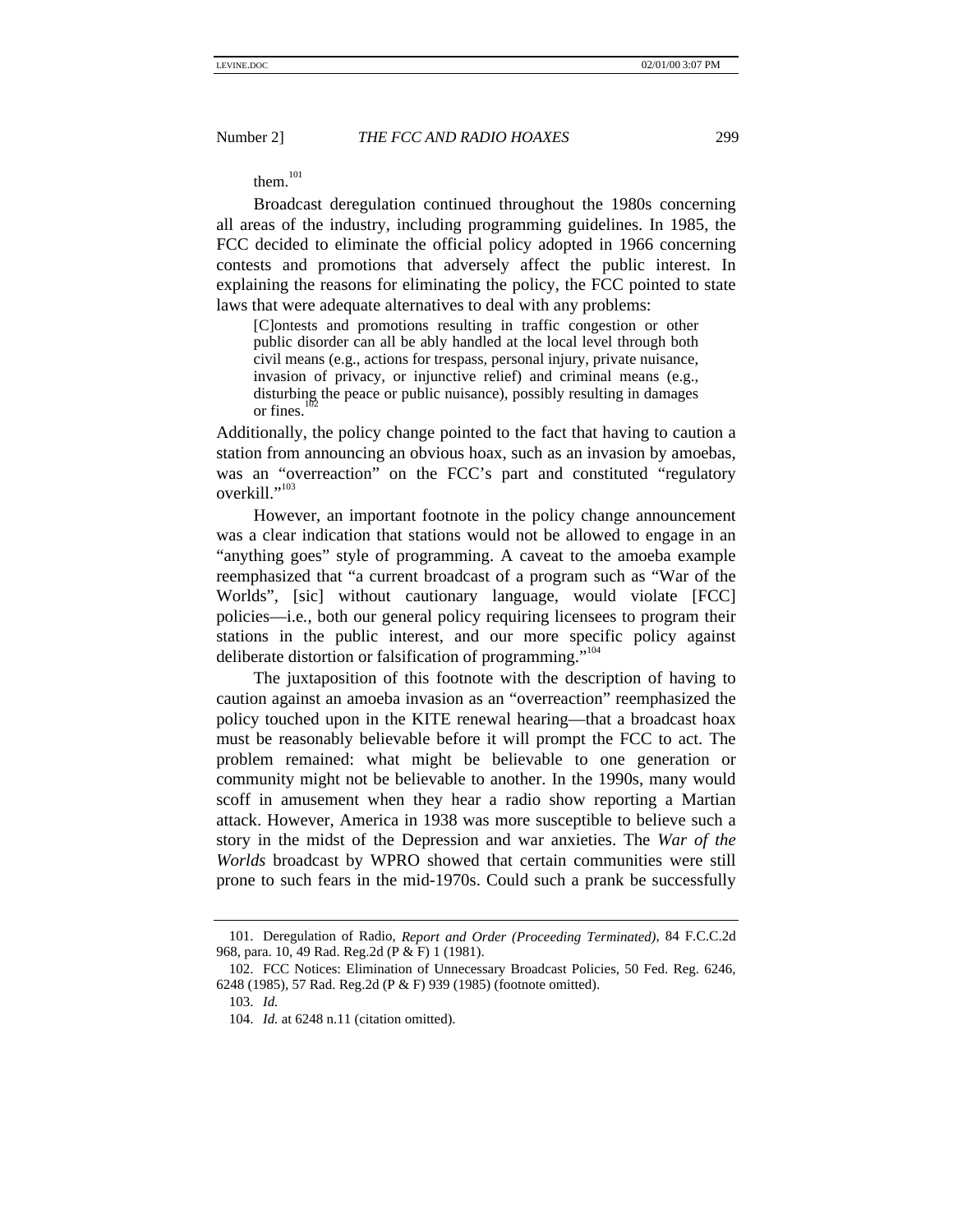them.[101]

Broadcast deregulation continued throughout the 1980s concerning all areas of the industry, including programming guidelines. In 1985, the FCC decided to eliminate the official policy adopted in 1966 concerning contests and promotions that adversely affect the public interest. In explaining the reasons for eliminating the policy, the FCC pointed to state laws that were adequate alternatives to deal with any problems:

> [C]ontests and promotions resulting in traffic congestion or other public disorder can all be ably handled at the local level through both civil means (e.g., actions for trespass, personal injury, private nuisance, invasion of privacy, or injunctive relief) and criminal means (e.g., disturbing the peace or public nuisance), possibly resulting in damages or fines.[102]

Additionally, the policy change pointed to the fact that having to caution a station from announcing an obvious hoax, such as an invasion by amoebas, was an "overreaction" on the FCC's part and constituted "regulatory overkill."[103]

However, an important footnote in the policy change announcement was a clear indication that stations would not be allowed to engage in an "anything goes" style of programming. A caveat to the amoeba example reemphasized that "a current broadcast of a program such as "War of the Worlds", [sic] without cautionary language, would violate [FCC] policies—i.e., both our general policy requiring licensees to program their stations in the public interest, and our more specific policy against deliberate distortion or falsification of programming."[104]

The juxtaposition of this footnote with the description of having to caution against an amoeba invasion as an "overreaction" reemphasized the policy touched upon in the KITE renewal hearing—that a broadcast hoax must be reasonably believable before it will prompt the FCC to act. The problem remained: what might be believable to one generation or community might not be believable to another. In the 1990s, many would scoff in amusement when they hear a radio show reporting a Martian attack. However, America in 1938 was more susceptible to believe such a story in the midst of the Depression and war anxieties. The *War of the Worlds* broadcast by WPRO showed that certain communities were still prone to such fears in the mid-1970s. Could such a prank be successfully

---

101. Deregulation of Radio, *Report and Order (Proceeding Terminated)*, 84 F.C.C.2d 968, para. 10, 49 Rad. Reg.2d (P & F) 1 (1981).

102. FCC Notices: Elimination of Unnecessary Broadcast Policies, 50 Fed. Reg. 6246, 6248 (1985), 57 Rad. Reg.2d (P & F) 939 (1985) (footnote omitted).

103. *Id.*

104. *Id.* at 6248 n.11 (citation omitted).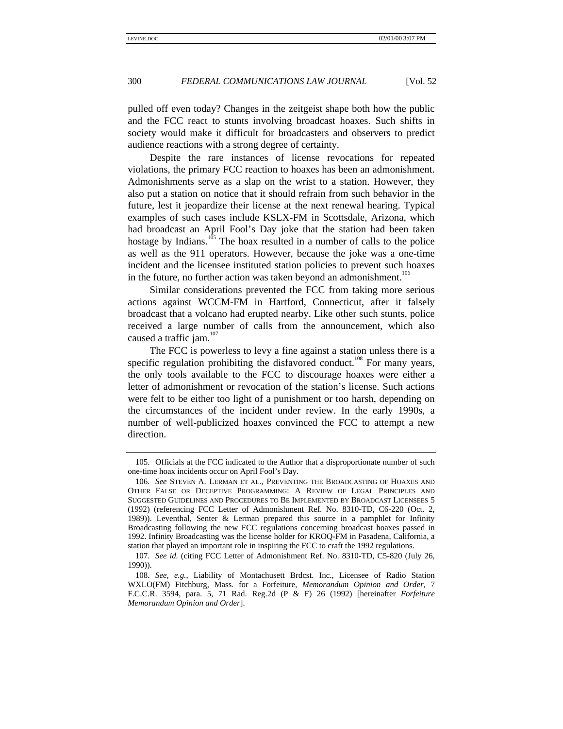pulled off even today? Changes in the zeitgeist shape both how the public and the FCC react to stunts involving broadcast hoaxes. Such shifts in society would make it difficult for broadcasters and observers to predict audience reactions with a strong degree of certainty.

Despite the rare instances of license revocations for repeated violations, the primary FCC reaction to hoaxes has been an admonishment. Admonishments serve as a slap on the wrist to a station. However, they also put a station on notice that it should refrain from such behavior in the future, lest it jeopardize their license at the next renewal hearing. Typical examples of such cases include KSLX-FM in Scottsdale, Arizona, which had broadcast an April Fool's Day joke that the station had been taken hostage by Indians.[105] The hoax resulted in a number of calls to the police as well as the 911 operators. However, because the joke was a one-time incident and the licensee instituted station policies to prevent such hoaxes in the future, no further action was taken beyond an admonishment.[106]

Similar considerations prevented the FCC from taking more serious actions against WCCM-FM in Hartford, Connecticut, after it falsely broadcast that a volcano had erupted nearby. Like other such stunts, police received a large number of calls from the announcement, which also caused a traffic jam.[107]

The FCC is powerless to levy a fine against a station unless there is a specific regulation prohibiting the disfavored conduct.[108] For many years, the only tools available to the FCC to discourage hoaxes were either a letter of admonishment or revocation of the station's license. Such actions were felt to be either too light of a punishment or too harsh, depending on the circumstances of the incident under review. In the early 1990s, a number of well-publicized hoaxes convinced the FCC to attempt a new direction.

---

105. Officials at the FCC indicated to the Author that a disproportionate number of such one-time hoax incidents occur on April Fool's Day.

106. *See* STEVEN A. LERMAN ET AL., PREVENTING THE BROADCASTING OF HOAXES AND OTHER FALSE OR DECEPTIVE PROGRAMMING: A REVIEW OF LEGAL PRINCIPLES AND SUGGESTED GUIDELINES AND PROCEDURES TO BE IMPLEMENTED BY BROADCAST LICENSEES 5 (1992) (referencing FCC Letter of Admonishment Ref. No. 8310-TD, C6-220 (Oct. 2, 1989)). Leventhal, Senter & Lerman prepared this source in a pamphlet for Infinity Broadcasting following the new FCC regulations concerning broadcast hoaxes passed in 1992. Infinity Broadcasting was the license holder for KROQ-FM in Pasadena, California, a station that played an important role in inspiring the FCC to craft the 1992 regulations.

107. *See id.* (citing FCC Letter of Admonishment Ref. No. 8310-TD, C5-820 (July 26, 1990)).

108. *See, e.g.*, Liability of Montachusett Brdcst. Inc., Licensee of Radio Station WXLO(FM) Fitchburg, Mass. for a Forfeiture, *Memorandum Opinion and Order*, 7 F.C.C.R. 3594, para. 5, 71 Rad. Reg.2d (P & F) 26 (1992) [hereinafter *Forfeiture Memorandum Opinion and Order*].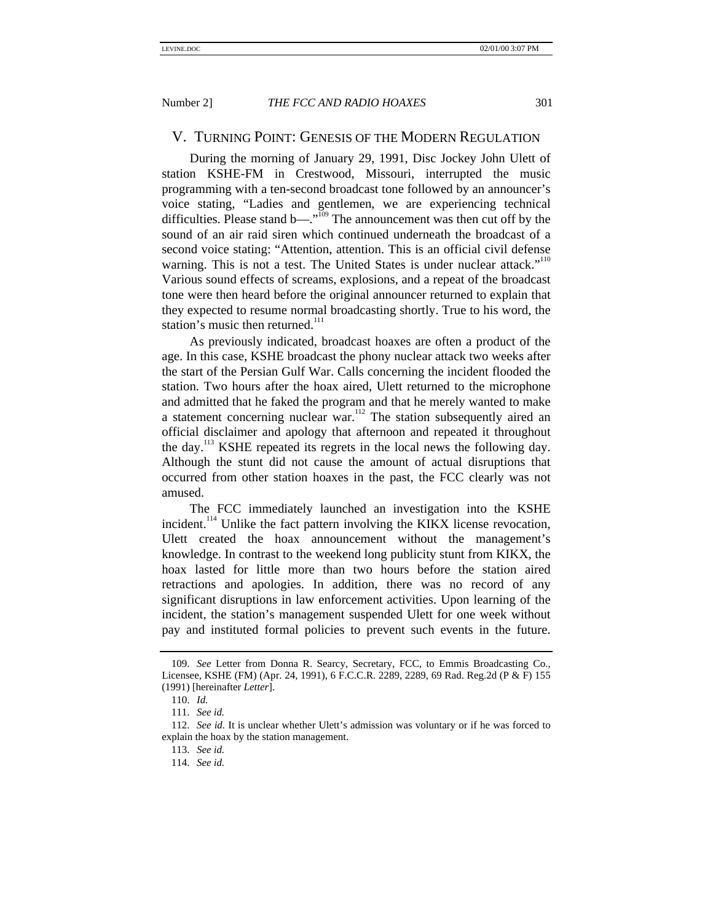## V. Turning Point: Genesis of the Modern Regulation

During the morning of January 29, 1991, Disc Jockey John Ulett of station KSHE-FM in Crestwood, Missouri, interrupted the music programming with a ten-second broadcast tone followed by an announcer's voice stating, "Ladies and gentlemen, we are experiencing technical difficulties. Please stand b—."[109] The announcement was then cut off by the sound of an air raid siren which continued underneath the broadcast of a second voice stating: "Attention, attention. This is an official civil defense warning. This is not a test. The United States is under nuclear attack."[110] Various sound effects of screams, explosions, and a repeat of the broadcast tone were then heard before the original announcer returned to explain that they expected to resume normal broadcasting shortly. True to his word, the station's music then returned.[111]

As previously indicated, broadcast hoaxes are often a product of the age. In this case, KSHE broadcast the phony nuclear attack two weeks after the start of the Persian Gulf War. Calls concerning the incident flooded the station. Two hours after the hoax aired, Ulett returned to the microphone and admitted that he faked the program and that he merely wanted to make a statement concerning nuclear war.[112] The station subsequently aired an official disclaimer and apology that afternoon and repeated it throughout the day.[113] KSHE repeated its regrets in the local news the following day. Although the stunt did not cause the amount of actual disruptions that occurred from other station hoaxes in the past, the FCC clearly was not amused.

The FCC immediately launched an investigation into the KSHE incident.[114] Unlike the fact pattern involving the KIKX license revocation, Ulett created the hoax announcement without the management's knowledge. In contrast to the weekend long publicity stunt from KIKX, the hoax lasted for little more than two hours before the station aired retractions and apologies. In addition, there was no record of any significant disruptions in law enforcement activities. Upon learning of the incident, the station's management suspended Ulett for one week without pay and instituted formal policies to prevent such events in the future.

---

109. *See* Letter from Donna R. Searcy, Secretary, FCC, to Emmis Broadcasting Co., Licensee, KSHE (FM) (Apr. 24, 1991), 6 F.C.C.R. 2289, 2289, 69 Rad. Reg.2d (P & F) 155 (1991) [hereinafter *Letter*].

110. *Id.*

111. *See id.*

112. *See id.* It is unclear whether Ulett's admission was voluntary or if he was forced to explain the hoax by the station management.

113. *See id.*

114. *See id.*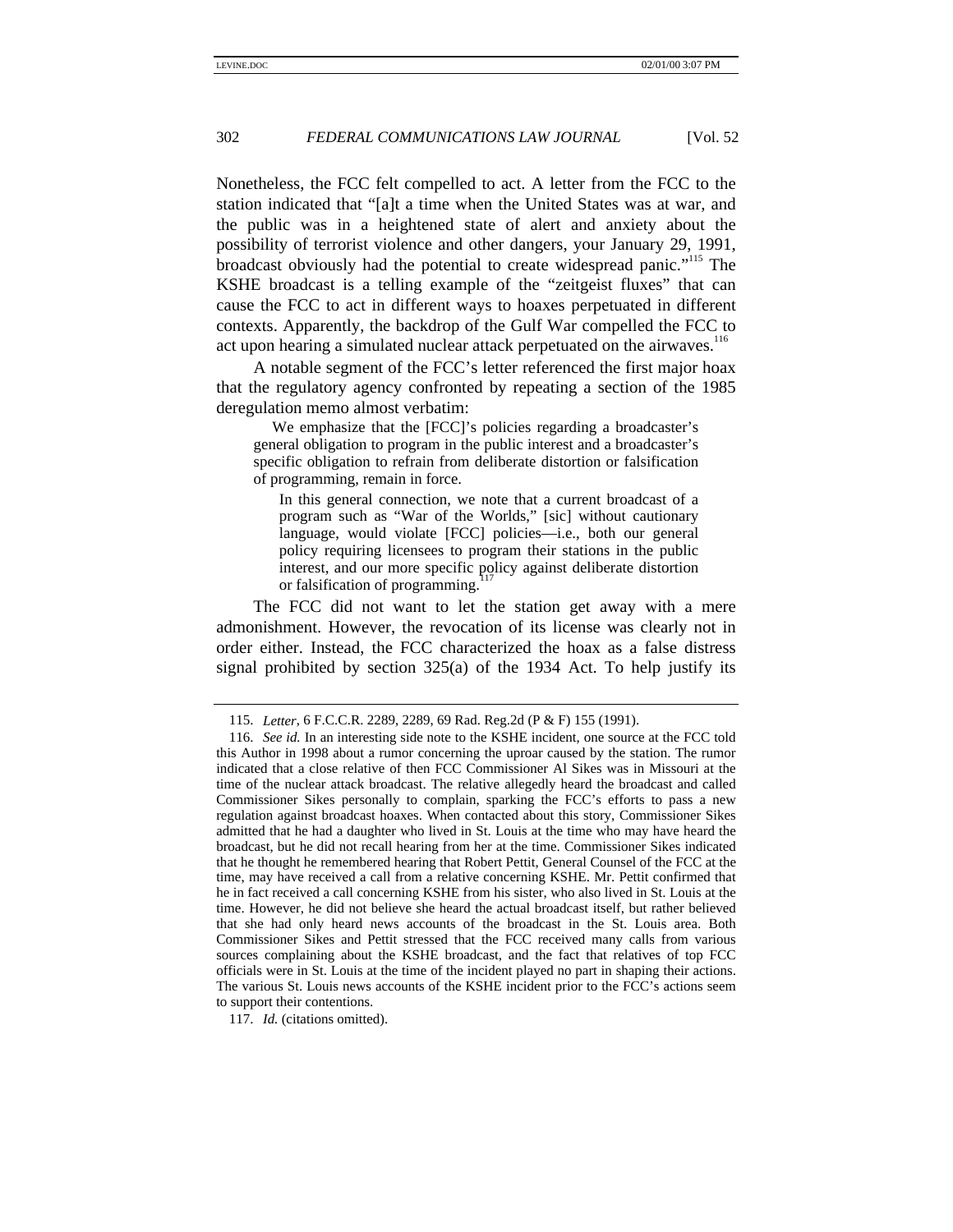Nonetheless, the FCC felt compelled to act. A letter from the FCC to the station indicated that "[a]t a time when the United States was at war, and the public was in a heightened state of alert and anxiety about the possibility of terrorist violence and other dangers, your January 29, 1991, broadcast obviously had the potential to create widespread panic."[115] The KSHE broadcast is a telling example of the "zeitgeist fluxes" that can cause the FCC to act in different ways to hoaxes perpetuated in different contexts. Apparently, the backdrop of the Gulf War compelled the FCC to act upon hearing a simulated nuclear attack perpetuated on the airwaves.[116]

A notable segment of the FCC's letter referenced the first major hoax that the regulatory agency confronted by repeating a section of the 1985 deregulation memo almost verbatim:

> We emphasize that the [FCC]'s policies regarding a broadcaster's general obligation to program in the public interest and a broadcaster's specific obligation to refrain from deliberate distortion or falsification of programming, remain in force.
>
> > In this general connection, we note that a current broadcast of a program such as "War of the Worlds," [sic] without cautionary language, would violate [FCC] policies—i.e., both our general policy requiring licensees to program their stations in the public interest, and our more specific policy against deliberate distortion or falsification of programming.[117]

The FCC did not want to let the station get away with a mere admonishment. However, the revocation of its license was clearly not in order either. Instead, the FCC characterized the hoax as a false distress signal prohibited by section 325(a) of the 1934 Act. To help justify its

---

115. *Letter*, 6 F.C.C.R. 2289, 2289, 69 Rad. Reg.2d (P & F) 155 (1991).

116. *See id.* In an interesting side note to the KSHE incident, one source at the FCC told this Author in 1998 about a rumor concerning the uproar caused by the station. The rumor indicated that a close relative of then FCC Commissioner Al Sikes was in Missouri at the time of the nuclear attack broadcast. The relative allegedly heard the broadcast and called Commissioner Sikes personally to complain, sparking the FCC's efforts to pass a new regulation against broadcast hoaxes. When contacted about this story, Commissioner Sikes admitted that he had a daughter who lived in St. Louis at the time who may have heard the broadcast, but he did not recall hearing from her at the time. Commissioner Sikes indicated that he thought he remembered hearing that Robert Pettit, General Counsel of the FCC at the time, may have received a call from a relative concerning KSHE. Mr. Pettit confirmed that he in fact received a call concerning KSHE from his sister, who also lived in St. Louis at the time. However, he did not believe she heard the actual broadcast itself, but rather believed that she had only heard news accounts of the broadcast in the St. Louis area. Both Commissioner Sikes and Pettit stressed that the FCC received many calls from various sources complaining about the KSHE broadcast, and the fact that relatives of top FCC officials were in St. Louis at the time of the incident played no part in shaping their actions. The various St. Louis news accounts of the KSHE incident prior to the FCC's actions seem to support their contentions.

117. *Id.* (citations omitted).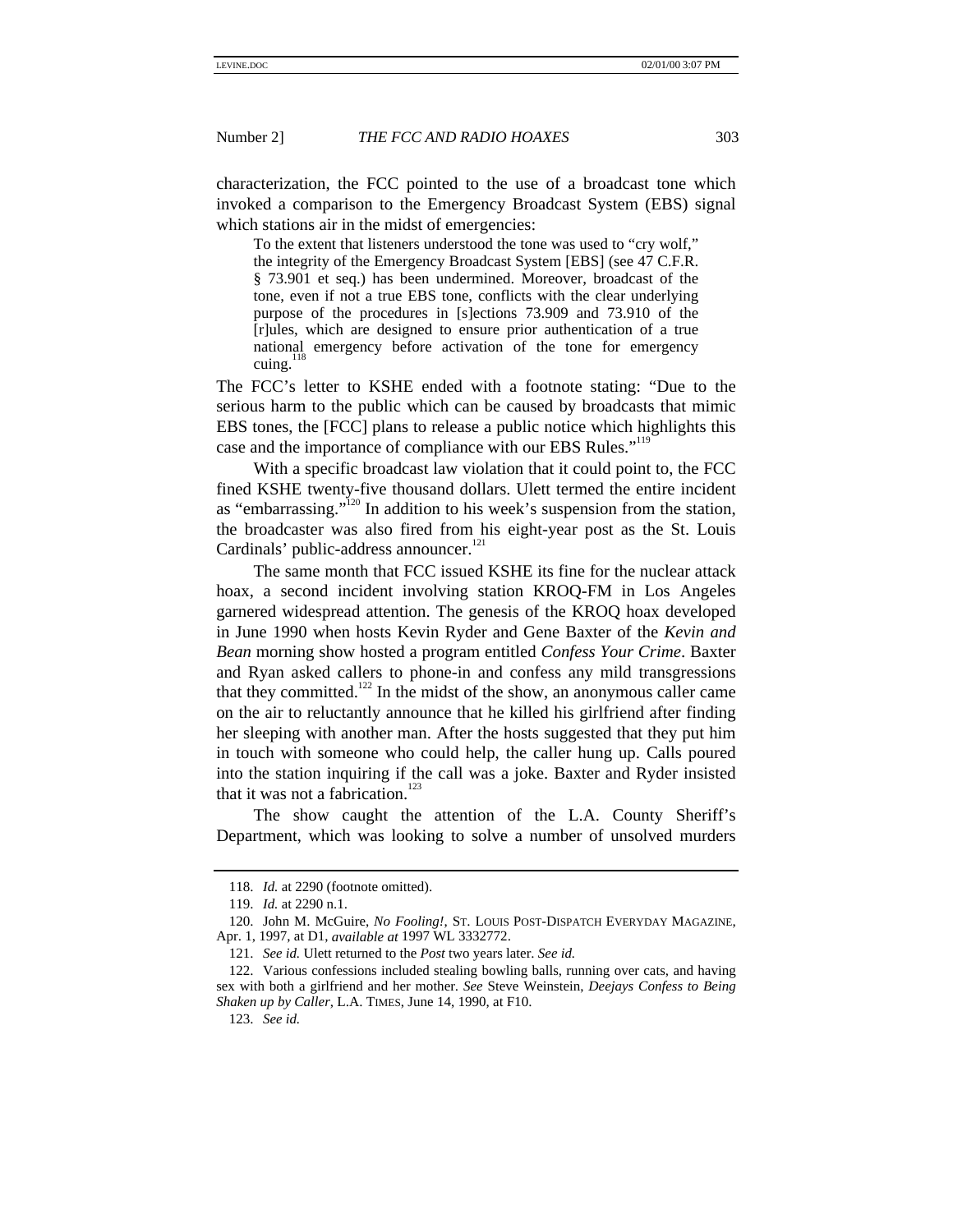characterization, the FCC pointed to the use of a broadcast tone which invoked a comparison to the Emergency Broadcast System (EBS) signal which stations air in the midst of emergencies:

> To the extent that listeners understood the tone was used to "cry wolf," the integrity of the Emergency Broadcast System [EBS] (see 47 C.F.R. § 73.901 et seq.) has been undermined. Moreover, broadcast of the tone, even if not a true EBS tone, conflicts with the clear underlying purpose of the procedures in [s]ections 73.909 and 73.910 of the [r]ules, which are designed to ensure prior authentication of a true national emergency before activation of the tone for emergency cuing.[118]

The FCC's letter to KSHE ended with a footnote stating: "Due to the serious harm to the public which can be caused by broadcasts that mimic EBS tones, the [FCC] plans to release a public notice which highlights this case and the importance of compliance with our EBS Rules."[119]

With a specific broadcast law violation that it could point to, the FCC fined KSHE twenty-five thousand dollars. Ulett termed the entire incident as "embarrassing."[120] In addition to his week's suspension from the station, the broadcaster was also fired from his eight-year post as the St. Louis Cardinals' public-address announcer.[121]

The same month that FCC issued KSHE its fine for the nuclear attack hoax, a second incident involving station KROQ-FM in Los Angeles garnered widespread attention. The genesis of the KROQ hoax developed in June 1990 when hosts Kevin Ryder and Gene Baxter of the *Kevin and Bean* morning show hosted a program entitled *Confess Your Crime*. Baxter and Ryan asked callers to phone-in and confess any mild transgressions that they committed.[122] In the midst of the show, an anonymous caller came on the air to reluctantly announce that he killed his girlfriend after finding her sleeping with another man. After the hosts suggested that they put him in touch with someone who could help, the caller hung up. Calls poured into the station inquiring if the call was a joke. Baxter and Ryder insisted that it was not a fabrication.[123]

The show caught the attention of the L.A. County Sheriff's Department, which was looking to solve a number of unsolved murders

---

118. *Id.* at 2290 (footnote omitted).

119. *Id.* at 2290 n.1.

120. John M. McGuire, *No Fooling!*, ST. LOUIS POST-DISPATCH EVERYDAY MAGAZINE, Apr. 1, 1997, at D1, *available at* 1997 WL 3332772.

121. *See id.* Ulett returned to the *Post* two years later. *See id.*

122. Various confessions included stealing bowling balls, running over cats, and having sex with both a girlfriend and her mother. *See* Steve Weinstein, *Deejays Confess to Being Shaken up by Caller*, L.A. TIMES, June 14, 1990, at F10.

123. *See id.*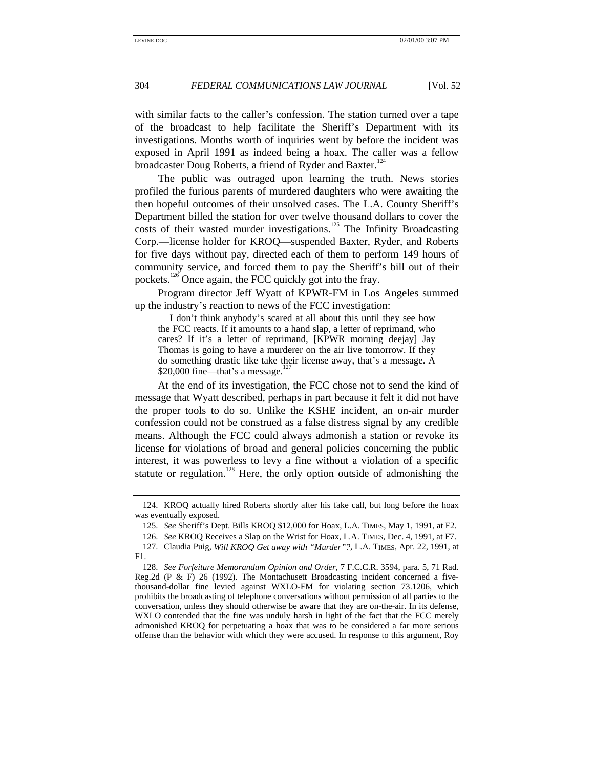with similar facts to the caller's confession. The station turned over a tape of the broadcast to help facilitate the Sheriff's Department with its investigations. Months worth of inquiries went by before the incident was exposed in April 1991 as indeed being a hoax. The caller was a fellow broadcaster Doug Roberts, a friend of Ryder and Baxter.[124]

The public was outraged upon learning the truth. News stories profiled the furious parents of murdered daughters who were awaiting the then hopeful outcomes of their unsolved cases. The L.A. County Sheriff's Department billed the station for over twelve thousand dollars to cover the costs of their wasted murder investigations.[125] The Infinity Broadcasting Corp.—license holder for KROQ—suspended Baxter, Ryder, and Roberts for five days without pay, directed each of them to perform 149 hours of community service, and forced them to pay the Sheriff's bill out of their pockets.[126] Once again, the FCC quickly got into the fray.

Program director Jeff Wyatt of KPWR-FM in Los Angeles summed up the industry's reaction to news of the FCC investigation:

> I don't think anybody's scared at all about this until they see how the FCC reacts. If it amounts to a hand slap, a letter of reprimand, who cares? If it's a letter of reprimand, [KPWR morning deejay] Jay Thomas is going to have a murderer on the air live tomorrow. If they do something drastic like take their license away, that's a message. A $20,000 fine—that's a message.[127]

At the end of its investigation, the FCC chose not to send the kind of message that Wyatt described, perhaps in part because it felt it did not have the proper tools to do so. Unlike the KSHE incident, an on-air murder confession could not be construed as a false distress signal by any credible means. Although the FCC could always admonish a station or revoke its license for violations of broad and general policies concerning the public interest, it was powerless to levy a fine without a violation of a specific statute or regulation.[128] Here, the only option outside of admonishing the

---

124. KROQ actually hired Roberts shortly after his fake call, but long before the hoax was eventually exposed.

125. *See* Sheriff's Dept. Bills KROQ $12,000 for Hoax, L.A. TIMES, May 1, 1991, at F2.

126. *See* KROQ Receives a Slap on the Wrist for Hoax, L.A. TIMES, Dec. 4, 1991, at F7.

127. Claudia Puig, *Will KROQ Get away with "Murder"?*, L.A. TIMES, Apr. 22, 1991, at F1.

128. *See Forfeiture Memorandum Opinion and Order*, 7 F.C.C.R. 3594, para. 5, 71 Rad. Reg.2d (P & F) 26 (1992). The Montachusett Broadcasting incident concerned a five-thousand-dollar fine levied against WXLO-FM for violating section 73.1206, which prohibits the broadcasting of telephone conversations without permission of all parties to the conversation, unless they should otherwise be aware that they are on-the-air. In its defense, WXLO contended that the fine was unduly harsh in light of the fact that the FCC merely admonished KROQ for perpetuating a hoax that was to be considered a far more serious offense than the behavior with which they were accused. In response to this argument, Roy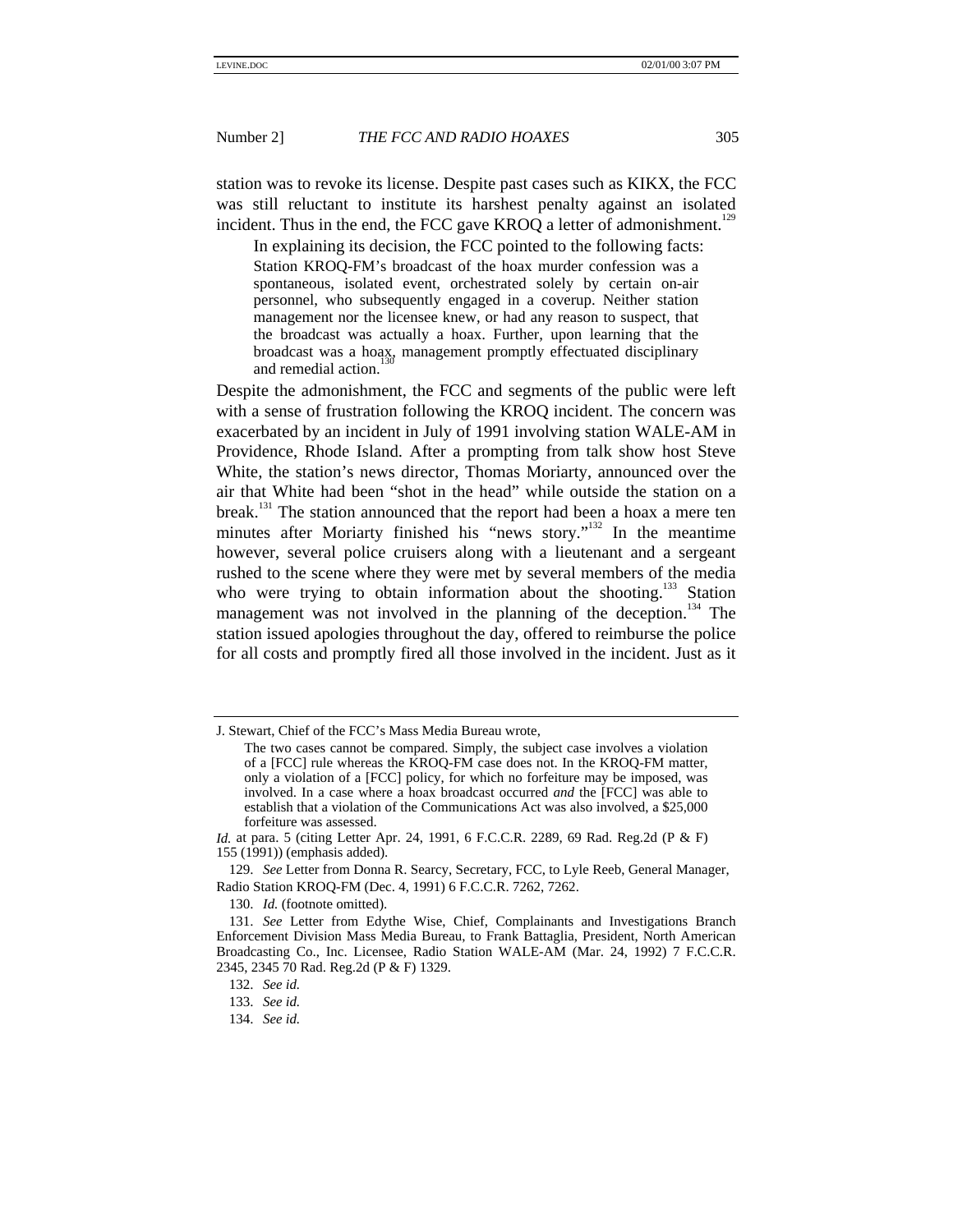station was to revoke its license. Despite past cases such as KIKX, the FCC was still reluctant to institute its harshest penalty against an isolated incident. Thus in the end, the FCC gave KROQ a letter of admonishment.[129]

In explaining its decision, the FCC pointed to the following facts:

> Station KROQ-FM's broadcast of the hoax murder confession was a spontaneous, isolated event, orchestrated solely by certain on-air personnel, who subsequently engaged in a coverup. Neither station management nor the licensee knew, or had any reason to suspect, that the broadcast was actually a hoax. Further, upon learning that the broadcast was a hoax, management promptly effectuated disciplinary and remedial action.[130]

Despite the admonishment, the FCC and segments of the public were left with a sense of frustration following the KROQ incident. The concern was exacerbated by an incident in July of 1991 involving station WALE-AM in Providence, Rhode Island. After a prompting from talk show host Steve White, the station's news director, Thomas Moriarty, announced over the air that White had been "shot in the head" while outside the station on a break.[131] The station announced that the report had been a hoax a mere ten minutes after Moriarty finished his "news story."[132] In the meantime however, several police cruisers along with a lieutenant and a sergeant rushed to the scene where they were met by several members of the media who were trying to obtain information about the shooting.[133] Station management was not involved in the planning of the deception.[134] The station issued apologies throughout the day, offered to reimburse the police for all costs and promptly fired all those involved in the incident. Just as it

---

J. Stewart, Chief of the FCC's Mass Media Bureau wrote,

> The two cases cannot be compared. Simply, the subject case involves a violation of a [FCC] rule whereas the KROQ-FM case does not. In the KROQ-FM matter, only a violation of a [FCC] policy, for which no forfeiture may be imposed, was involved. In a case where a hoax broadcast occurred *and* the [FCC] was able to establish that a violation of the Communications Act was also involved, a $25,000 forfeiture was assessed.

*Id.* at para. 5 (citing Letter Apr. 24, 1991, 6 F.C.C.R. 2289, 69 Rad. Reg.2d (P & F) 155 (1991)) (emphasis added).

129. *See* Letter from Donna R. Searcy, Secretary, FCC, to Lyle Reeb, General Manager, Radio Station KROQ-FM (Dec. 4, 1991) 6 F.C.C.R. 7262, 7262.

130. *Id.* (footnote omitted).

131. *See* Letter from Edythe Wise, Chief, Complainants and Investigations Branch Enforcement Division Mass Media Bureau, to Frank Battaglia, President, North American Broadcasting Co., Inc. Licensee, Radio Station WALE-AM (Mar. 24, 1992) 7 F.C.C.R. 2345, 2345 70 Rad. Reg.2d (P & F) 1329.

132. *See id.*

133. *See id.*

134. *See id.*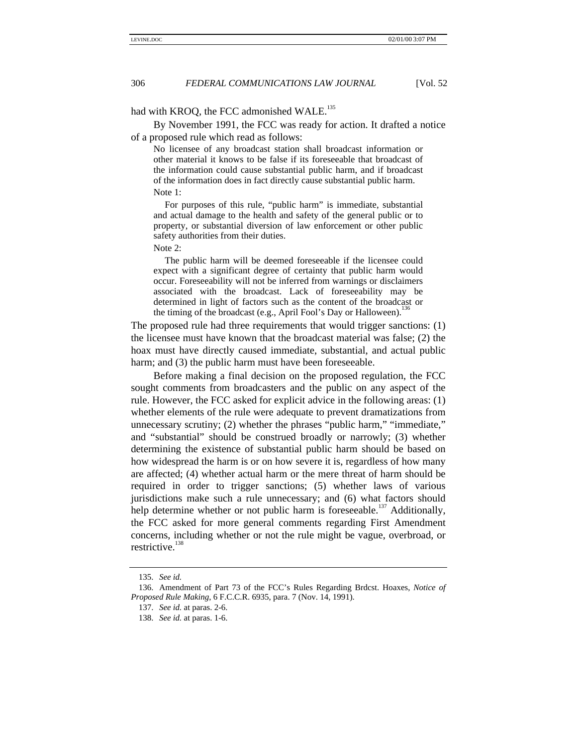had with KROQ, the FCC admonished WALE.[135]

By November 1991, the FCC was ready for action. It drafted a notice of a proposed rule which read as follows:

> No licensee of any broadcast station shall broadcast information or other material it knows to be false if its foreseeable that broadcast of the information could cause substantial public harm, and if broadcast of the information does in fact directly cause substantial public harm.
>
> Note 1:
>
> For purposes of this rule, "public harm" is immediate, substantial and actual damage to the health and safety of the general public or to property, or substantial diversion of law enforcement or other public safety authorities from their duties.
>
> Note 2:
>
> The public harm will be deemed foreseeable if the licensee could expect with a significant degree of certainty that public harm would occur. Foreseeability will not be inferred from warnings or disclaimers associated with the broadcast. Lack of foreseeability may be determined in light of factors such as the content of the broadcast or the timing of the broadcast (e.g., April Fool's Day or Halloween).[136]

The proposed rule had three requirements that would trigger sanctions: (1) the licensee must have known that the broadcast material was false; (2) the hoax must have directly caused immediate, substantial, and actual public harm; and (3) the public harm must have been foreseeable.

Before making a final decision on the proposed regulation, the FCC sought comments from broadcasters and the public on any aspect of the rule. However, the FCC asked for explicit advice in the following areas: (1) whether elements of the rule were adequate to prevent dramatizations from unnecessary scrutiny; (2) whether the phrases "public harm," "immediate," and "substantial" should be construed broadly or narrowly; (3) whether determining the existence of substantial public harm should be based on how widespread the harm is or on how severe it is, regardless of how many are affected; (4) whether actual harm or the mere threat of harm should be required in order to trigger sanctions; (5) whether laws of various jurisdictions make such a rule unnecessary; and (6) what factors should help determine whether or not public harm is foreseeable.[137] Additionally, the FCC asked for more general comments regarding First Amendment concerns, including whether or not the rule might be vague, overbroad, or restrictive.[138]

---

135. *See id.*

136. Amendment of Part 73 of the FCC's Rules Regarding Brdcst. Hoaxes, *Notice of Proposed Rule Making*, 6 F.C.C.R. 6935, para. 7 (Nov. 14, 1991).

137. *See id.* at paras. 2-6.

138. *See id.* at paras. 1-6.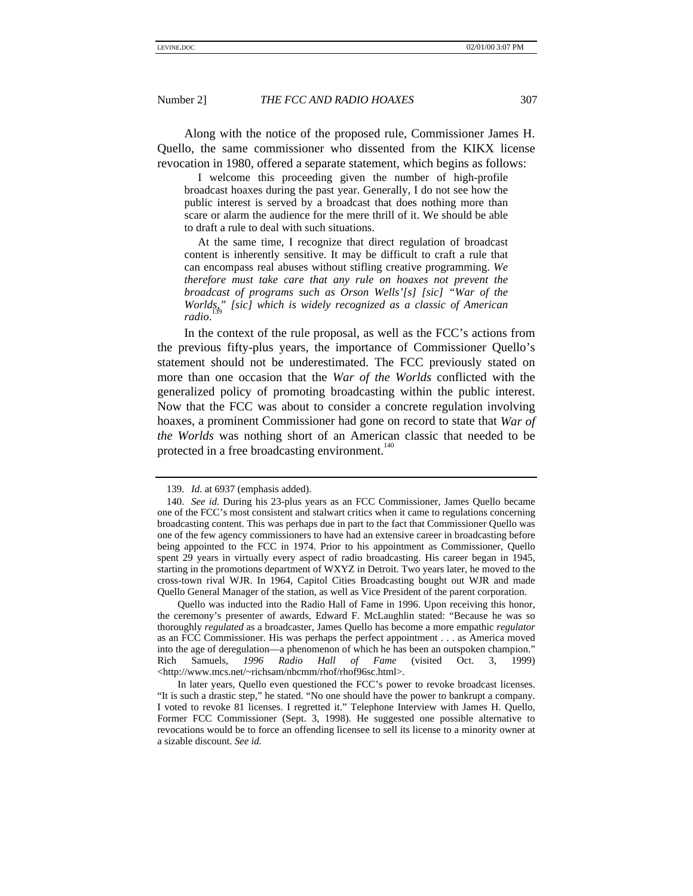Along with the notice of the proposed rule, Commissioner James H. Quello, the same commissioner who dissented from the KIKX license revocation in 1980, offered a separate statement, which begins as follows:

> I welcome this proceeding given the number of high-profile broadcast hoaxes during the past year. Generally, I do not see how the public interest is served by a broadcast that does nothing more than scare or alarm the audience for the mere thrill of it. We should be able to draft a rule to deal with such situations.
>
> At the same time, I recognize that direct regulation of broadcast content is inherently sensitive. It may be difficult to craft a rule that can encompass real abuses without stifling creative programming. *We therefore must take care that any rule on hoaxes not prevent the broadcast of programs such as Orson Wells'[s] [sic] "War of the Worlds," [sic] which is widely recognized as a classic of American radio*.[139]

In the context of the rule proposal, as well as the FCC's actions from the previous fifty-plus years, the importance of Commissioner Quello's statement should not be underestimated. The FCC previously stated on more than one occasion that the *War of the Worlds* conflicted with the generalized policy of promoting broadcasting within the public interest. Now that the FCC was about to consider a concrete regulation involving hoaxes, a prominent Commissioner had gone on record to state that *War of the Worlds* was nothing short of an American classic that needed to be protected in a free broadcasting environment.[140]

---

139. *Id.* at 6937 (emphasis added).

140. *See id.* During his 23-plus years as an FCC Commissioner, James Quello became one of the FCC's most consistent and stalwart critics when it came to regulations concerning broadcasting content. This was perhaps due in part to the fact that Commissioner Quello was one of the few agency commissioners to have had an extensive career in broadcasting before being appointed to the FCC in 1974. Prior to his appointment as Commissioner, Quello spent 29 years in virtually every aspect of radio broadcasting. His career began in 1945, starting in the promotions department of WXYZ in Detroit. Two years later, he moved to the cross-town rival WJR. In 1964, Capitol Cities Broadcasting bought out WJR and made Quello General Manager of the station, as well as Vice President of the parent corporation.

Quello was inducted into the Radio Hall of Fame in 1996. Upon receiving this honor, the ceremony's presenter of awards, Edward F. McLaughlin stated: "Because he was so thoroughly *regulated* as a broadcaster, James Quello has become a more empathic *regulator* as an FCC Commissioner. His was perhaps the perfect appointment . . . as America moved into the age of deregulation—a phenomenon of which he has been an outspoken champion." Rich Samuels, *1996 Radio Hall of Fame* (visited Oct. 3, 1999) <http://www.mcs.net/~richsam/nbcmm/rhof/rhof96sc.html>.

In later years, Quello even questioned the FCC's power to revoke broadcast licenses. "It is such a drastic step," he stated. "No one should have the power to bankrupt a company. I voted to revoke 81 licenses. I regretted it." Telephone Interview with James H. Quello, Former FCC Commissioner (Sept. 3, 1998). He suggested one possible alternative to revocations would be to force an offending licensee to sell its license to a minority owner at a sizable discount. *See id.*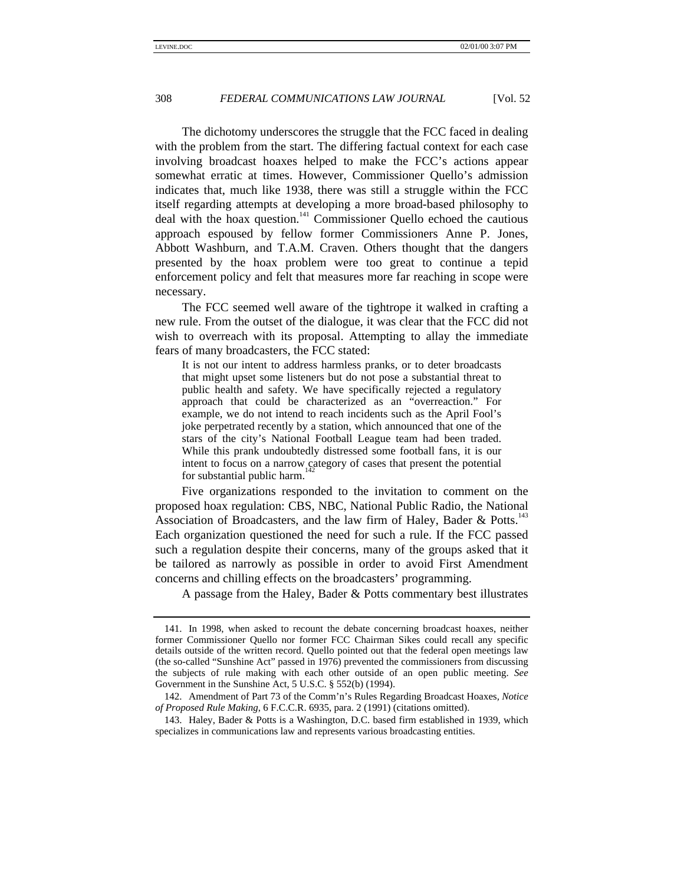The dichotomy underscores the struggle that the FCC faced in dealing with the problem from the start. The differing factual context for each case involving broadcast hoaxes helped to make the FCC's actions appear somewhat erratic at times. However, Commissioner Quello's admission indicates that, much like 1938, there was still a struggle within the FCC itself regarding attempts at developing a more broad-based philosophy to deal with the hoax question.[141] Commissioner Quello echoed the cautious approach espoused by fellow former Commissioners Anne P. Jones, Abbott Washburn, and T.A.M. Craven. Others thought that the dangers presented by the hoax problem were too great to continue a tepid enforcement policy and felt that measures more far reaching in scope were necessary.

The FCC seemed well aware of the tightrope it walked in crafting a new rule. From the outset of the dialogue, it was clear that the FCC did not wish to overreach with its proposal. Attempting to allay the immediate fears of many broadcasters, the FCC stated:

> It is not our intent to address harmless pranks, or to deter broadcasts that might upset some listeners but do not pose a substantial threat to public health and safety. We have specifically rejected a regulatory approach that could be characterized as an "overreaction." For example, we do not intend to reach incidents such as the April Fool's joke perpetrated recently by a station, which announced that one of the stars of the city's National Football League team had been traded. While this prank undoubtedly distressed some football fans, it is our intent to focus on a narrow category of cases that present the potential for substantial public harm.[142]

Five organizations responded to the invitation to comment on the proposed hoax regulation: CBS, NBC, National Public Radio, the National Association of Broadcasters, and the law firm of Haley, Bader & Potts.[143] Each organization questioned the need for such a rule. If the FCC passed such a regulation despite their concerns, many of the groups asked that it be tailored as narrowly as possible in order to avoid First Amendment concerns and chilling effects on the broadcasters' programming.

A passage from the Haley, Bader & Potts commentary best illustrates

---

141. In 1998, when asked to recount the debate concerning broadcast hoaxes, neither former Commissioner Quello nor former FCC Chairman Sikes could recall any specific details outside of the written record. Quello pointed out that the federal open meetings law (the so-called "Sunshine Act" passed in 1976) prevented the commissioners from discussing the subjects of rule making with each other outside of an open public meeting. *See* Government in the Sunshine Act, 5 U.S.C. § 552(b) (1994).

142. Amendment of Part 73 of the Comm'n's Rules Regarding Broadcast Hoaxes, *Notice of Proposed Rule Making*, 6 F.C.C.R. 6935, para. 2 (1991) (citations omitted).

143. Haley, Bader & Potts is a Washington, D.C. based firm established in 1939, which specializes in communications law and represents various broadcasting entities.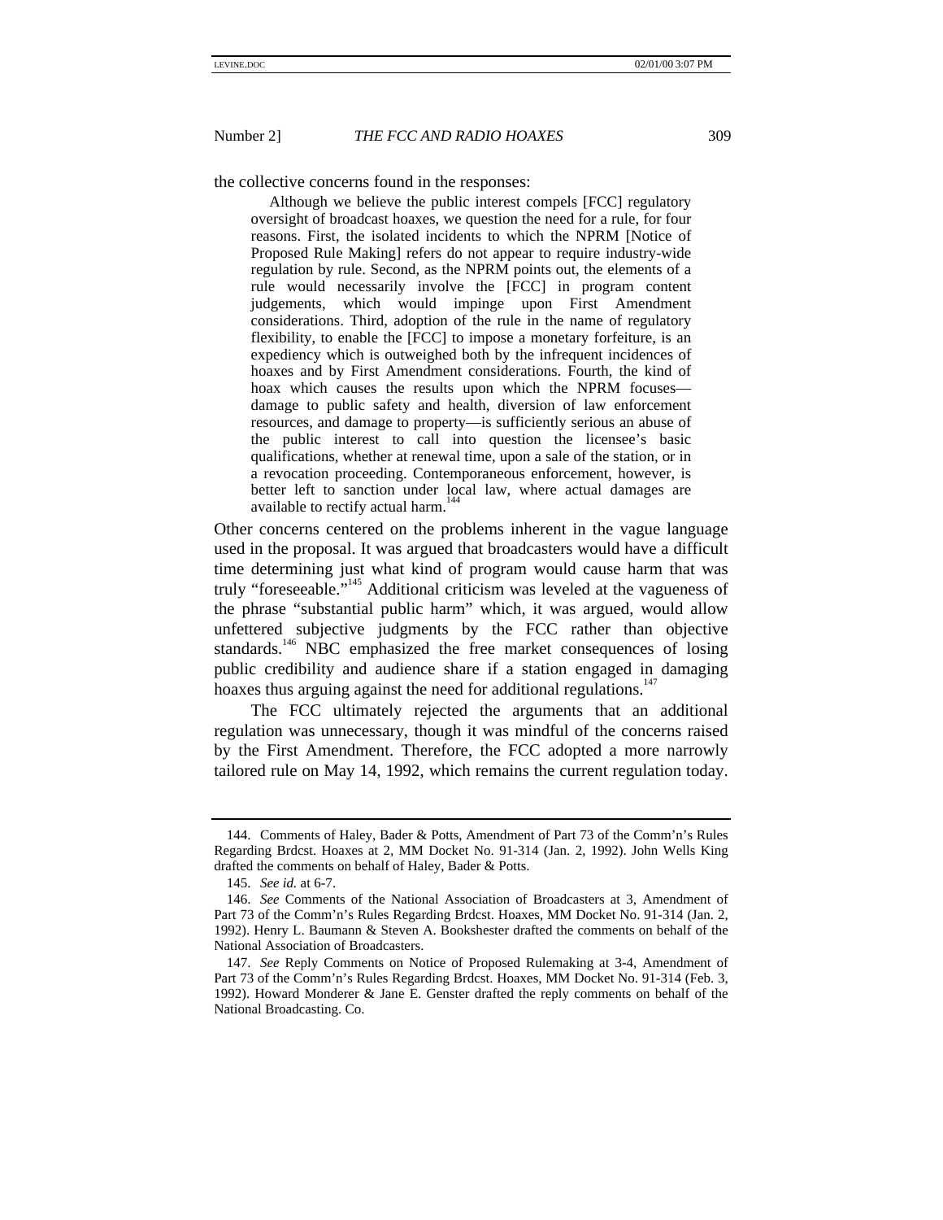the collective concerns found in the responses:

> Although we believe the public interest compels [FCC] regulatory oversight of broadcast hoaxes, we question the need for a rule, for four reasons. First, the isolated incidents to which the NPRM [Notice of Proposed Rule Making] refers do not appear to require industry-wide regulation by rule. Second, as the NPRM points out, the elements of a rule would necessarily involve the [FCC] in program content judgements, which would impinge upon First Amendment considerations. Third, adoption of the rule in the name of regulatory flexibility, to enable the [FCC] to impose a monetary forfeiture, is an expediency which is outweighed both by the infrequent incidences of hoaxes and by First Amendment considerations. Fourth, the kind of hoax which causes the results upon which the NPRM focuses—damage to public safety and health, diversion of law enforcement resources, and damage to property—is sufficiently serious an abuse of the public interest to call into question the licensee's basic qualifications, whether at renewal time, upon a sale of the station, or in a revocation proceeding. Contemporaneous enforcement, however, is better left to sanction under local law, where actual damages are available to rectify actual harm.[144]

Other concerns centered on the problems inherent in the vague language used in the proposal. It was argued that broadcasters would have a difficult time determining just what kind of program would cause harm that was truly "foreseeable."[145] Additional criticism was leveled at the vagueness of the phrase "substantial public harm" which, it was argued, would allow unfettered subjective judgments by the FCC rather than objective standards.[146] NBC emphasized the free market consequences of losing public credibility and audience share if a station engaged in damaging hoaxes thus arguing against the need for additional regulations.[147]

The FCC ultimately rejected the arguments that an additional regulation was unnecessary, though it was mindful of the concerns raised by the First Amendment. Therefore, the FCC adopted a more narrowly tailored rule on May 14, 1992, which remains the current regulation today.

---

144. Comments of Haley, Bader & Potts, Amendment of Part 73 of the Comm'n's Rules Regarding Brdcst. Hoaxes at 2, MM Docket No. 91-314 (Jan. 2, 1992). John Wells King drafted the comments on behalf of Haley, Bader & Potts.

145. *See id.* at 6-7.

146. *See* Comments of the National Association of Broadcasters at 3, Amendment of Part 73 of the Comm'n's Rules Regarding Brdcst. Hoaxes, MM Docket No. 91-314 (Jan. 2, 1992). Henry L. Baumann & Steven A. Bookshester drafted the comments on behalf of the National Association of Broadcasters.

147. *See* Reply Comments on Notice of Proposed Rulemaking at 3-4, Amendment of Part 73 of the Comm'n's Rules Regarding Brdcst. Hoaxes, MM Docket No. 91-314 (Feb. 3, 1992). Howard Monderer & Jane E. Genster drafted the reply comments on behalf of the National Broadcasting. Co.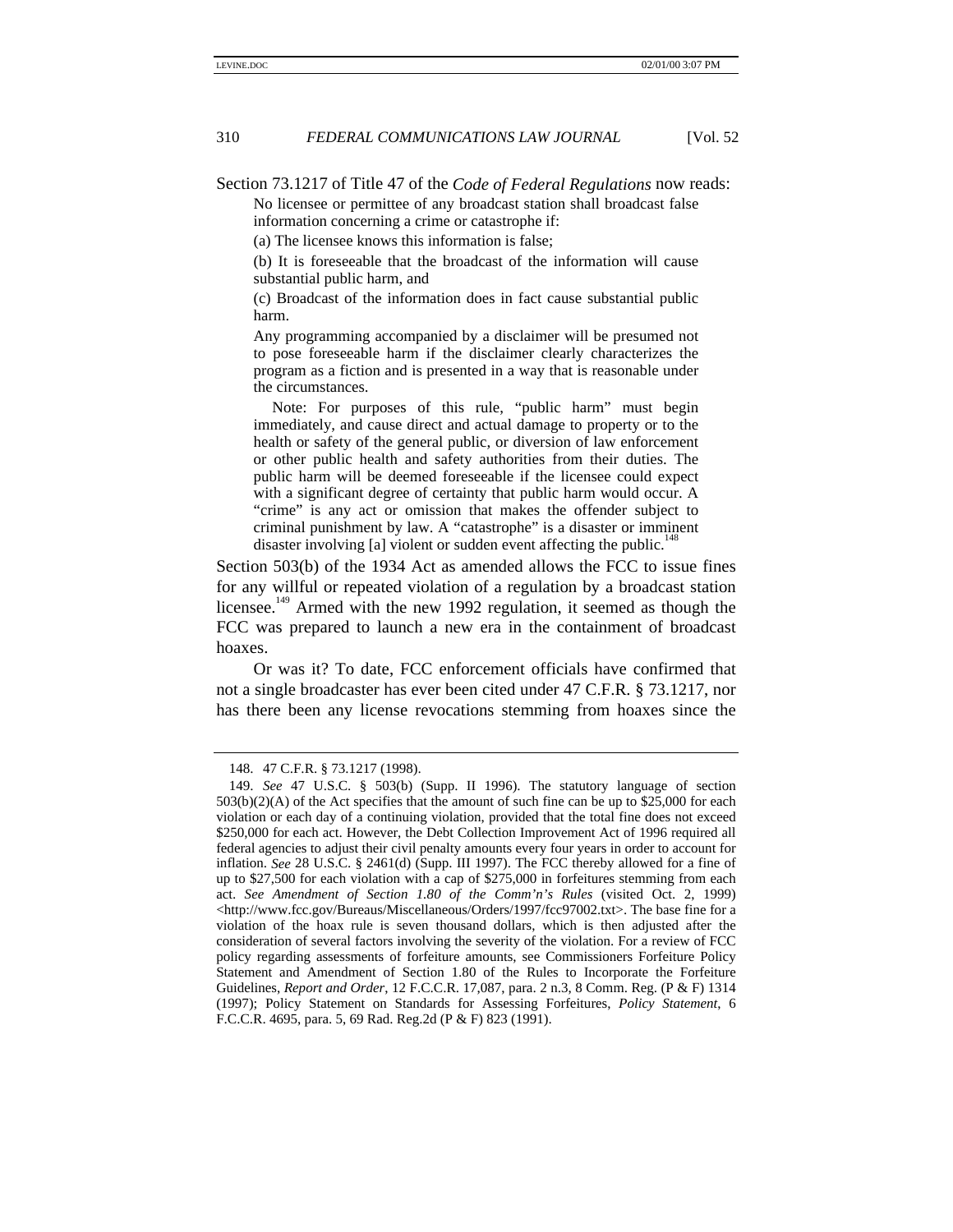Section 73.1217 of Title 47 of the *Code of Federal Regulations* now reads:

> No licensee or permittee of any broadcast station shall broadcast false information concerning a crime or catastrophe if:
>
> (a) The licensee knows this information is false;
>
> (b) It is foreseeable that the broadcast of the information will cause substantial public harm, and
>
> (c) Broadcast of the information does in fact cause substantial public harm.
>
> Any programming accompanied by a disclaimer will be presumed not to pose foreseeable harm if the disclaimer clearly characterizes the program as a fiction and is presented in a way that is reasonable under the circumstances.
>
> Note: For purposes of this rule, "public harm" must begin immediately, and cause direct and actual damage to property or to the health or safety of the general public, or diversion of law enforcement or other public health and safety authorities from their duties. The public harm will be deemed foreseeable if the licensee could expect with a significant degree of certainty that public harm would occur. A "crime" is any act or omission that makes the offender subject to criminal punishment by law. A "catastrophe" is a disaster or imminent disaster involving [a] violent or sudden event affecting the public.[148]

Section 503(b) of the 1934 Act as amended allows the FCC to issue fines for any willful or repeated violation of a regulation by a broadcast station licensee.[149] Armed with the new 1992 regulation, it seemed as though the FCC was prepared to launch a new era in the containment of broadcast hoaxes.

Or was it? To date, FCC enforcement officials have confirmed that not a single broadcaster has ever been cited under 47 C.F.R. § 73.1217, nor has there been any license revocations stemming from hoaxes since the

---

148. 47 C.F.R. § 73.1217 (1998).

149. *See* 47 U.S.C. § 503(b) (Supp. II 1996). The statutory language of section 503(b)(2)(A) of the Act specifies that the amount of such fine can be up to $25,000 for each violation or each day of a continuing violation, provided that the total fine does not exceed $250,000 for each act. However, the Debt Collection Improvement Act of 1996 required all federal agencies to adjust their civil penalty amounts every four years in order to account for inflation. *See* 28 U.S.C. § 2461(d) (Supp. III 1997). The FCC thereby allowed for a fine of up to $27,500 for each violation with a cap of $275,000 in forfeitures stemming from each act. *See Amendment of Section 1.80 of the Comm'n's Rules* (visited Oct. 2, 1999) <http://www.fcc.gov/Bureaus/Miscellaneous/Orders/1997/fcc97002.txt>. The base fine for a violation of the hoax rule is seven thousand dollars, which is then adjusted after the consideration of several factors involving the severity of the violation. For a review of FCC policy regarding assessments of forfeiture amounts, see Commissioners Forfeiture Policy Statement and Amendment of Section 1.80 of the Rules to Incorporate the Forfeiture Guidelines, *Report and Order*, 12 F.C.C.R. 17,087, para. 2 n.3, 8 Comm. Reg. (P & F) 1314 (1997); Policy Statement on Standards for Assessing Forfeitures, *Policy Statement*, 6 F.C.C.R. 4695, para. 5, 69 Rad. Reg.2d (P & F) 823 (1991).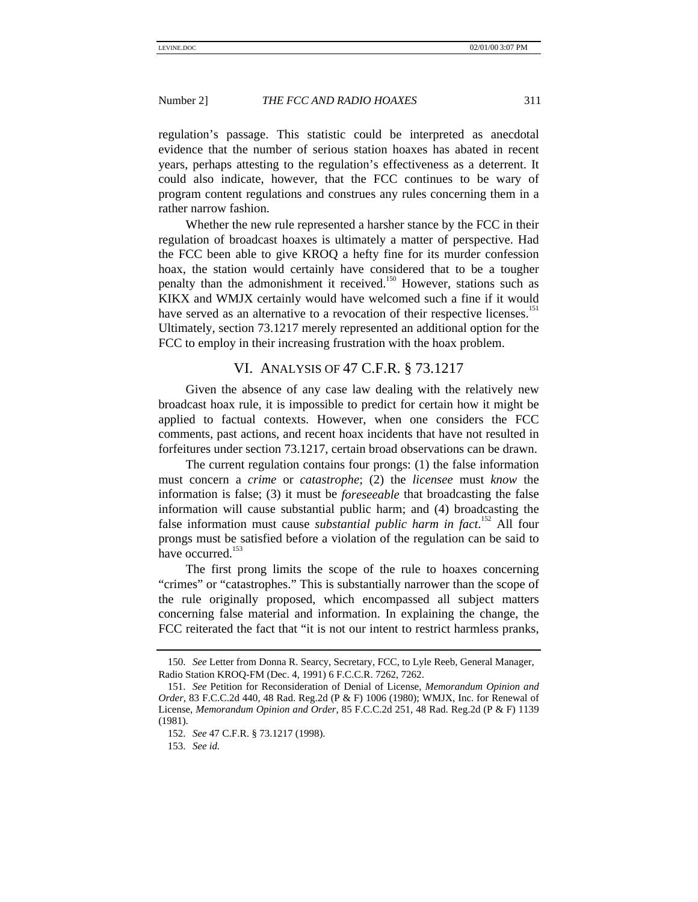regulation's passage. This statistic could be interpreted as anecdotal evidence that the number of serious station hoaxes has abated in recent years, perhaps attesting to the regulation's effectiveness as a deterrent. It could also indicate, however, that the FCC continues to be wary of program content regulations and construes any rules concerning them in a rather narrow fashion.

Whether the new rule represented a harsher stance by the FCC in their regulation of broadcast hoaxes is ultimately a matter of perspective. Had the FCC been able to give KROQ a hefty fine for its murder confession hoax, the station would certainly have considered that to be a tougher penalty than the admonishment it received.[150] However, stations such as KIKX and WMJX certainly would have welcomed such a fine if it would have served as an alternative to a revocation of their respective licenses.[151] Ultimately, section 73.1217 merely represented an additional option for the FCC to employ in their increasing frustration with the hoax problem.

## VI. Analysis of 47 C.F.R. § 73.1217

Given the absence of any case law dealing with the relatively new broadcast hoax rule, it is impossible to predict for certain how it might be applied to factual contexts. However, when one considers the FCC comments, past actions, and recent hoax incidents that have not resulted in forfeitures under section 73.1217, certain broad observations can be drawn.

The current regulation contains four prongs: (1) the false information must concern a *crime* or *catastrophe*; (2) the *licensee* must *know* the information is false; (3) it must be *foreseeable* that broadcasting the false information will cause substantial public harm; and (4) broadcasting the false information must cause *substantial public harm in fact*.[152] All four prongs must be satisfied before a violation of the regulation can be said to have occurred.[153]

The first prong limits the scope of the rule to hoaxes concerning "crimes" or "catastrophes." This is substantially narrower than the scope of the rule originally proposed, which encompassed all subject matters concerning false material and information. In explaining the change, the FCC reiterated the fact that "it is not our intent to restrict harmless pranks,

---

150. *See* Letter from Donna R. Searcy, Secretary, FCC, to Lyle Reeb, General Manager, Radio Station KROQ-FM (Dec. 4, 1991) 6 F.C.C.R. 7262, 7262.

151. *See* Petition for Reconsideration of Denial of License, *Memorandum Opinion and Order*, 83 F.C.C.2d 440, 48 Rad. Reg.2d (P & F) 1006 (1980); WMJX, Inc. for Renewal of License, *Memorandum Opinion and Order*, 85 F.C.C.2d 251, 48 Rad. Reg.2d (P & F) 1139 (1981).

152. *See* 47 C.F.R. § 73.1217 (1998).

153. *See id.*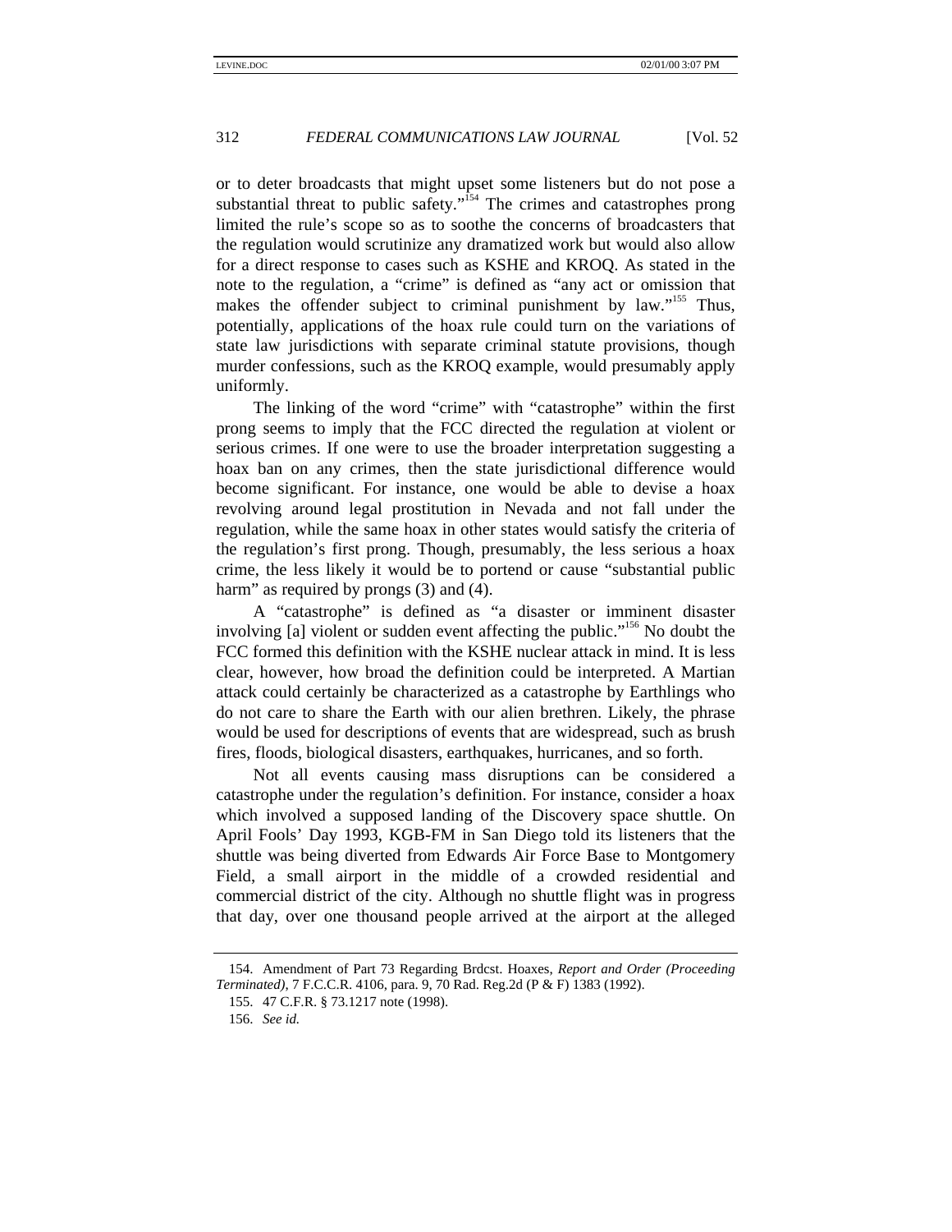or to deter broadcasts that might upset some listeners but do not pose a substantial threat to public safety."[154] The crimes and catastrophes prong limited the rule's scope so as to soothe the concerns of broadcasters that the regulation would scrutinize any dramatized work but would also allow for a direct response to cases such as KSHE and KROQ. As stated in the note to the regulation, a "crime" is defined as "any act or omission that makes the offender subject to criminal punishment by law."[155] Thus, potentially, applications of the hoax rule could turn on the variations of state law jurisdictions with separate criminal statute provisions, though murder confessions, such as the KROQ example, would presumably apply uniformly.

The linking of the word "crime" with "catastrophe" within the first prong seems to imply that the FCC directed the regulation at violent or serious crimes. If one were to use the broader interpretation suggesting a hoax ban on any crimes, then the state jurisdictional difference would become significant. For instance, one would be able to devise a hoax revolving around legal prostitution in Nevada and not fall under the regulation, while the same hoax in other states would satisfy the criteria of the regulation's first prong. Though, presumably, the less serious a hoax crime, the less likely it would be to portend or cause "substantial public harm" as required by prongs (3) and (4).

A "catastrophe" is defined as "a disaster or imminent disaster involving [a] violent or sudden event affecting the public."[156] No doubt the FCC formed this definition with the KSHE nuclear attack in mind. It is less clear, however, how broad the definition could be interpreted. A Martian attack could certainly be characterized as a catastrophe by Earthlings who do not care to share the Earth with our alien brethren. Likely, the phrase would be used for descriptions of events that are widespread, such as brush fires, floods, biological disasters, earthquakes, hurricanes, and so forth.

Not all events causing mass disruptions can be considered a catastrophe under the regulation's definition. For instance, consider a hoax which involved a supposed landing of the Discovery space shuttle. On April Fools' Day 1993, KGB-FM in San Diego told its listeners that the shuttle was being diverted from Edwards Air Force Base to Montgomery Field, a small airport in the middle of a crowded residential and commercial district of the city. Although no shuttle flight was in progress that day, over one thousand people arrived at the airport at the alleged

154. Amendment of Part 73 Regarding Brdcst. Hoaxes, *Report and Order (Proceeding Terminated)*, 7 F.C.C.R. 4106, para. 9, 70 Rad. Reg.2d (P & F) 1383 (1992).

155. 47 C.F.R. § 73.1217 note (1998).

156. *See id.*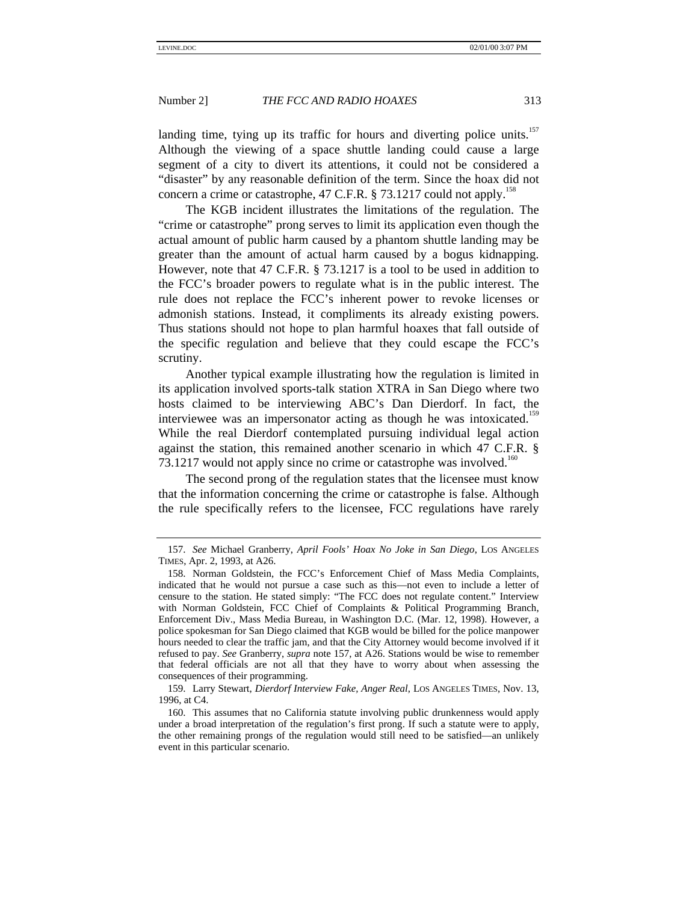landing time, tying up its traffic for hours and diverting police units.[157] Although the viewing of a space shuttle landing could cause a large segment of a city to divert its attentions, it could not be considered a "disaster" by any reasonable definition of the term. Since the hoax did not concern a crime or catastrophe, 47 C.F.R. § 73.1217 could not apply.[158]

The KGB incident illustrates the limitations of the regulation. The "crime or catastrophe" prong serves to limit its application even though the actual amount of public harm caused by a phantom shuttle landing may be greater than the amount of actual harm caused by a bogus kidnapping. However, note that 47 C.F.R. § 73.1217 is a tool to be used in addition to the FCC's broader powers to regulate what is in the public interest. The rule does not replace the FCC's inherent power to revoke licenses or admonish stations. Instead, it compliments its already existing powers. Thus stations should not hope to plan harmful hoaxes that fall outside of the specific regulation and believe that they could escape the FCC's scrutiny.

Another typical example illustrating how the regulation is limited in its application involved sports-talk station XTRA in San Diego where two hosts claimed to be interviewing ABC's Dan Dierdorf. In fact, the interviewee was an impersonator acting as though he was intoxicated.[159] While the real Dierdorf contemplated pursuing individual legal action against the station, this remained another scenario in which 47 C.F.R. § 73.1217 would not apply since no crime or catastrophe was involved.[160]

The second prong of the regulation states that the licensee must know that the information concerning the crime or catastrophe is false. Although the rule specifically refers to the licensee, FCC regulations have rarely

---

157. *See* Michael Granberry, *April Fools' Hoax No Joke in San Diego*, LOS ANGELES TIMES, Apr. 2, 1993, at A26.

158. Norman Goldstein, the FCC's Enforcement Chief of Mass Media Complaints, indicated that he would not pursue a case such as this—not even to include a letter of censure to the station. He stated simply: "The FCC does not regulate content." Interview with Norman Goldstein, FCC Chief of Complaints & Political Programming Branch, Enforcement Div., Mass Media Bureau, in Washington D.C. (Mar. 12, 1998). However, a police spokesman for San Diego claimed that KGB would be billed for the police manpower hours needed to clear the traffic jam, and that the City Attorney would become involved if it refused to pay. *See* Granberry, *supra* note 157, at A26. Stations would be wise to remember that federal officials are not all that they have to worry about when assessing the consequences of their programming.

159. Larry Stewart, *Dierdorf Interview Fake, Anger Real*, LOS ANGELES TIMES, Nov. 13, 1996, at C4.

160. This assumes that no California statute involving public drunkenness would apply under a broad interpretation of the regulation's first prong. If such a statute were to apply, the other remaining prongs of the regulation would still need to be satisfied—an unlikely event in this particular scenario.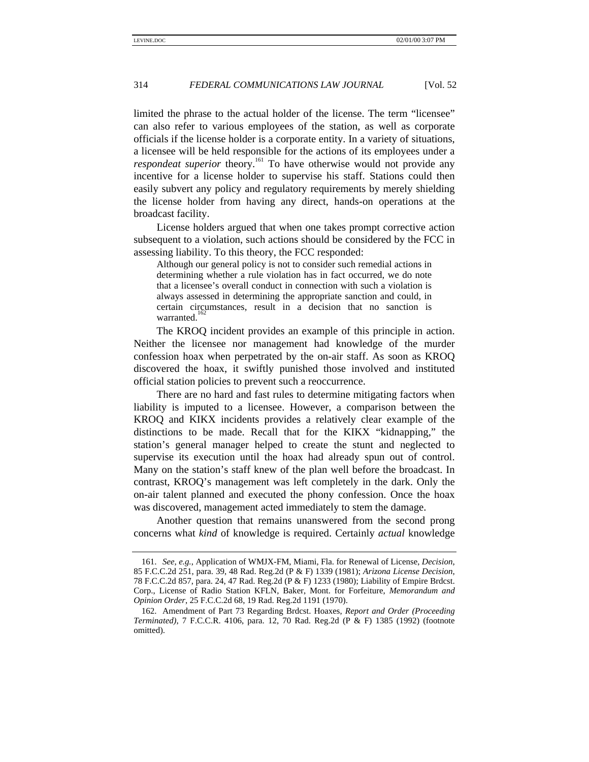limited the phrase to the actual holder of the license. The term "licensee" can also refer to various employees of the station, as well as corporate officials if the license holder is a corporate entity. In a variety of situations, a licensee will be held responsible for the actions of its employees under a *respondeat superior* theory.[161] To have otherwise would not provide any incentive for a license holder to supervise his staff. Stations could then easily subvert any policy and regulatory requirements by merely shielding the license holder from having any direct, hands-on operations at the broadcast facility.

License holders argued that when one takes prompt corrective action subsequent to a violation, such actions should be considered by the FCC in assessing liability. To this theory, the FCC responded:

> Although our general policy is not to consider such remedial actions in determining whether a rule violation has in fact occurred, we do note that a licensee's overall conduct in connection with such a violation is always assessed in determining the appropriate sanction and could, in certain circumstances, result in a decision that no sanction is warranted.[162]

The KROQ incident provides an example of this principle in action. Neither the licensee nor management had knowledge of the murder confession hoax when perpetrated by the on-air staff. As soon as KROQ discovered the hoax, it swiftly punished those involved and instituted official station policies to prevent such a reoccurrence.

There are no hard and fast rules to determine mitigating factors when liability is imputed to a licensee. However, a comparison between the KROQ and KIKX incidents provides a relatively clear example of the distinctions to be made. Recall that for the KIKX "kidnapping," the station's general manager helped to create the stunt and neglected to supervise its execution until the hoax had already spun out of control. Many on the station's staff knew of the plan well before the broadcast. In contrast, KROQ's management was left completely in the dark. Only the on-air talent planned and executed the phony confession. Once the hoax was discovered, management acted immediately to stem the damage.

Another question that remains unanswered from the second prong concerns what *kind* of knowledge is required. Certainly *actual* knowledge

---

161. *See, e.g.*, Application of WMJX-FM, Miami, Fla. for Renewal of License, *Decision*, 85 F.C.C.2d 251, para. 39, 48 Rad. Reg.2d (P & F) 1339 (1981); *Arizona License Decision*, 78 F.C.C.2d 857, para. 24, 47 Rad. Reg.2d (P & F) 1233 (1980); Liability of Empire Brdcst. Corp., License of Radio Station KFLN, Baker, Mont. for Forfeiture, *Memorandum and Opinion Order*, 25 F.C.C.2d 68, 19 Rad. Reg.2d 1191 (1970).

162. Amendment of Part 73 Regarding Brdcst. Hoaxes, *Report and Order (Proceeding Terminated)*, 7 F.C.C.R. 4106, para. 12, 70 Rad. Reg.2d (P & F) 1385 (1992) (footnote omitted).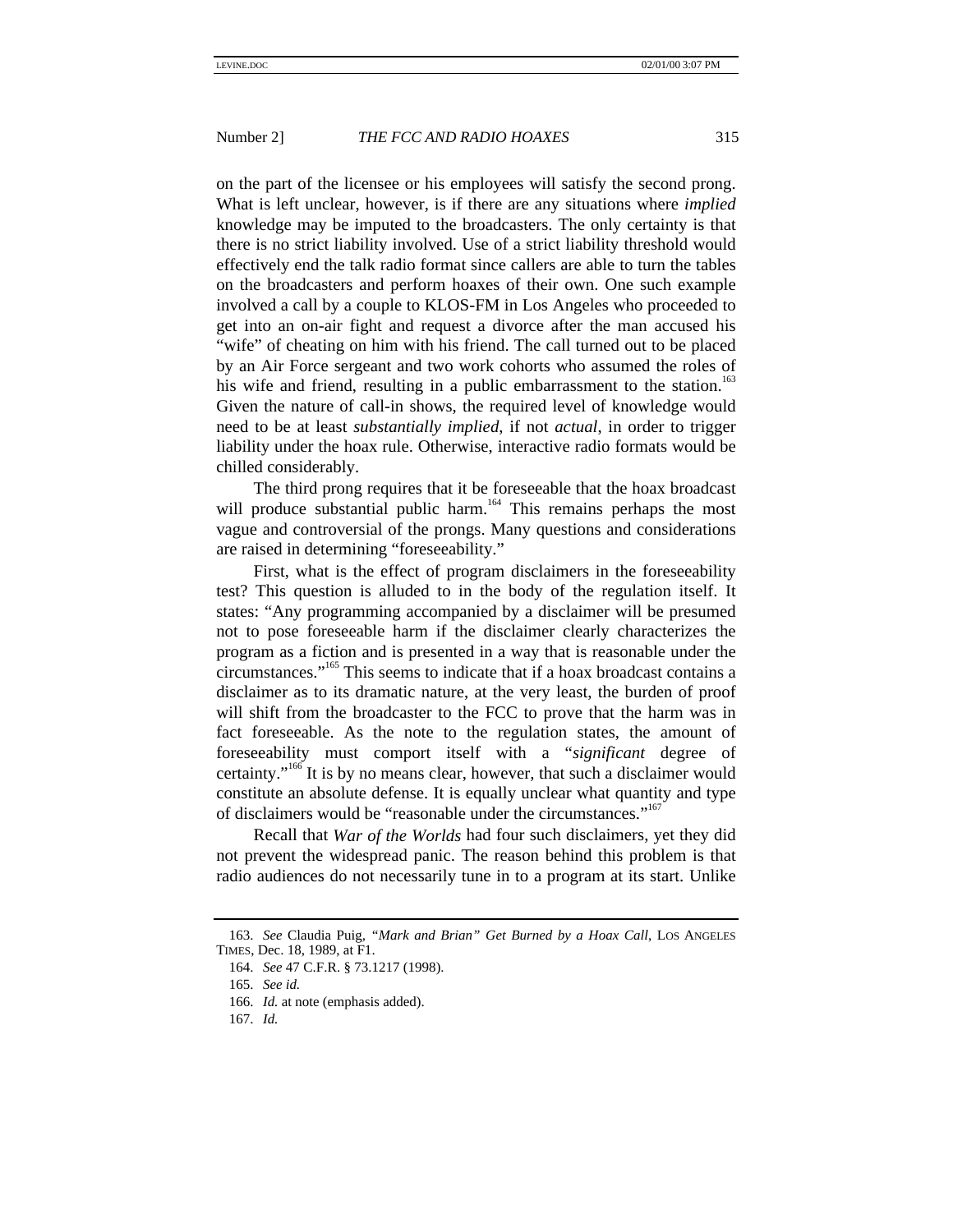on the part of the licensee or his employees will satisfy the second prong. What is left unclear, however, is if there are any situations where *implied* knowledge may be imputed to the broadcasters. The only certainty is that there is no strict liability involved. Use of a strict liability threshold would effectively end the talk radio format since callers are able to turn the tables on the broadcasters and perform hoaxes of their own. One such example involved a call by a couple to KLOS-FM in Los Angeles who proceeded to get into an on-air fight and request a divorce after the man accused his "wife" of cheating on him with his friend. The call turned out to be placed by an Air Force sergeant and two work cohorts who assumed the roles of his wife and friend, resulting in a public embarrassment to the station.[163] Given the nature of call-in shows, the required level of knowledge would need to be at least *substantially implied*, if not *actual*, in order to trigger liability under the hoax rule. Otherwise, interactive radio formats would be chilled considerably.

The third prong requires that it be foreseeable that the hoax broadcast will produce substantial public harm.[164] This remains perhaps the most vague and controversial of the prongs. Many questions and considerations are raised in determining "foreseeability."

First, what is the effect of program disclaimers in the foreseeability test? This question is alluded to in the body of the regulation itself. It states: "Any programming accompanied by a disclaimer will be presumed not to pose foreseeable harm if the disclaimer clearly characterizes the program as a fiction and is presented in a way that is reasonable under the circumstances."[165] This seems to indicate that if a hoax broadcast contains a disclaimer as to its dramatic nature, at the very least, the burden of proof will shift from the broadcaster to the FCC to prove that the harm was in fact foreseeable. As the note to the regulation states, the amount of foreseeability must comport itself with a "*significant* degree of certainty."[166] It is by no means clear, however, that such a disclaimer would constitute an absolute defense. It is equally unclear what quantity and type of disclaimers would be "reasonable under the circumstances."[167]

Recall that *War of the Worlds* had four such disclaimers, yet they did not prevent the widespread panic. The reason behind this problem is that radio audiences do not necessarily tune in to a program at its start. Unlike

---

163. *See* Claudia Puig, *"Mark and Brian" Get Burned by a Hoax Call*, LOS ANGELES TIMES, Dec. 18, 1989, at F1.

164. *See* 47 C.F.R. § 73.1217 (1998).

165. *See id.*

166. *Id.* at note (emphasis added).

167. *Id.*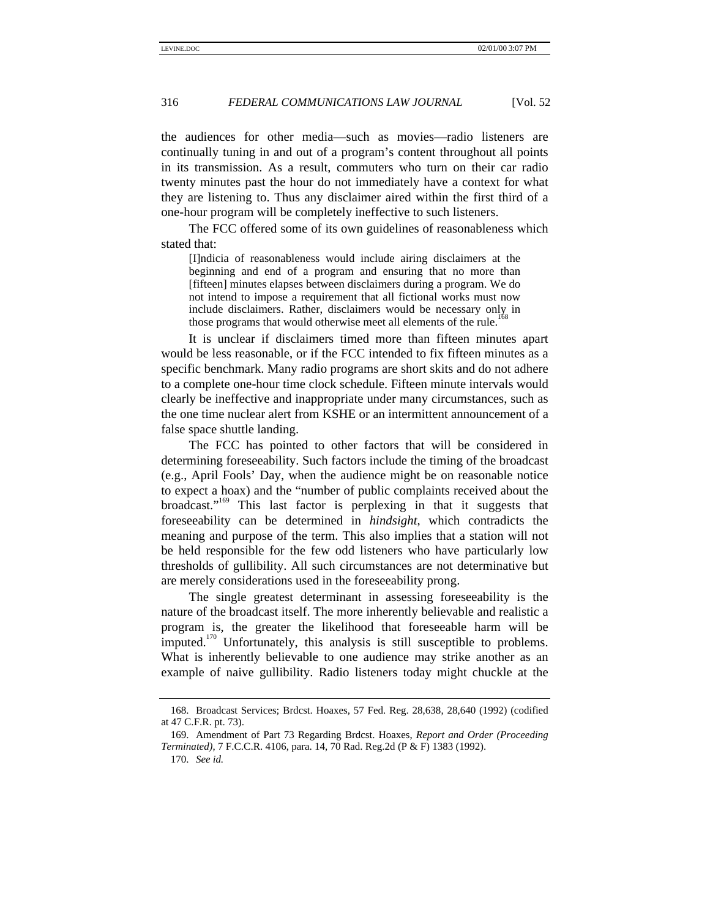the audiences for other media—such as movies—radio listeners are continually tuning in and out of a program's content throughout all points in its transmission. As a result, commuters who turn on their car radio twenty minutes past the hour do not immediately have a context for what they are listening to. Thus any disclaimer aired within the first third of a one-hour program will be completely ineffective to such listeners.

The FCC offered some of its own guidelines of reasonableness which stated that:

> [I]ndicia of reasonableness would include airing disclaimers at the beginning and end of a program and ensuring that no more than [fifteen] minutes elapses between disclaimers during a program. We do not intend to impose a requirement that all fictional works must now include disclaimers. Rather, disclaimers would be necessary only in those programs that would otherwise meet all elements of the rule.[168]

It is unclear if disclaimers timed more than fifteen minutes apart would be less reasonable, or if the FCC intended to fix fifteen minutes as a specific benchmark. Many radio programs are short skits and do not adhere to a complete one-hour time clock schedule. Fifteen minute intervals would clearly be ineffective and inappropriate under many circumstances, such as the one time nuclear alert from KSHE or an intermittent announcement of a false space shuttle landing.

The FCC has pointed to other factors that will be considered in determining foreseeability. Such factors include the timing of the broadcast (e.g., April Fools' Day, when the audience might be on reasonable notice to expect a hoax) and the "number of public complaints received about the broadcast."[169] This last factor is perplexing in that it suggests that foreseeability can be determined in *hindsight*, which contradicts the meaning and purpose of the term. This also implies that a station will not be held responsible for the few odd listeners who have particularly low thresholds of gullibility. All such circumstances are not determinative but are merely considerations used in the foreseeability prong.

The single greatest determinant in assessing foreseeability is the nature of the broadcast itself. The more inherently believable and realistic a program is, the greater the likelihood that foreseeable harm will be imputed.[170] Unfortunately, this analysis is still susceptible to problems. What is inherently believable to one audience may strike another as an example of naive gullibility. Radio listeners today might chuckle at the

---

168. Broadcast Services; Brdcst. Hoaxes, 57 Fed. Reg. 28,638, 28,640 (1992) (codified at 47 C.F.R. pt. 73).

169. Amendment of Part 73 Regarding Brdcst. Hoaxes, *Report and Order (Proceeding Terminated)*, 7 F.C.C.R. 4106, para. 14, 70 Rad. Reg.2d (P & F) 1383 (1992).

170. *See id.*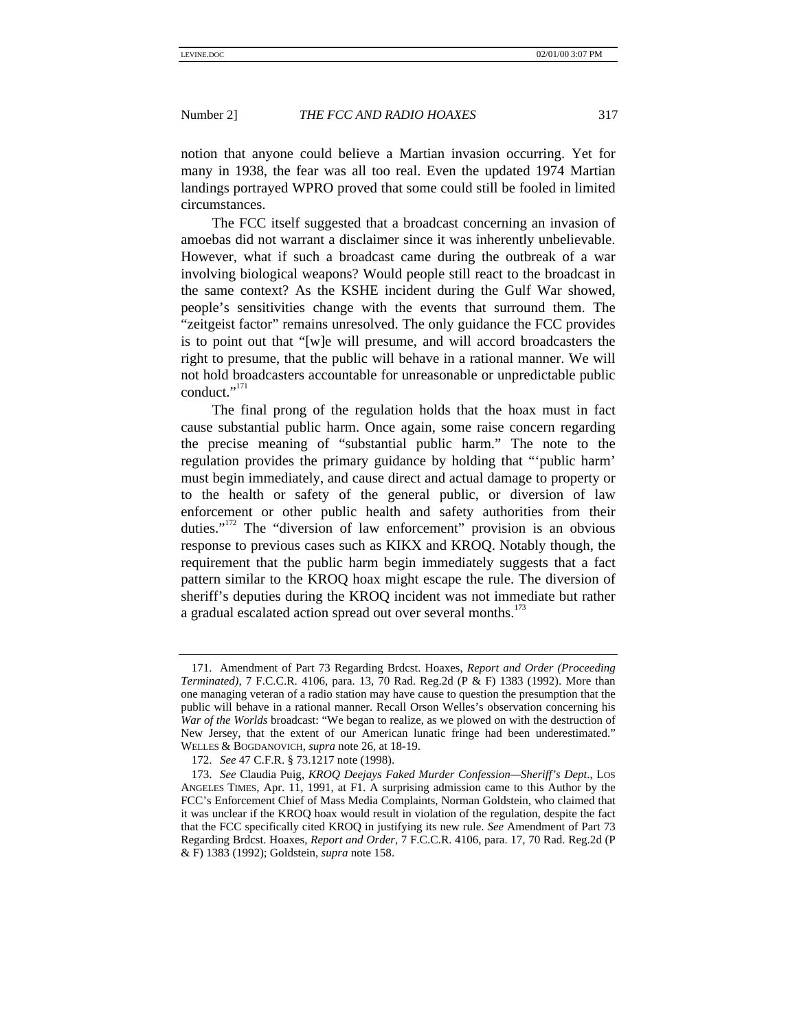notion that anyone could believe a Martian invasion occurring. Yet for many in 1938, the fear was all too real. Even the updated 1974 Martian landings portrayed WPRO proved that some could still be fooled in limited circumstances.

The FCC itself suggested that a broadcast concerning an invasion of amoebas did not warrant a disclaimer since it was inherently unbelievable. However, what if such a broadcast came during the outbreak of a war involving biological weapons? Would people still react to the broadcast in the same context? As the KSHE incident during the Gulf War showed, people's sensitivities change with the events that surround them. The "zeitgeist factor" remains unresolved. The only guidance the FCC provides is to point out that "[w]e will presume, and will accord broadcasters the right to presume, that the public will behave in a rational manner. We will not hold broadcasters accountable for unreasonable or unpredictable public conduct."[171]

The final prong of the regulation holds that the hoax must in fact cause substantial public harm. Once again, some raise concern regarding the precise meaning of "substantial public harm." The note to the regulation provides the primary guidance by holding that "'public harm' must begin immediately, and cause direct and actual damage to property or to the health or safety of the general public, or diversion of law enforcement or other public health and safety authorities from their duties."[172] The "diversion of law enforcement" provision is an obvious response to previous cases such as KIKX and KROQ. Notably though, the requirement that the public harm begin immediately suggests that a fact pattern similar to the KROQ hoax might escape the rule. The diversion of sheriff's deputies during the KROQ incident was not immediate but rather a gradual escalated action spread out over several months.[173]

---

171. Amendment of Part 73 Regarding Brdcst. Hoaxes, *Report and Order (Proceeding Terminated)*, 7 F.C.C.R. 4106, para. 13, 70 Rad. Reg.2d (P & F) 1383 (1992). More than one managing veteran of a radio station may have cause to question the presumption that the public will behave in a rational manner. Recall Orson Welles's observation concerning his *War of the Worlds* broadcast: "We began to realize, as we plowed on with the destruction of New Jersey, that the extent of our American lunatic fringe had been underestimated." WELLES & BOGDANOVICH, *supra* note 26, at 18-19.

172. *See* 47 C.F.R. § 73.1217 note (1998).

173. *See* Claudia Puig, *KROQ Deejays Faked Murder Confession—Sheriff's Dept*., LOS ANGELES TIMES, Apr. 11, 1991, at F1. A surprising admission came to this Author by the FCC's Enforcement Chief of Mass Media Complaints, Norman Goldstein, who claimed that it was unclear if the KROQ hoax would result in violation of the regulation, despite the fact that the FCC specifically cited KROQ in justifying its new rule. *See* Amendment of Part 73 Regarding Brdcst. Hoaxes, *Report and Order*, 7 F.C.C.R. 4106, para. 17, 70 Rad. Reg.2d (P & F) 1383 (1992); Goldstein, *supra* note 158.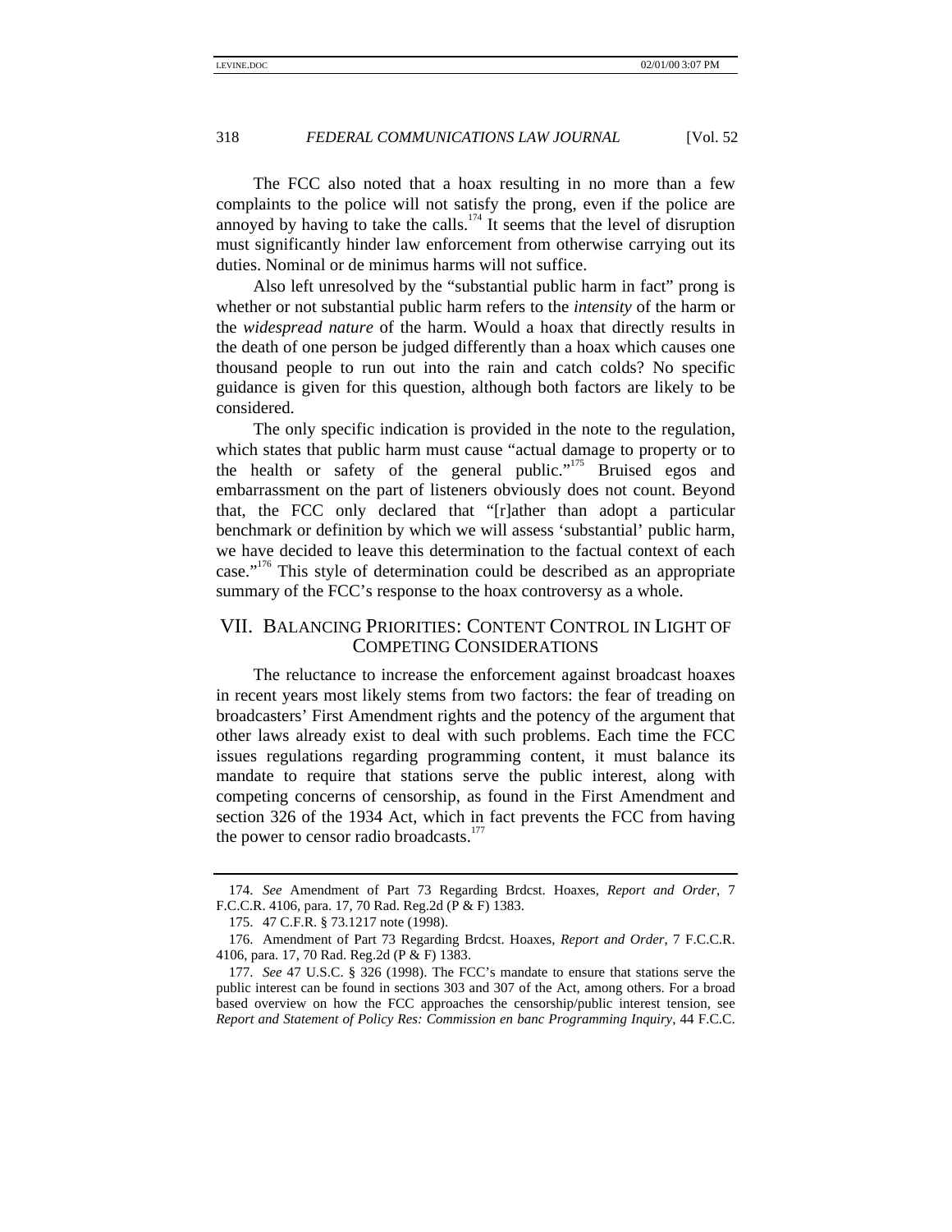The FCC also noted that a hoax resulting in no more than a few complaints to the police will not satisfy the prong, even if the police are annoyed by having to take the calls.[174] It seems that the level of disruption must significantly hinder law enforcement from otherwise carrying out its duties. Nominal or de minimus harms will not suffice.

Also left unresolved by the "substantial public harm in fact" prong is whether or not substantial public harm refers to the *intensity* of the harm or the *widespread nature* of the harm. Would a hoax that directly results in the death of one person be judged differently than a hoax which causes one thousand people to run out into the rain and catch colds? No specific guidance is given for this question, although both factors are likely to be considered.

The only specific indication is provided in the note to the regulation, which states that public harm must cause "actual damage to property or to the health or safety of the general public."[175] Bruised egos and embarrassment on the part of listeners obviously does not count. Beyond that, the FCC only declared that "[r]ather than adopt a particular benchmark or definition by which we will assess 'substantial' public harm, we have decided to leave this determination to the factual context of each case."[176] This style of determination could be described as an appropriate summary of the FCC's response to the hoax controversy as a whole.

## VII. Balancing Priorities: Content Control in Light of Competing Considerations

The reluctance to increase the enforcement against broadcast hoaxes in recent years most likely stems from two factors: the fear of treading on broadcasters' First Amendment rights and the potency of the argument that other laws already exist to deal with such problems. Each time the FCC issues regulations regarding programming content, it must balance its mandate to require that stations serve the public interest, along with competing concerns of censorship, as found in the First Amendment and section 326 of the 1934 Act, which in fact prevents the FCC from having the power to censor radio broadcasts.[177]

---

174. *See* Amendment of Part 73 Regarding Brdcst. Hoaxes, *Report and Order*, 7 F.C.C.R. 4106, para. 17, 70 Rad. Reg.2d (P & F) 1383.

175. 47 C.F.R. § 73.1217 note (1998).

176. Amendment of Part 73 Regarding Brdcst. Hoaxes, *Report and Order*, 7 F.C.C.R. 4106, para. 17, 70 Rad. Reg.2d (P & F) 1383.

177. *See* 47 U.S.C. § 326 (1998). The FCC's mandate to ensure that stations serve the public interest can be found in sections 303 and 307 of the Act, among others. For a broad based overview on how the FCC approaches the censorship/public interest tension, see *Report and Statement of Policy Res: Commission en banc Programming Inquiry*, 44 F.C.C.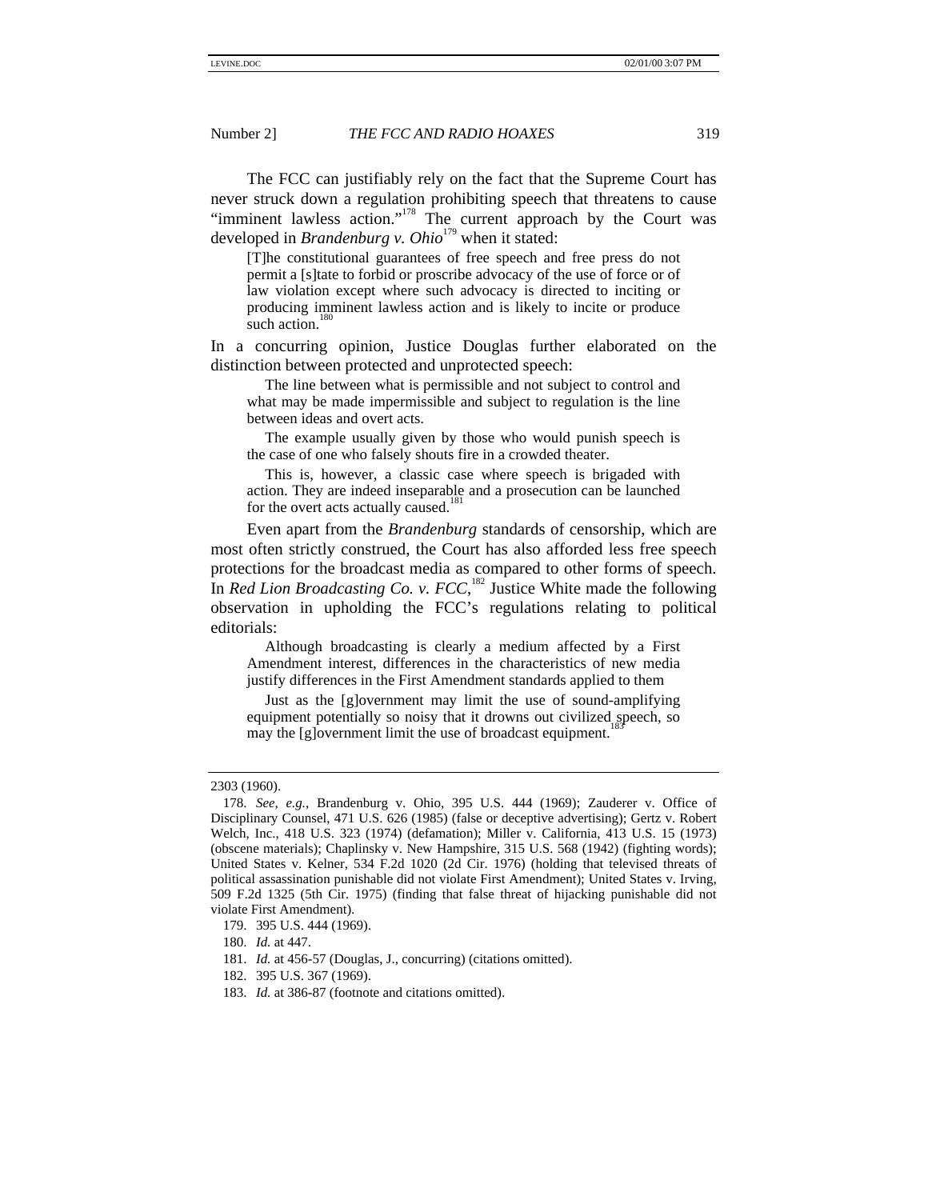The FCC can justifiably rely on the fact that the Supreme Court has never struck down a regulation prohibiting speech that threatens to cause "imminent lawless action."[178] The current approach by the Court was developed in *Brandenburg v. Ohio*[179] when it stated:

> [T]he constitutional guarantees of free speech and free press do not permit a [s]tate to forbid or proscribe advocacy of the use of force or of law violation except where such advocacy is directed to inciting or producing imminent lawless action and is likely to incite or produce such action.[180]

In a concurring opinion, Justice Douglas further elaborated on the distinction between protected and unprotected speech:

> The line between what is permissible and not subject to control and what may be made impermissible and subject to regulation is the line between ideas and overt acts.
>
> The example usually given by those who would punish speech is the case of one who falsely shouts fire in a crowded theater.
>
> This is, however, a classic case where speech is brigaded with action. They are indeed inseparable and a prosecution can be launched for the overt acts actually caused.[181]

Even apart from the *Brandenburg* standards of censorship, which are most often strictly construed, the Court has also afforded less free speech protections for the broadcast media as compared to other forms of speech. In *Red Lion Broadcasting Co. v. FCC*,[182] Justice White made the following observation in upholding the FCC's regulations relating to political editorials:

> Although broadcasting is clearly a medium affected by a First Amendment interest, differences in the characteristics of new media justify differences in the First Amendment standards applied to them
>
> Just as the [g]overnment may limit the use of sound-amplifying equipment potentially so noisy that it drowns out civilized speech, so may the [g]overnment limit the use of broadcast equipment.[183]

---

2303 (1960).

178. *See, e.g.*, Brandenburg v. Ohio, 395 U.S. 444 (1969); Zauderer v. Office of Disciplinary Counsel, 471 U.S. 626 (1985) (false or deceptive advertising); Gertz v. Robert Welch, Inc., 418 U.S. 323 (1974) (defamation); Miller v. California, 413 U.S. 15 (1973) (obscene materials); Chaplinsky v. New Hampshire, 315 U.S. 568 (1942) (fighting words); United States v. Kelner, 534 F.2d 1020 (2d Cir. 1976) (holding that televised threats of political assassination punishable did not violate First Amendment); United States v. Irving, 509 F.2d 1325 (5th Cir. 1975) (finding that false threat of hijacking punishable did not violate First Amendment).

179. 395 U.S. 444 (1969).

180. *Id.* at 447.

181. *Id.* at 456-57 (Douglas, J., concurring) (citations omitted).

182. 395 U.S. 367 (1969).

183. *Id.* at 386-87 (footnote and citations omitted).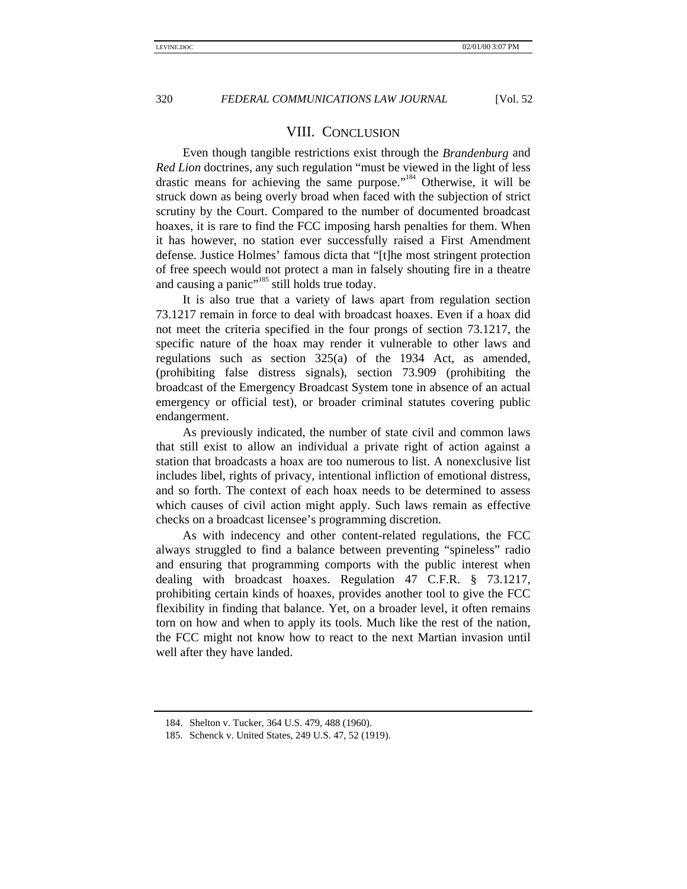## VIII. CONCLUSION

Even though tangible restrictions exist through the *Brandenburg* and *Red Lion* doctrines, any such regulation "must be viewed in the light of less drastic means for achieving the same purpose."[184] Otherwise, it will be struck down as being overly broad when faced with the subjection of strict scrutiny by the Court. Compared to the number of documented broadcast hoaxes, it is rare to find the FCC imposing harsh penalties for them. When it has however, no station ever successfully raised a First Amendment defense. Justice Holmes' famous dicta that "[t]he most stringent protection of free speech would not protect a man in falsely shouting fire in a theatre and causing a panic"[185] still holds true today.

It is also true that a variety of laws apart from regulation section 73.1217 remain in force to deal with broadcast hoaxes. Even if a hoax did not meet the criteria specified in the four prongs of section 73.1217, the specific nature of the hoax may render it vulnerable to other laws and regulations such as section 325(a) of the 1934 Act, as amended, (prohibiting false distress signals), section 73.909 (prohibiting the broadcast of the Emergency Broadcast System tone in absence of an actual emergency or official test), or broader criminal statutes covering public endangerment.

As previously indicated, the number of state civil and common laws that still exist to allow an individual a private right of action against a station that broadcasts a hoax are too numerous to list. A nonexclusive list includes libel, rights of privacy, intentional infliction of emotional distress, and so forth. The context of each hoax needs to be determined to assess which causes of civil action might apply. Such laws remain as effective checks on a broadcast licensee's programming discretion.

As with indecency and other content-related regulations, the FCC always struggled to find a balance between preventing "spineless" radio and ensuring that programming comports with the public interest when dealing with broadcast hoaxes. Regulation 47 C.F.R. § 73.1217, prohibiting certain kinds of hoaxes, provides another tool to give the FCC flexibility in finding that balance. Yet, on a broader level, it often remains torn on how and when to apply its tools. Much like the rest of the nation, the FCC might not know how to react to the next Martian invasion until well after they have landed.

---

184. Shelton v. Tucker, 364 U.S. 479, 488 (1960).

185. Schenck v. United States, 249 U.S. 47, 52 (1919).